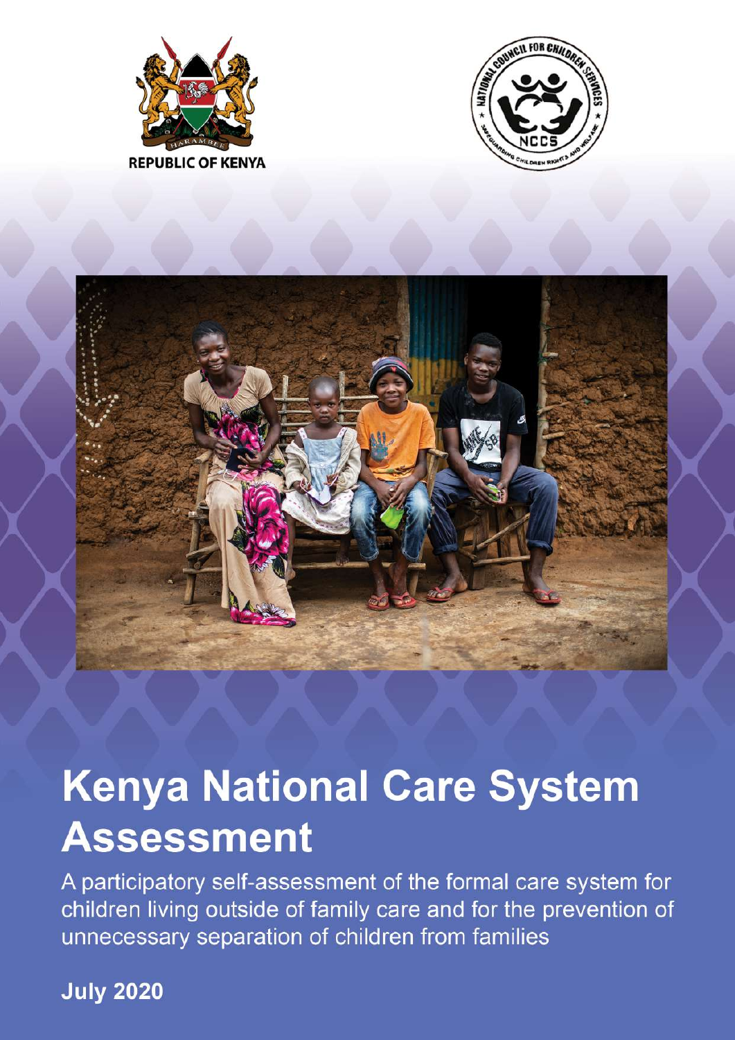REPUBLIC OF KENYA

# Kenya National Care System Assessment

A participatory self-assessment of the formal care system for children living outside of family care and for the prevention of unnecessary separation of children from families

**July 2020**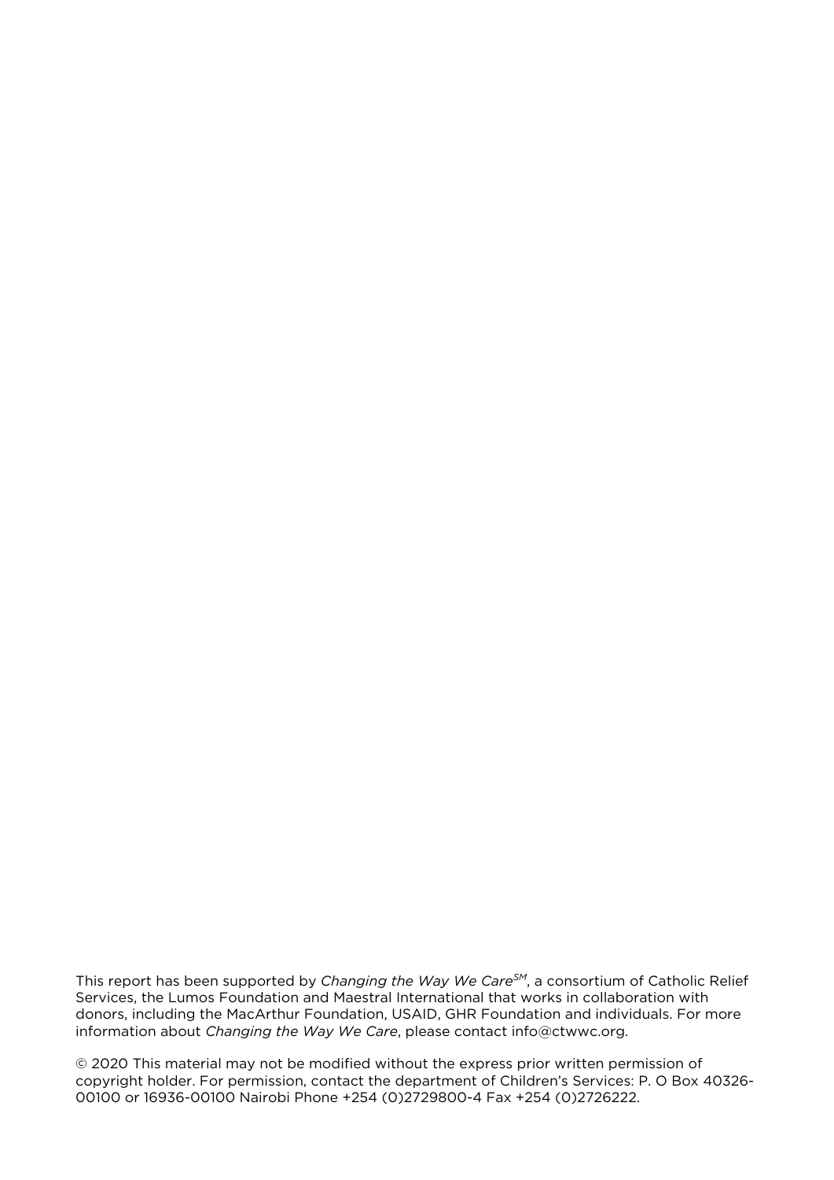This report has been supported by *Changing the Way We Care*[SM], a consortium of Catholic Relief Services, the Lumos Foundation and Maestral International that works in collaboration with donors, including the MacArthur Foundation, USAID, GHR Foundation and individuals. For more information about *Changing the Way We Care*, please contact info@ctwwc.org.

© 2020 This material may not be modified without the express prior written permission of copyright holder. For permission, contact the department of Children's Services: P. O Box 40326-00100 or 16936-00100 Nairobi Phone +254 (0)2729800-4 Fax +254 (0)2726222.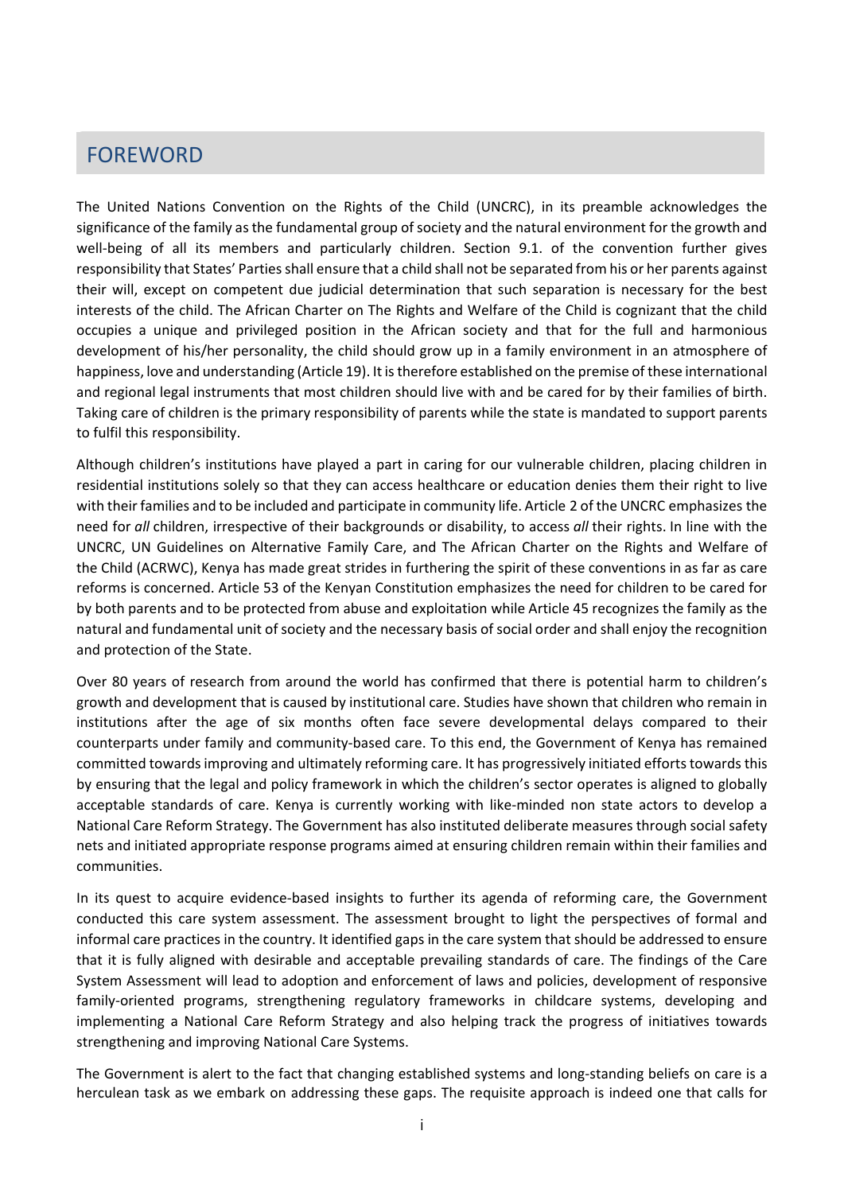# FOREWORD

The United Nations Convention on the Rights of the Child (UNCRC), in its preamble acknowledges the significance of the family as the fundamental group of society and the natural environment for the growth and well-being of all its members and particularly children. Section 9.1. of the convention further gives responsibility that States' Parties shall ensure that a child shall not be separated from his or her parents against their will, except on competent due judicial determination that such separation is necessary for the best interests of the child. The African Charter on The Rights and Welfare of the Child is cognizant that the child occupies a unique and privileged position in the African society and that for the full and harmonious development of his/her personality, the child should grow up in a family environment in an atmosphere of happiness, love and understanding (Article 19). It is therefore established on the premise of these international and regional legal instruments that most children should live with and be cared for by their families of birth. Taking care of children is the primary responsibility of parents while the state is mandated to support parents to fulfil this responsibility.

Although children's institutions have played a part in caring for our vulnerable children, placing children in residential institutions solely so that they can access healthcare or education denies them their right to live with their families and to be included and participate in community life. Article 2 of the UNCRC emphasizes the need for *all* children, irrespective of their backgrounds or disability, to access *all* their rights. In line with the UNCRC, UN Guidelines on Alternative Family Care, and The African Charter on the Rights and Welfare of the Child (ACRWC), Kenya has made great strides in furthering the spirit of these conventions in as far as care reforms is concerned. Article 53 of the Kenyan Constitution emphasizes the need for children to be cared for by both parents and to be protected from abuse and exploitation while Article 45 recognizes the family as the natural and fundamental unit of society and the necessary basis of social order and shall enjoy the recognition and protection of the State.

Over 80 years of research from around the world has confirmed that there is potential harm to children's growth and development that is caused by institutional care. Studies have shown that children who remain in institutions after the age of six months often face severe developmental delays compared to their counterparts under family and community-based care. To this end, the Government of Kenya has remained committed towards improving and ultimately reforming care. It has progressively initiated efforts towards this by ensuring that the legal and policy framework in which the children's sector operates is aligned to globally acceptable standards of care. Kenya is currently working with like-minded non state actors to develop a National Care Reform Strategy. The Government has also instituted deliberate measures through social safety nets and initiated appropriate response programs aimed at ensuring children remain within their families and communities.

In its quest to acquire evidence-based insights to further its agenda of reforming care, the Government conducted this care system assessment. The assessment brought to light the perspectives of formal and informal care practices in the country. It identified gaps in the care system that should be addressed to ensure that it is fully aligned with desirable and acceptable prevailing standards of care. The findings of the Care System Assessment will lead to adoption and enforcement of laws and policies, development of responsive family-oriented programs, strengthening regulatory frameworks in childcare systems, developing and implementing a National Care Reform Strategy and also helping track the progress of initiatives towards strengthening and improving National Care Systems.

The Government is alert to the fact that changing established systems and long-standing beliefs on care is a herculean task as we embark on addressing these gaps. The requisite approach is indeed one that calls for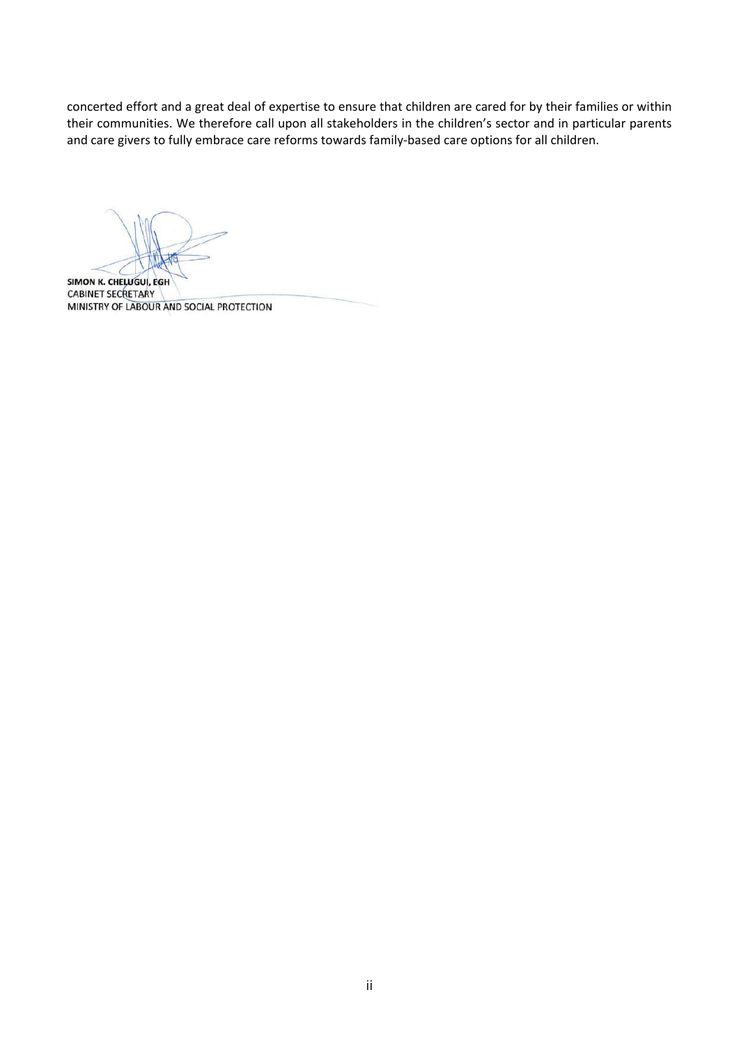concerted effort and a great deal of expertise to ensure that children are cared for by their families or within their communities. We therefore call upon all stakeholders in the children's sector and in particular parents and care givers to fully embrace care reforms towards family-based care options for all children.

**SIMON K. CHELUGUI, EGH**
CABINET SECRETARY
MINISTRY OF LABOUR AND SOCIAL PROTECTION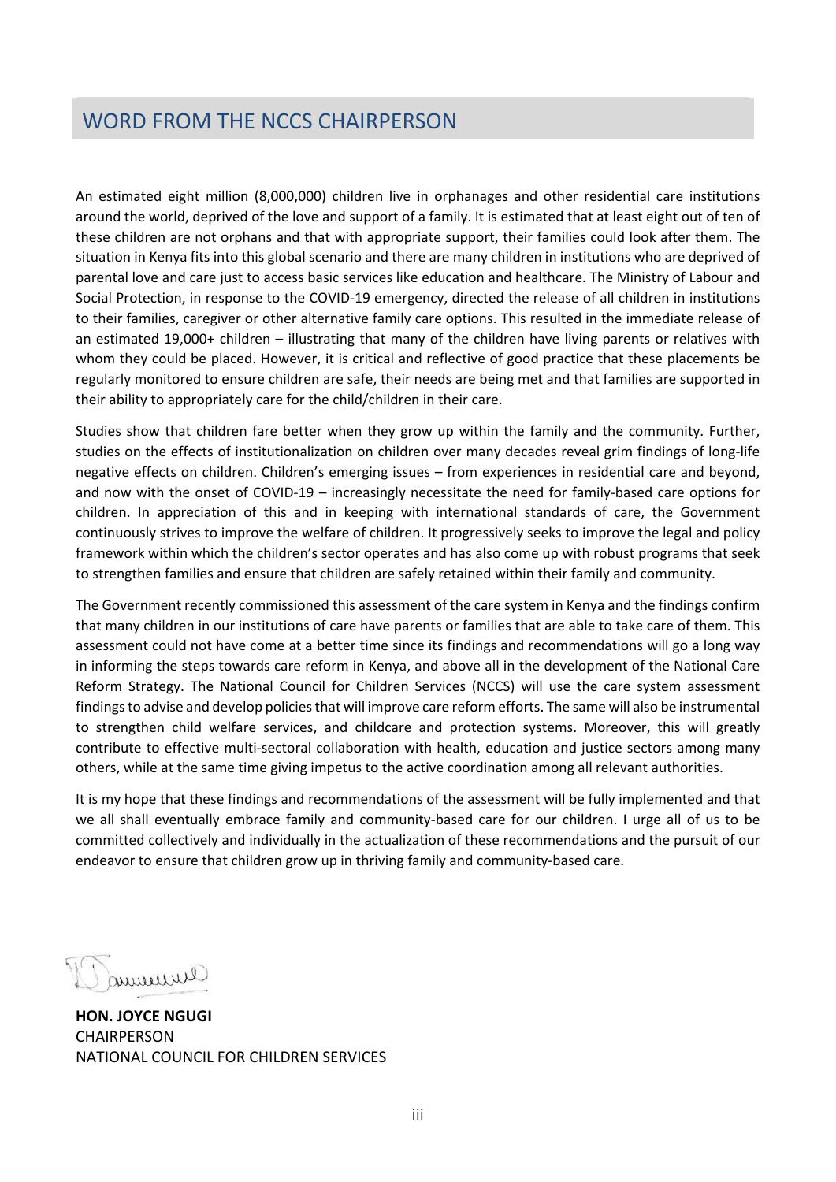# WORD FROM THE NCCS CHAIRPERSON

An estimated eight million (8,000,000) children live in orphanages and other residential care institutions around the world, deprived of the love and support of a family. It is estimated that at least eight out of ten of these children are not orphans and that with appropriate support, their families could look after them. The situation in Kenya fits into this global scenario and there are many children in institutions who are deprived of parental love and care just to access basic services like education and healthcare. The Ministry of Labour and Social Protection, in response to the COVID-19 emergency, directed the release of all children in institutions to their families, caregiver or other alternative family care options. This resulted in the immediate release of an estimated 19,000+ children – illustrating that many of the children have living parents or relatives with whom they could be placed. However, it is critical and reflective of good practice that these placements be regularly monitored to ensure children are safe, their needs are being met and that families are supported in their ability to appropriately care for the child/children in their care.

Studies show that children fare better when they grow up within the family and the community. Further, studies on the effects of institutionalization on children over many decades reveal grim findings of long-life negative effects on children. Children's emerging issues – from experiences in residential care and beyond, and now with the onset of COVID-19 – increasingly necessitate the need for family-based care options for children. In appreciation of this and in keeping with international standards of care, the Government continuously strives to improve the welfare of children. It progressively seeks to improve the legal and policy framework within which the children's sector operates and has also come up with robust programs that seek to strengthen families and ensure that children are safely retained within their family and community.

The Government recently commissioned this assessment of the care system in Kenya and the findings confirm that many children in our institutions of care have parents or families that are able to take care of them. This assessment could not have come at a better time since its findings and recommendations will go a long way in informing the steps towards care reform in Kenya, and above all in the development of the National Care Reform Strategy. The National Council for Children Services (NCCS) will use the care system assessment findings to advise and develop policies that will improve care reform efforts. The same will also be instrumental to strengthen child welfare services, and childcare and protection systems. Moreover, this will greatly contribute to effective multi-sectoral collaboration with health, education and justice sectors among many others, while at the same time giving impetus to the active coordination among all relevant authorities.

It is my hope that these findings and recommendations of the assessment will be fully implemented and that we all shall eventually embrace family and community-based care for our children. I urge all of us to be committed collectively and individually in the actualization of these recommendations and the pursuit of our endeavor to ensure that children grow up in thriving family and community-based care.

**HON. JOYCE NGUGI**
CHAIRPERSON
NATIONAL COUNCIL FOR CHILDREN SERVICES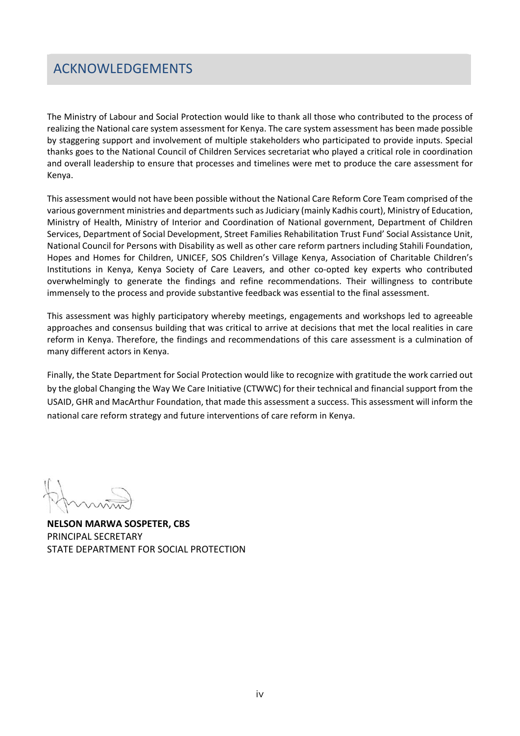# ACKNOWLEDGEMENTS

The Ministry of Labour and Social Protection would like to thank all those who contributed to the process of realizing the National care system assessment for Kenya. The care system assessment has been made possible by staggering support and involvement of multiple stakeholders who participated to provide inputs. Special thanks goes to the National Council of Children Services secretariat who played a critical role in coordination and overall leadership to ensure that processes and timelines were met to produce the care assessment for Kenya.

This assessment would not have been possible without the National Care Reform Core Team comprised of the various government ministries and departments such as Judiciary (mainly Kadhis court), Ministry of Education, Ministry of Health, Ministry of Interior and Coordination of National government, Department of Children Services, Department of Social Development, Street Families Rehabilitation Trust Fund' Social Assistance Unit, National Council for Persons with Disability as well as other care reform partners including Stahili Foundation, Hopes and Homes for Children, UNICEF, SOS Children's Village Kenya, Association of Charitable Children's Institutions in Kenya, Kenya Society of Care Leavers, and other co-opted key experts who contributed overwhelmingly to generate the findings and refine recommendations. Their willingness to contribute immensely to the process and provide substantive feedback was essential to the final assessment.

This assessment was highly participatory whereby meetings, engagements and workshops led to agreeable approaches and consensus building that was critical to arrive at decisions that met the local realities in care reform in Kenya. Therefore, the findings and recommendations of this care assessment is a culmination of many different actors in Kenya.

Finally, the State Department for Social Protection would like to recognize with gratitude the work carried out by the global Changing the Way We Care Initiative (CTWWC) for their technical and financial support from the USAID, GHR and MacArthur Foundation, that made this assessment a success. This assessment will inform the national care reform strategy and future interventions of care reform in Kenya.

**NELSON MARWA SOSPETER, CBS**
PRINCIPAL SECRETARY
STATE DEPARTMENT FOR SOCIAL PROTECTION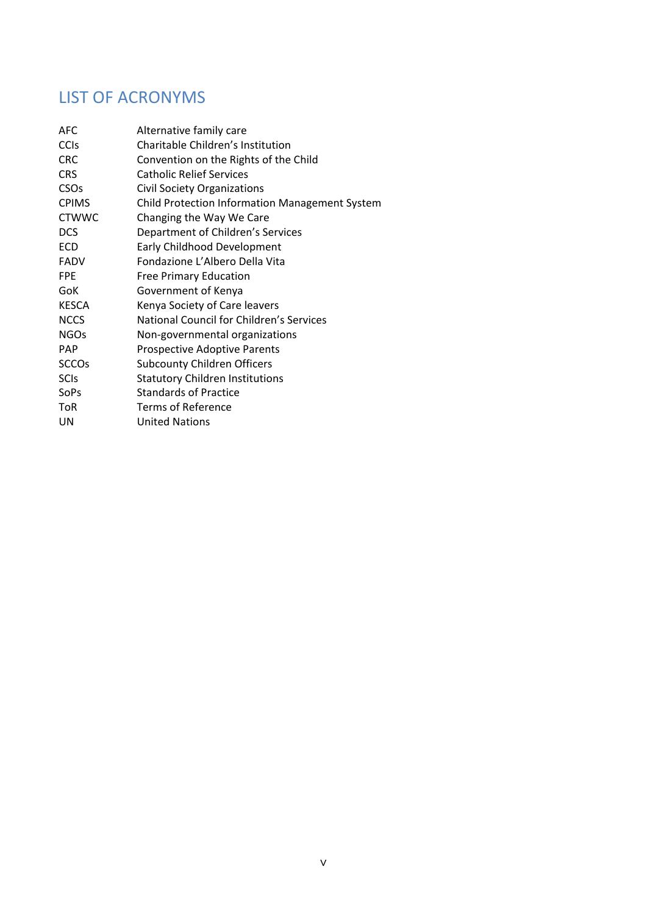# LIST OF ACRONYMS

| | |
|---|---|
| AFC | Alternative family care |
| CCIs | Charitable Children's Institution |
| CRC | Convention on the Rights of the Child |
| CRS | Catholic Relief Services |
| CSOs | Civil Society Organizations |
| CPIMS | Child Protection Information Management System |
| CTWWC | Changing the Way We Care |
| DCS | Department of Children's Services |
| ECD | Early Childhood Development |
| FADV | Fondazione L'Albero Della Vita |
| FPE | Free Primary Education |
| GoK | Government of Kenya |
| KESCA | Kenya Society of Care leavers |
| NCCS | National Council for Children's Services |
| NGOs | Non-governmental organizations |
| PAP | Prospective Adoptive Parents |
| SCCOs | Subcounty Children Officers |
| SCIs | Statutory Children Institutions |
| SoPs | Standards of Practice |
| ToR | Terms of Reference |
| UN | United Nations |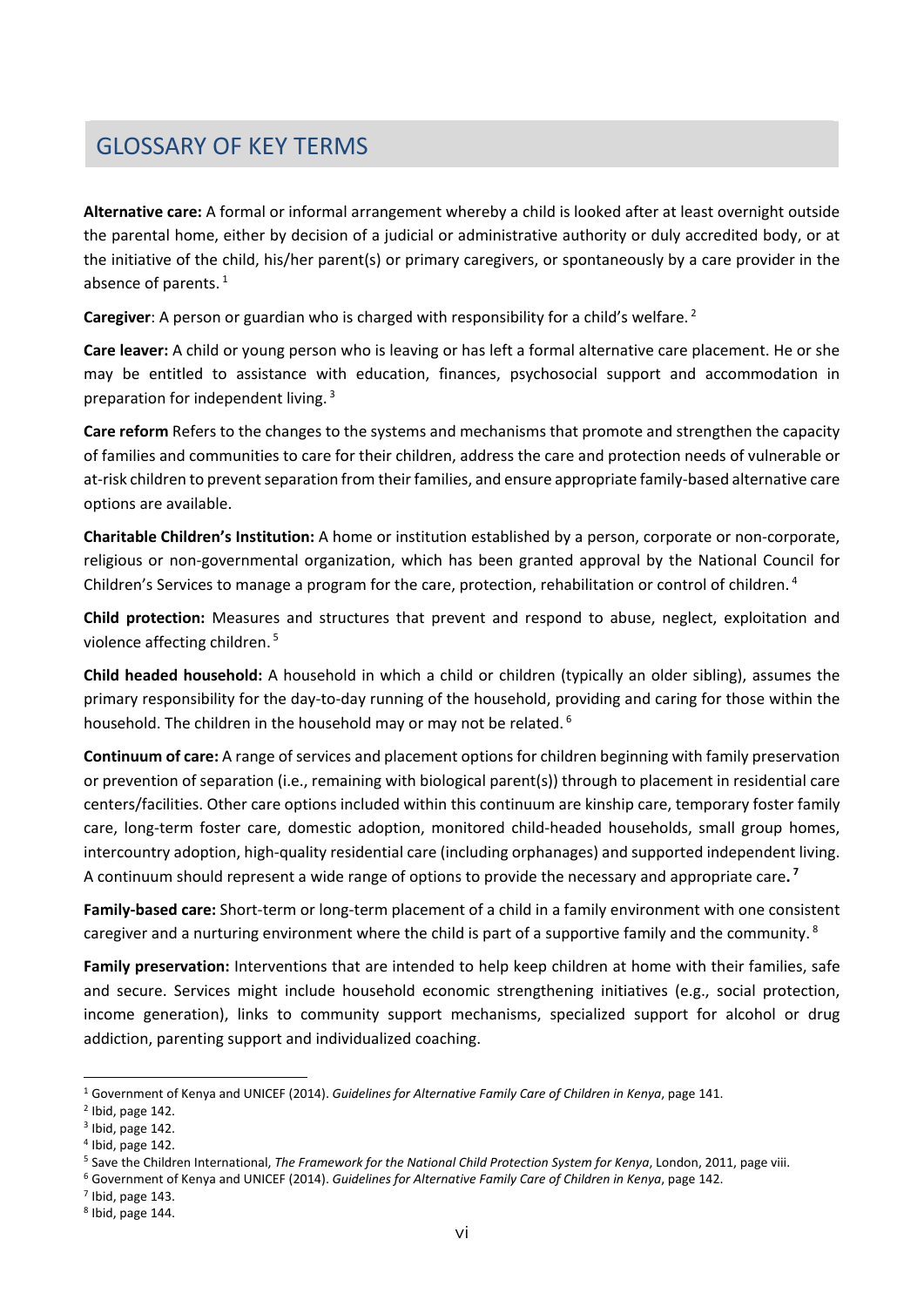## GLOSSARY OF KEY TERMS

**Alternative care:** A formal or informal arrangement whereby a child is looked after at least overnight outside the parental home, either by decision of a judicial or administrative authority or duly accredited body, or at the initiative of the child, his/her parent(s) or primary caregivers, or spontaneously by a care provider in the absence of parents. [1]

**Caregiver**: A person or guardian who is charged with responsibility for a child's welfare. [2]

**Care leaver:** A child or young person who is leaving or has left a formal alternative care placement. He or she may be entitled to assistance with education, finances, psychosocial support and accommodation in preparation for independent living. [3]

**Care reform** Refers to the changes to the systems and mechanisms that promote and strengthen the capacity of families and communities to care for their children, address the care and protection needs of vulnerable or at-risk children to prevent separation from their families, and ensure appropriate family-based alternative care options are available.

**Charitable Children's Institution:** A home or institution established by a person, corporate or non-corporate, religious or non-governmental organization, which has been granted approval by the National Council for Children's Services to manage a program for the care, protection, rehabilitation or control of children. [4]

**Child protection:** Measures and structures that prevent and respond to abuse, neglect, exploitation and violence affecting children. [5]

**Child headed household:** A household in which a child or children (typically an older sibling), assumes the primary responsibility for the day-to-day running of the household, providing and caring for those within the household. The children in the household may or may not be related. [6]

**Continuum of care:** A range of services and placement options for children beginning with family preservation or prevention of separation (i.e., remaining with biological parent(s)) through to placement in residential care centers/facilities. Other care options included within this continuum are kinship care, temporary foster family care, long-term foster care, domestic adoption, monitored child-headed households, small group homes, intercountry adoption, high-quality residential care (including orphanages) and supported independent living. A continuum should represent a wide range of options to provide the necessary and appropriate care**.** [7]

**Family-based care:** Short-term or long-term placement of a child in a family environment with one consistent caregiver and a nurturing environment where the child is part of a supportive family and the community. [8]

**Family preservation:** Interventions that are intended to help keep children at home with their families, safe and secure. Services might include household economic strengthening initiatives (e.g., social protection, income generation), links to community support mechanisms, specialized support for alcohol or drug addiction, parenting support and individualized coaching.

---

[1] Government of Kenya and UNICEF (2014). *Guidelines for Alternative Family Care of Children in Kenya*, page 141.

[2] Ibid, page 142.

[3] Ibid, page 142.

[4] Ibid, page 142.

[5] Save the Children International, *The Framework for the National Child Protection System for Kenya*, London, 2011, page viii.

[6] Government of Kenya and UNICEF (2014). *Guidelines for Alternative Family Care of Children in Kenya*, page 142.

[7] Ibid, page 143.

[8] Ibid, page 144.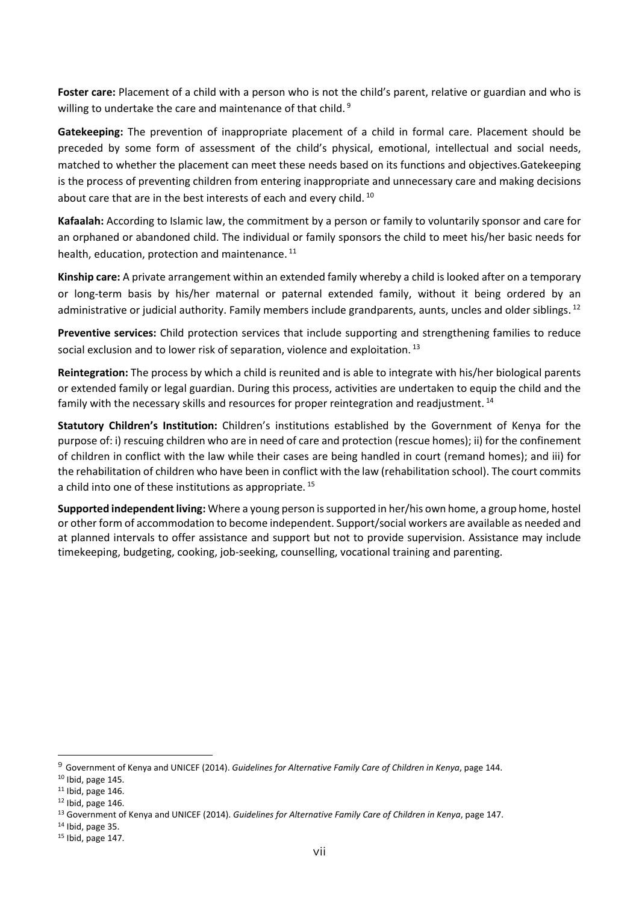**Foster care:** Placement of a child with a person who is not the child's parent, relative or guardian and who is willing to undertake the care and maintenance of that child. [9]

**Gatekeeping:** The prevention of inappropriate placement of a child in formal care. Placement should be preceded by some form of assessment of the child's physical, emotional, intellectual and social needs, matched to whether the placement can meet these needs based on its functions and objectives.Gatekeeping is the process of preventing children from entering inappropriate and unnecessary care and making decisions about care that are in the best interests of each and every child. [10]

**Kafaalah:** According to Islamic law, the commitment by a person or family to voluntarily sponsor and care for an orphaned or abandoned child. The individual or family sponsors the child to meet his/her basic needs for health, education, protection and maintenance. [11]

**Kinship care:** A private arrangement within an extended family whereby a child is looked after on a temporary or long-term basis by his/her maternal or paternal extended family, without it being ordered by an administrative or judicial authority. Family members include grandparents, aunts, uncles and older siblings. [12]

**Preventive services:** Child protection services that include supporting and strengthening families to reduce social exclusion and to lower risk of separation, violence and exploitation. [13]

**Reintegration:** The process by which a child is reunited and is able to integrate with his/her biological parents or extended family or legal guardian. During this process, activities are undertaken to equip the child and the family with the necessary skills and resources for proper reintegration and readjustment. [14]

**Statutory Children's Institution:** Children's institutions established by the Government of Kenya for the purpose of: i) rescuing children who are in need of care and protection (rescue homes); ii) for the confinement of children in conflict with the law while their cases are being handled in court (remand homes); and iii) for the rehabilitation of children who have been in conflict with the law (rehabilitation school). The court commits a child into one of these institutions as appropriate. [15]

**Supported independent living:** Where a young person is supported in her/his own home, a group home, hostel or other form of accommodation to become independent. Support/social workers are available as needed and at planned intervals to offer assistance and support but not to provide supervision. Assistance may include timekeeping, budgeting, cooking, job-seeking, counselling, vocational training and parenting.

---

[9] Government of Kenya and UNICEF (2014). *Guidelines for Alternative Family Care of Children in Kenya*, page 144.
[10] Ibid, page 145.
[11] Ibid, page 146.
[12] Ibid, page 146.
[13] Government of Kenya and UNICEF (2014). *Guidelines for Alternative Family Care of Children in Kenya*, page 147.
[14] Ibid, page 35.
[15] Ibid, page 147.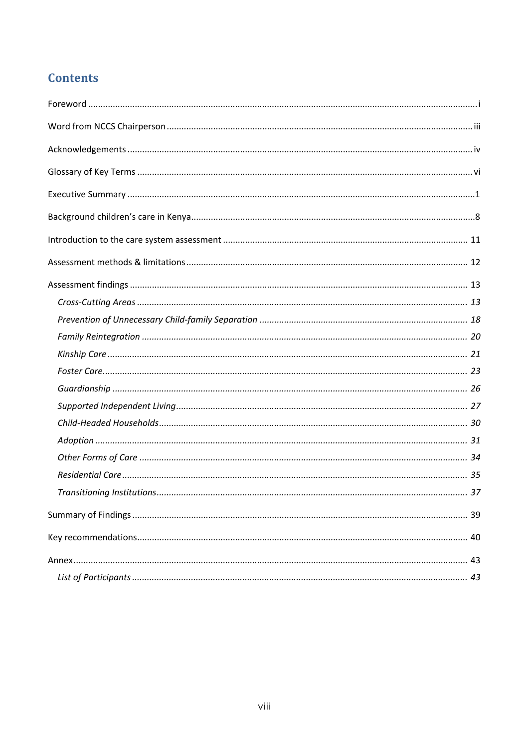## Contents

Foreword ........................................................................................................................................ i

Word from NCCS Chairperson ........................................................................................................ iii

Acknowledgements ........................................................................................................................ iv

Glossary of Key Terms ................................................................................................................... vi

Executive Summary ........................................................................................................................ 1

Background children's care in Kenya ............................................................................................. 8

Introduction to the care system assessment ................................................................................. 11

Assessment methods & limitations ................................................................................................ 12

Assessment findings ...................................................................................................................... 13

*Cross-Cutting Areas* ..................................................................................................................... *13*

*Prevention of Unnecessary Child-family Separation* .................................................................... *18*

*Family Reintegration* ..................................................................................................................... *20*

*Kinship Care* ................................................................................................................................. *21*

*Foster Care* ................................................................................................................................... *23*

*Guardianship* ................................................................................................................................ *26*

*Supported Independent Living* ..................................................................................................... *27*

*Child-Headed Households* ............................................................................................................. *30*

*Adoption* ....................................................................................................................................... *31*

*Other Forms of Care* ..................................................................................................................... *34*

*Residential Care* ........................................................................................................................... *35*

*Transitioning Institutions* .............................................................................................................. *37*

Summary of Findings ..................................................................................................................... 39

Key recommendations .................................................................................................................... 40

Annex ............................................................................................................................................. 43

*List of Participants* ....................................................................................................................... *43*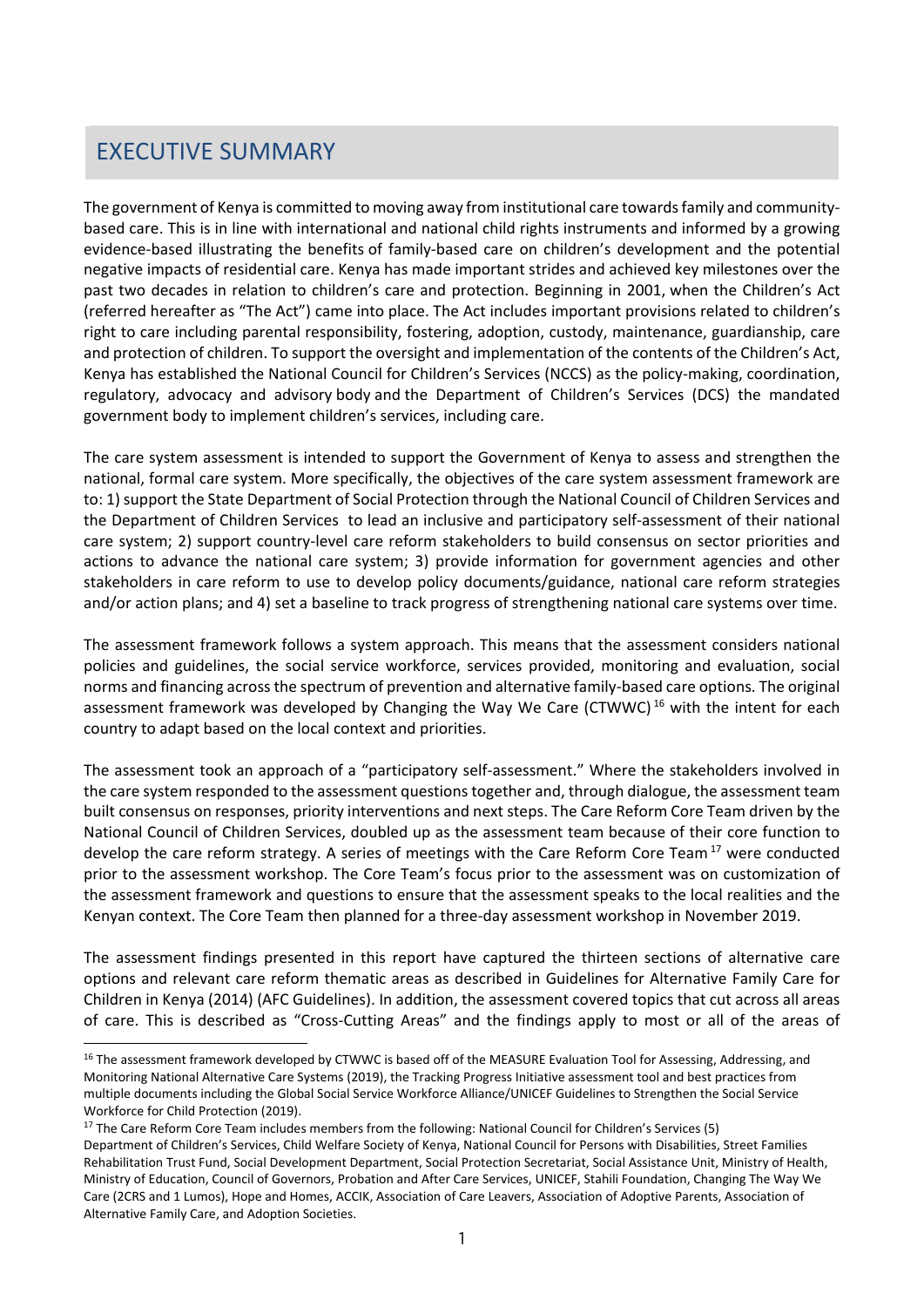# EXECUTIVE SUMMARY

The government of Kenya is committed to moving away from institutional care towards family and community-based care. This is in line with international and national child rights instruments and informed by a growing evidence-based illustrating the benefits of family-based care on children's development and the potential negative impacts of residential care. Kenya has made important strides and achieved key milestones over the past two decades in relation to children's care and protection. Beginning in 2001, when the Children's Act (referred hereafter as "The Act") came into place. The Act includes important provisions related to children's right to care including parental responsibility, fostering, adoption, custody, maintenance, guardianship, care and protection of children. To support the oversight and implementation of the contents of the Children's Act, Kenya has established the National Council for Children's Services (NCCS) as the policy-making, coordination, regulatory, advocacy and advisory body and the Department of Children's Services (DCS) the mandated government body to implement children's services, including care.

The care system assessment is intended to support the Government of Kenya to assess and strengthen the national, formal care system. More specifically, the objectives of the care system assessment framework are to: 1) support the State Department of Social Protection through the National Council of Children Services and the Department of Children Services to lead an inclusive and participatory self-assessment of their national care system; 2) support country-level care reform stakeholders to build consensus on sector priorities and actions to advance the national care system; 3) provide information for government agencies and other stakeholders in care reform to use to develop policy documents/guidance, national care reform strategies and/or action plans; and 4) set a baseline to track progress of strengthening national care systems over time.

The assessment framework follows a system approach. This means that the assessment considers national policies and guidelines, the social service workforce, services provided, monitoring and evaluation, social norms and financing across the spectrum of prevention and alternative family-based care options. The original assessment framework was developed by Changing the Way We Care (CTWWC)[16] with the intent for each country to adapt based on the local context and priorities.

The assessment took an approach of a "participatory self-assessment." Where the stakeholders involved in the care system responded to the assessment questions together and, through dialogue, the assessment team built consensus on responses, priority interventions and next steps. The Care Reform Core Team driven by the National Council of Children Services, doubled up as the assessment team because of their core function to develop the care reform strategy. A series of meetings with the Care Reform Core Team[17] were conducted prior to the assessment workshop. The Core Team's focus prior to the assessment was on customization of the assessment framework and questions to ensure that the assessment speaks to the local realities and the Kenyan context. The Core Team then planned for a three-day assessment workshop in November 2019.

The assessment findings presented in this report have captured the thirteen sections of alternative care options and relevant care reform thematic areas as described in Guidelines for Alternative Family Care for Children in Kenya (2014) (AFC Guidelines). In addition, the assessment covered topics that cut across all areas of care. This is described as "Cross-Cutting Areas" and the findings apply to most or all of the areas of

---

[16] The assessment framework developed by CTWWC is based off of the MEASURE Evaluation Tool for Assessing, Addressing, and Monitoring National Alternative Care Systems (2019), the Tracking Progress Initiative assessment tool and best practices from multiple documents including the Global Social Service Workforce Alliance/UNICEF Guidelines to Strengthen the Social Service Workforce for Child Protection (2019).

[17] The Care Reform Core Team includes members from the following: National Council for Children's Services (5) Department of Children's Services, Child Welfare Society of Kenya, National Council for Persons with Disabilities, Street Families Rehabilitation Trust Fund, Social Development Department, Social Protection Secretariat, Social Assistance Unit, Ministry of Health, Ministry of Education, Council of Governors, Probation and After Care Services, UNICEF, Stahili Foundation, Changing The Way We Care (2CRS and 1 Lumos), Hope and Homes, ACCIK, Association of Care Leavers, Association of Adoptive Parents, Association of Alternative Family Care, and Adoption Societies.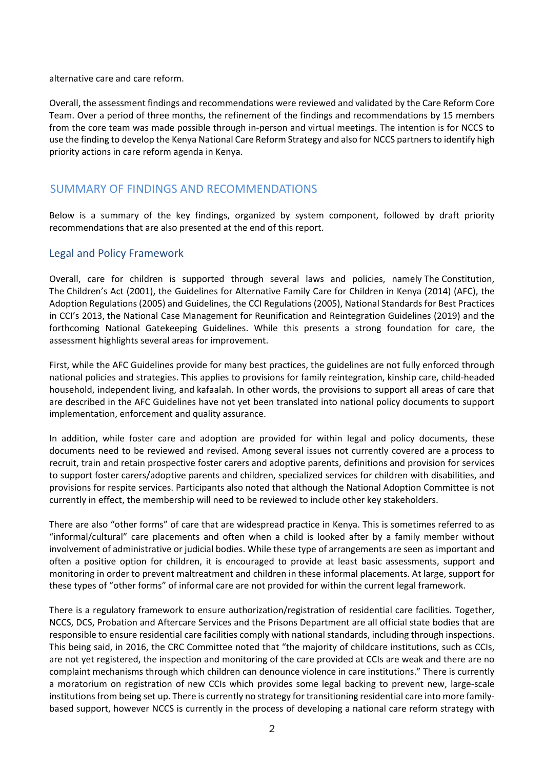alternative care and care reform.

Overall, the assessment findings and recommendations were reviewed and validated by the Care Reform Core Team. Over a period of three months, the refinement of the findings and recommendations by 15 members from the core team was made possible through in-person and virtual meetings. The intention is for NCCS to use the finding to develop the Kenya National Care Reform Strategy and also for NCCS partners to identify high priority actions in care reform agenda in Kenya.

## SUMMARY OF FINDINGS AND RECOMMENDATIONS

Below is a summary of the key findings, organized by system component, followed by draft priority recommendations that are also presented at the end of this report.

### Legal and Policy Framework

Overall, care for children is supported through several laws and policies, namely The Constitution, The Children's Act (2001), the Guidelines for Alternative Family Care for Children in Kenya (2014) (AFC), the Adoption Regulations (2005) and Guidelines, the CCI Regulations (2005), National Standards for Best Practices in CCI's 2013, the National Case Management for Reunification and Reintegration Guidelines (2019) and the forthcoming National Gatekeeping Guidelines. While this presents a strong foundation for care, the assessment highlights several areas for improvement.

First, while the AFC Guidelines provide for many best practices, the guidelines are not fully enforced through national policies and strategies. This applies to provisions for family reintegration, kinship care, child-headed household, independent living, and kafaalah. In other words, the provisions to support all areas of care that are described in the AFC Guidelines have not yet been translated into national policy documents to support implementation, enforcement and quality assurance.

In addition, while foster care and adoption are provided for within legal and policy documents, these documents need to be reviewed and revised. Among several issues not currently covered are a process to recruit, train and retain prospective foster carers and adoptive parents, definitions and provision for services to support foster carers/adoptive parents and children, specialized services for children with disabilities, and provisions for respite services. Participants also noted that although the National Adoption Committee is not currently in effect, the membership will need to be reviewed to include other key stakeholders.

There are also "other forms" of care that are widespread practice in Kenya. This is sometimes referred to as "informal/cultural" care placements and often when a child is looked after by a family member without involvement of administrative or judicial bodies. While these type of arrangements are seen as important and often a positive option for children, it is encouraged to provide at least basic assessments, support and monitoring in order to prevent maltreatment and children in these informal placements. At large, support for these types of "other forms" of informal care are not provided for within the current legal framework.

There is a regulatory framework to ensure authorization/registration of residential care facilities. Together, NCCS, DCS, Probation and Aftercare Services and the Prisons Department are all official state bodies that are responsible to ensure residential care facilities comply with national standards, including through inspections. This being said, in 2016, the CRC Committee noted that "the majority of childcare institutions, such as CCIs, are not yet registered, the inspection and monitoring of the care provided at CCIs are weak and there are no complaint mechanisms through which children can denounce violence in care institutions." There is currently a moratorium on registration of new CCIs which provides some legal backing to prevent new, large-scale institutions from being set up. There is currently no strategy for transitioning residential care into more family-based support, however NCCS is currently in the process of developing a national care reform strategy with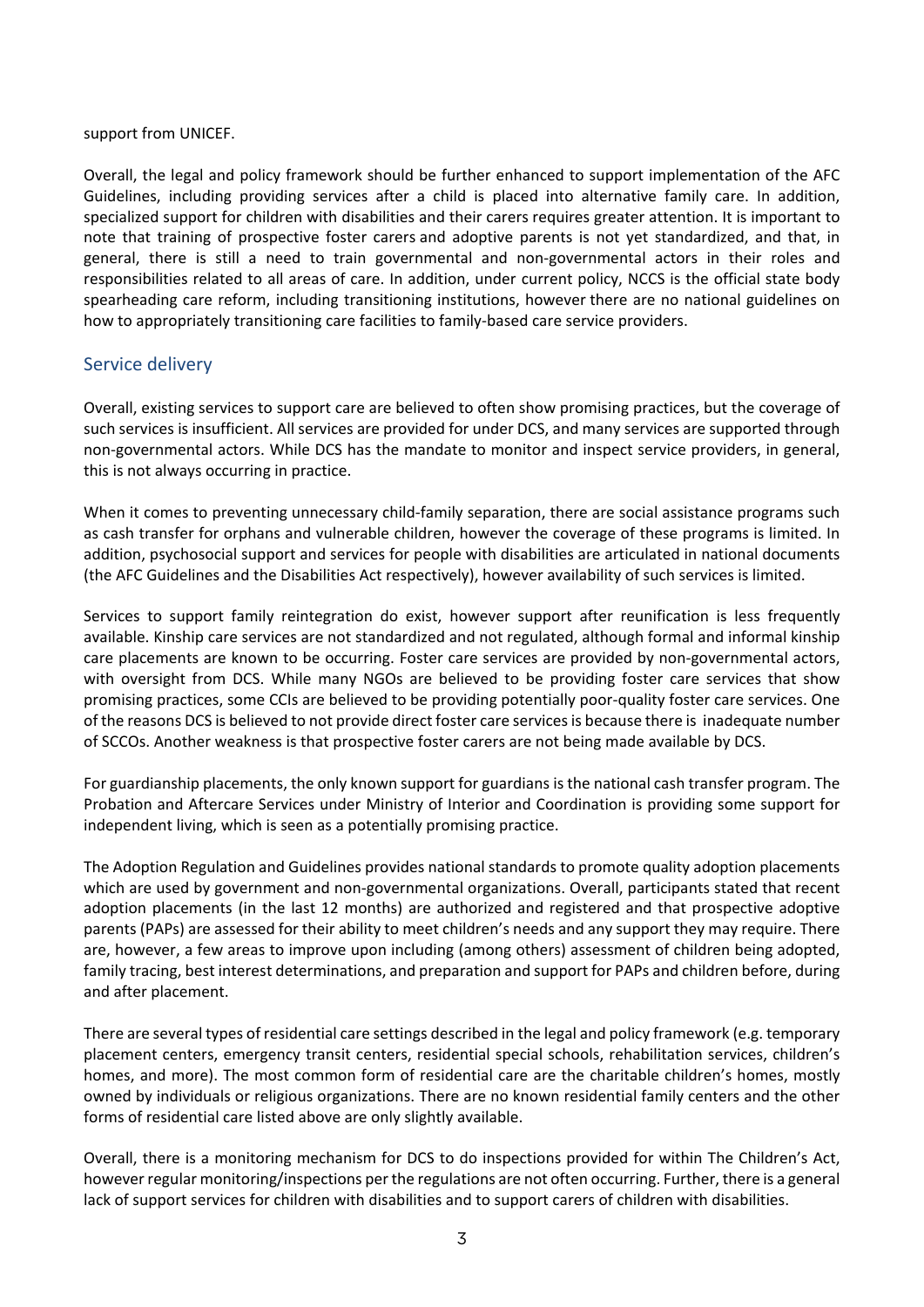support from UNICEF.

Overall, the legal and policy framework should be further enhanced to support implementation of the AFC Guidelines, including providing services after a child is placed into alternative family care. In addition, specialized support for children with disabilities and their carers requires greater attention. It is important to note that training of prospective foster carers and adoptive parents is not yet standardized, and that, in general, there is still a need to train governmental and non-governmental actors in their roles and responsibilities related to all areas of care. In addition, under current policy, NCCS is the official state body spearheading care reform, including transitioning institutions, however there are no national guidelines on how to appropriately transitioning care facilities to family-based care service providers.

## Service delivery

Overall, existing services to support care are believed to often show promising practices, but the coverage of such services is insufficient. All services are provided for under DCS, and many services are supported through non-governmental actors. While DCS has the mandate to monitor and inspect service providers, in general, this is not always occurring in practice.

When it comes to preventing unnecessary child-family separation, there are social assistance programs such as cash transfer for orphans and vulnerable children, however the coverage of these programs is limited. In addition, psychosocial support and services for people with disabilities are articulated in national documents (the AFC Guidelines and the Disabilities Act respectively), however availability of such services is limited.

Services to support family reintegration do exist, however support after reunification is less frequently available. Kinship care services are not standardized and not regulated, although formal and informal kinship care placements are known to be occurring. Foster care services are provided by non-governmental actors, with oversight from DCS. While many NGOs are believed to be providing foster care services that show promising practices, some CCIs are believed to be providing potentially poor-quality foster care services. One of the reasons DCS is believed to not provide direct foster care services is because there is inadequate number of SCCOs. Another weakness is that prospective foster carers are not being made available by DCS.

For guardianship placements, the only known support for guardians is the national cash transfer program. The Probation and Aftercare Services under Ministry of Interior and Coordination is providing some support for independent living, which is seen as a potentially promising practice.

The Adoption Regulation and Guidelines provides national standards to promote quality adoption placements which are used by government and non-governmental organizations. Overall, participants stated that recent adoption placements (in the last 12 months) are authorized and registered and that prospective adoptive parents (PAPs) are assessed for their ability to meet children's needs and any support they may require. There are, however, a few areas to improve upon including (among others) assessment of children being adopted, family tracing, best interest determinations, and preparation and support for PAPs and children before, during and after placement.

There are several types of residential care settings described in the legal and policy framework (e.g. temporary placement centers, emergency transit centers, residential special schools, rehabilitation services, children's homes, and more). The most common form of residential care are the charitable children's homes, mostly owned by individuals or religious organizations. There are no known residential family centers and the other forms of residential care listed above are only slightly available.

Overall, there is a monitoring mechanism for DCS to do inspections provided for within The Children's Act, however regular monitoring/inspections per the regulations are not often occurring. Further, there is a general lack of support services for children with disabilities and to support carers of children with disabilities.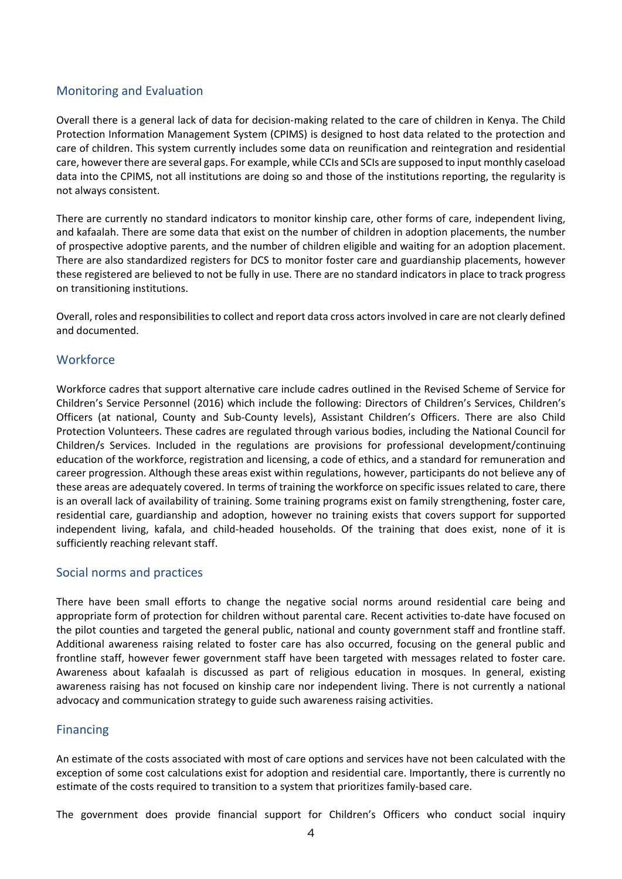## Monitoring and Evaluation

Overall there is a general lack of data for decision-making related to the care of children in Kenya. The Child Protection Information Management System (CPIMS) is designed to host data related to the protection and care of children. This system currently includes some data on reunification and reintegration and residential care, however there are several gaps. For example, while CCIs and SCIs are supposed to input monthly caseload data into the CPIMS, not all institutions are doing so and those of the institutions reporting, the regularity is not always consistent.

There are currently no standard indicators to monitor kinship care, other forms of care, independent living, and kafaalah. There are some data that exist on the number of children in adoption placements, the number of prospective adoptive parents, and the number of children eligible and waiting for an adoption placement. There are also standardized registers for DCS to monitor foster care and guardianship placements, however these registered are believed to not be fully in use. There are no standard indicators in place to track progress on transitioning institutions.

Overall, roles and responsibilities to collect and report data cross actors involved in care are not clearly defined and documented.

## Workforce

Workforce cadres that support alternative care include cadres outlined in the Revised Scheme of Service for Children's Service Personnel (2016) which include the following: Directors of Children's Services, Children's Officers (at national, County and Sub-County levels), Assistant Children's Officers. There are also Child Protection Volunteers. These cadres are regulated through various bodies, including the National Council for Children/s Services. Included in the regulations are provisions for professional development/continuing education of the workforce, registration and licensing, a code of ethics, and a standard for remuneration and career progression. Although these areas exist within regulations, however, participants do not believe any of these areas are adequately covered. In terms of training the workforce on specific issues related to care, there is an overall lack of availability of training. Some training programs exist on family strengthening, foster care, residential care, guardianship and adoption, however no training exists that covers support for supported independent living, kafala, and child-headed households. Of the training that does exist, none of it is sufficiently reaching relevant staff.

## Social norms and practices

There have been small efforts to change the negative social norms around residential care being and appropriate form of protection for children without parental care. Recent activities to-date have focused on the pilot counties and targeted the general public, national and county government staff and frontline staff. Additional awareness raising related to foster care has also occurred, focusing on the general public and frontline staff, however fewer government staff have been targeted with messages related to foster care. Awareness about kafaalah is discussed as part of religious education in mosques. In general, existing awareness raising has not focused on kinship care nor independent living. There is not currently a national advocacy and communication strategy to guide such awareness raising activities.

## Financing

An estimate of the costs associated with most of care options and services have not been calculated with the exception of some cost calculations exist for adoption and residential care. Importantly, there is currently no estimate of the costs required to transition to a system that prioritizes family-based care.

The government does provide financial support for Children's Officers who conduct social inquiry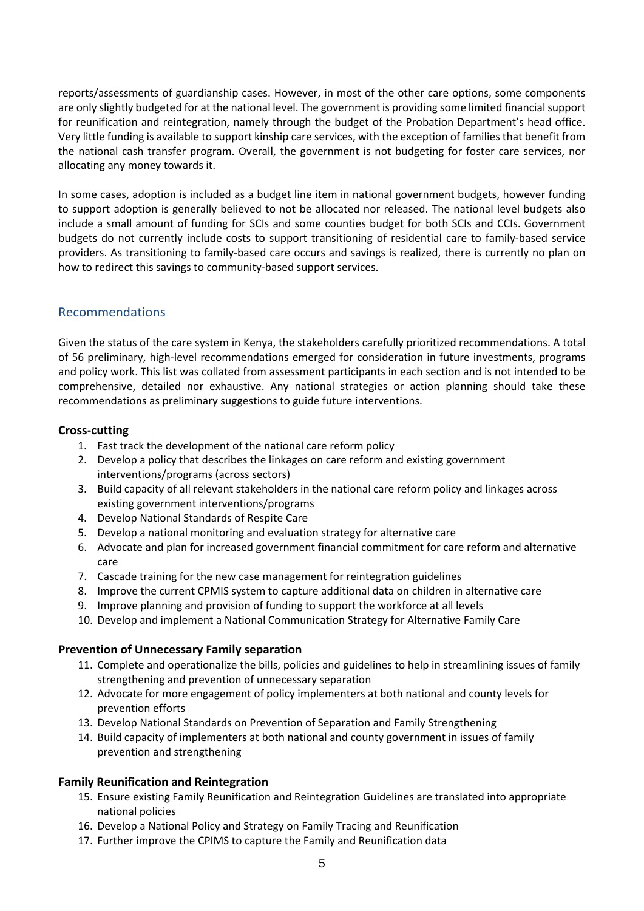reports/assessments of guardianship cases. However, in most of the other care options, some components are only slightly budgeted for at the national level. The government is providing some limited financial support for reunification and reintegration, namely through the budget of the Probation Department's head office. Very little funding is available to support kinship care services, with the exception of families that benefit from the national cash transfer program. Overall, the government is not budgeting for foster care services, nor allocating any money towards it.

In some cases, adoption is included as a budget line item in national government budgets, however funding to support adoption is generally believed to not be allocated nor released. The national level budgets also include a small amount of funding for SCIs and some counties budget for both SCIs and CCIs. Government budgets do not currently include costs to support transitioning of residential care to family-based service providers. As transitioning to family-based care occurs and savings is realized, there is currently no plan on how to redirect this savings to community-based support services.

## Recommendations

Given the status of the care system in Kenya, the stakeholders carefully prioritized recommendations. A total of 56 preliminary, high-level recommendations emerged for consideration in future investments, programs and policy work. This list was collated from assessment participants in each section and is not intended to be comprehensive, detailed nor exhaustive. Any national strategies or action planning should take these recommendations as preliminary suggestions to guide future interventions.

**Cross-cutting**

1. Fast track the development of the national care reform policy
2. Develop a policy that describes the linkages on care reform and existing government interventions/programs (across sectors)
3. Build capacity of all relevant stakeholders in the national care reform policy and linkages across existing government interventions/programs
4. Develop National Standards of Respite Care
5. Develop a national monitoring and evaluation strategy for alternative care
6. Advocate and plan for increased government financial commitment for care reform and alternative care
7. Cascade training for the new case management for reintegration guidelines
8. Improve the current CPMIS system to capture additional data on children in alternative care
9. Improve planning and provision of funding to support the workforce at all levels
10. Develop and implement a National Communication Strategy for Alternative Family Care

**Prevention of Unnecessary Family separation**

11. Complete and operationalize the bills, policies and guidelines to help in streamlining issues of family strengthening and prevention of unnecessary separation
12. Advocate for more engagement of policy implementers at both national and county levels for prevention efforts
13. Develop National Standards on Prevention of Separation and Family Strengthening
14. Build capacity of implementers at both national and county government in issues of family prevention and strengthening

**Family Reunification and Reintegration**

15. Ensure existing Family Reunification and Reintegration Guidelines are translated into appropriate national policies
16. Develop a National Policy and Strategy on Family Tracing and Reunification
17. Further improve the CPIMS to capture the Family and Reunification data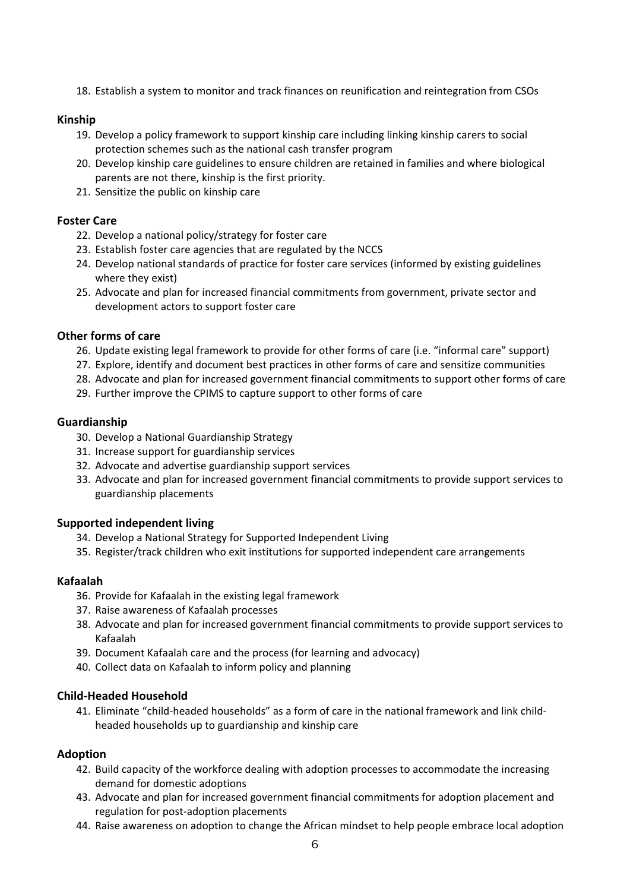18. Establish a system to monitor and track finances on reunification and reintegration from CSOs

### Kinship

19. Develop a policy framework to support kinship care including linking kinship carers to social protection schemes such as the national cash transfer program
20. Develop kinship care guidelines to ensure children are retained in families and where biological parents are not there, kinship is the first priority.
21. Sensitize the public on kinship care

### Foster Care

22. Develop a national policy/strategy for foster care
23. Establish foster care agencies that are regulated by the NCCS
24. Develop national standards of practice for foster care services (informed by existing guidelines where they exist)
25. Advocate and plan for increased financial commitments from government, private sector and development actors to support foster care

### Other forms of care

26. Update existing legal framework to provide for other forms of care (i.e. "informal care" support)
27. Explore, identify and document best practices in other forms of care and sensitize communities
28. Advocate and plan for increased government financial commitments to support other forms of care
29. Further improve the CPIMS to capture support to other forms of care

### Guardianship

30. Develop a National Guardianship Strategy
31. Increase support for guardianship services
32. Advocate and advertise guardianship support services
33. Advocate and plan for increased government financial commitments to provide support services to guardianship placements

### Supported independent living

34. Develop a National Strategy for Supported Independent Living
35. Register/track children who exit institutions for supported independent care arrangements

### Kafaalah

36. Provide for Kafaalah in the existing legal framework
37. Raise awareness of Kafaalah processes
38. Advocate and plan for increased government financial commitments to provide support services to Kafaalah
39. Document Kafaalah care and the process (for learning and advocacy)
40. Collect data on Kafaalah to inform policy and planning

### Child-Headed Household

41. Eliminate "child-headed households" as a form of care in the national framework and link child-headed households up to guardianship and kinship care

### Adoption

42. Build capacity of the workforce dealing with adoption processes to accommodate the increasing demand for domestic adoptions
43. Advocate and plan for increased government financial commitments for adoption placement and regulation for post-adoption placements
44. Raise awareness on adoption to change the African mindset to help people embrace local adoption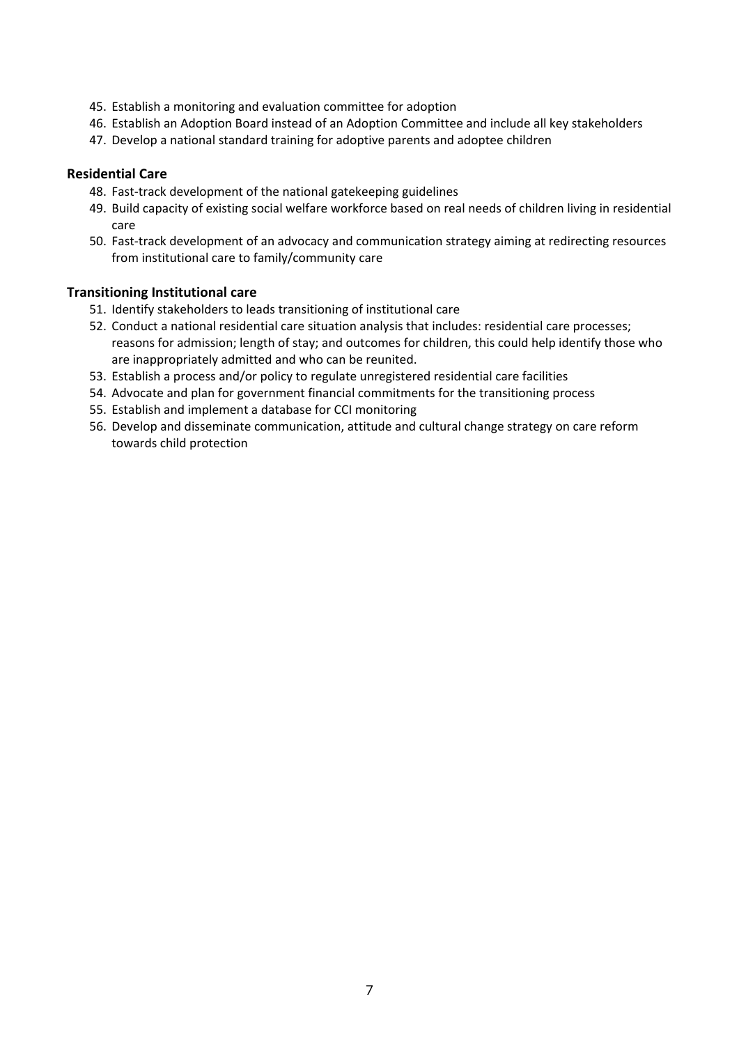45. Establish a monitoring and evaluation committee for adoption
46. Establish an Adoption Board instead of an Adoption Committee and include all key stakeholders
47. Develop a national standard training for adoptive parents and adoptee children

**Residential Care**

48. Fast-track development of the national gatekeeping guidelines
49. Build capacity of existing social welfare workforce based on real needs of children living in residential care
50. Fast-track development of an advocacy and communication strategy aiming at redirecting resources from institutional care to family/community care

**Transitioning Institutional care**

51. Identify stakeholders to leads transitioning of institutional care
52. Conduct a national residential care situation analysis that includes: residential care processes; reasons for admission; length of stay; and outcomes for children, this could help identify those who are inappropriately admitted and who can be reunited.
53. Establish a process and/or policy to regulate unregistered residential care facilities
54. Advocate and plan for government financial commitments for the transitioning process
55. Establish and implement a database for CCI monitoring
56. Develop and disseminate communication, attitude and cultural change strategy on care reform towards child protection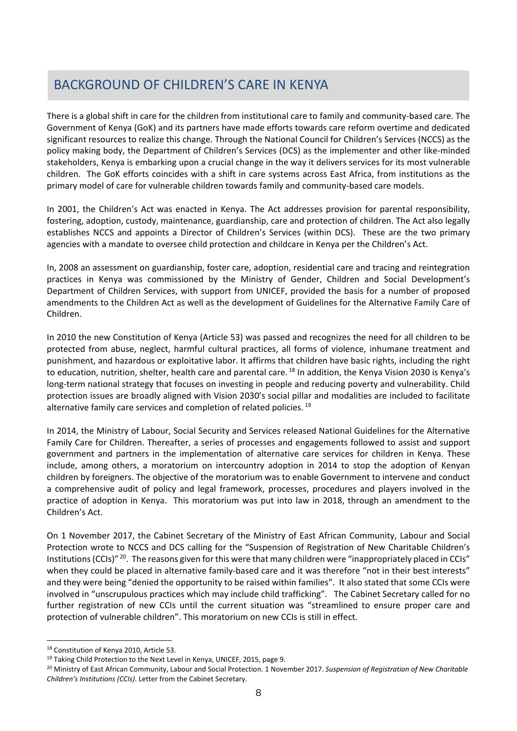## BACKGROUND OF CHILDREN'S CARE IN KENYA

There is a global shift in care for the children from institutional care to family and community-based care. The Government of Kenya (GoK) and its partners have made efforts towards care reform overtime and dedicated significant resources to realize this change. Through the National Council for Children's Services (NCCS) as the policy making body, the Department of Children's Services (DCS) as the implementer and other like-minded stakeholders, Kenya is embarking upon a crucial change in the way it delivers services for its most vulnerable children. The GoK efforts coincides with a shift in care systems across East Africa, from institutions as the primary model of care for vulnerable children towards family and community-based care models.

In 2001, the Children's Act was enacted in Kenya. The Act addresses provision for parental responsibility, fostering, adoption, custody, maintenance, guardianship, care and protection of children. The Act also legally establishes NCCS and appoints a Director of Children's Services (within DCS). These are the two primary agencies with a mandate to oversee child protection and childcare in Kenya per the Children's Act.

In, 2008 an assessment on guardianship, foster care, adoption, residential care and tracing and reintegration practices in Kenya was commissioned by the Ministry of Gender, Children and Social Development's Department of Children Services, with support from UNICEF, provided the basis for a number of proposed amendments to the Children Act as well as the development of Guidelines for the Alternative Family Care of Children.

In 2010 the new Constitution of Kenya (Article 53) was passed and recognizes the need for all children to be protected from abuse, neglect, harmful cultural practices, all forms of violence, inhumane treatment and punishment, and hazardous or exploitative labor. It affirms that children have basic rights, including the right to education, nutrition, shelter, health care and parental care. [18] In addition, the Kenya Vision 2030 is Kenya's long-term national strategy that focuses on investing in people and reducing poverty and vulnerability. Child protection issues are broadly aligned with Vision 2030's social pillar and modalities are included to facilitate alternative family care services and completion of related policies. [19]

In 2014, the Ministry of Labour, Social Security and Services released National Guidelines for the Alternative Family Care for Children. Thereafter, a series of processes and engagements followed to assist and support government and partners in the implementation of alternative care services for children in Kenya. These include, among others, a moratorium on intercountry adoption in 2014 to stop the adoption of Kenyan children by foreigners. The objective of the moratorium was to enable Government to intervene and conduct a comprehensive audit of policy and legal framework, processes, procedures and players involved in the practice of adoption in Kenya. This moratorium was put into law in 2018, through an amendment to the Children's Act.

On 1 November 2017, the Cabinet Secretary of the Ministry of East African Community, Labour and Social Protection wrote to NCCS and DCS calling for the "Suspension of Registration of New Charitable Children's Institutions (CCIs)" [20]. The reasons given for this were that many children were "inappropriately placed in CCIs" when they could be placed in alternative family-based care and it was therefore "not in their best interests" and they were being "denied the opportunity to be raised within families". It also stated that some CCIs were involved in "unscrupulous practices which may include child trafficking". The Cabinet Secretary called for no further registration of new CCIs until the current situation was "streamlined to ensure proper care and protection of vulnerable children". This moratorium on new CCIs is still in effect.

---

[18] Constitution of Kenya 2010, Article 53.

[19] Taking Child Protection to the Next Level in Kenya, UNICEF, 2015, page 9.

[20] Ministry of East African Community, Labour and Social Protection. 1 November 2017. *Suspension of Registration of New Charitable Children's Institutions (CCIs)*. Letter from the Cabinet Secretary.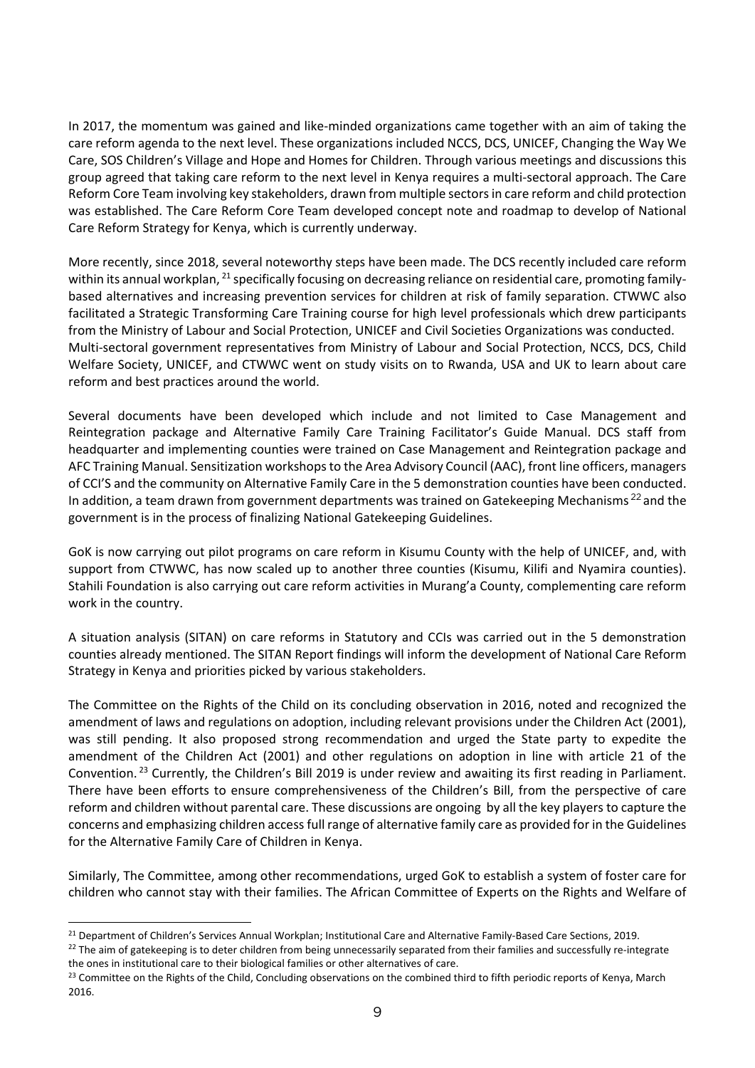In 2017, the momentum was gained and like-minded organizations came together with an aim of taking the care reform agenda to the next level. These organizations included NCCS, DCS, UNICEF, Changing the Way We Care, SOS Children's Village and Hope and Homes for Children. Through various meetings and discussions this group agreed that taking care reform to the next level in Kenya requires a multi-sectoral approach. The Care Reform Core Team involving key stakeholders, drawn from multiple sectors in care reform and child protection was established. The Care Reform Core Team developed concept note and roadmap to develop of National Care Reform Strategy for Kenya, which is currently underway.

More recently, since 2018, several noteworthy steps have been made. The DCS recently included care reform within its annual workplan, [21] specifically focusing on decreasing reliance on residential care, promoting family-based alternatives and increasing prevention services for children at risk of family separation. CTWWC also facilitated a Strategic Transforming Care Training course for high level professionals which drew participants from the Ministry of Labour and Social Protection, UNICEF and Civil Societies Organizations was conducted. Multi-sectoral government representatives from Ministry of Labour and Social Protection, NCCS, DCS, Child Welfare Society, UNICEF, and CTWWC went on study visits on to Rwanda, USA and UK to learn about care reform and best practices around the world.

Several documents have been developed which include and not limited to Case Management and Reintegration package and Alternative Family Care Training Facilitator's Guide Manual. DCS staff from headquarter and implementing counties were trained on Case Management and Reintegration package and AFC Training Manual. Sensitization workshops to the Area Advisory Council (AAC), front line officers, managers of CCI'S and the community on Alternative Family Care in the 5 demonstration counties have been conducted. In addition, a team drawn from government departments was trained on Gatekeeping Mechanisms [22] and the government is in the process of finalizing National Gatekeeping Guidelines.

GoK is now carrying out pilot programs on care reform in Kisumu County with the help of UNICEF, and, with support from CTWWC, has now scaled up to another three counties (Kisumu, Kilifi and Nyamira counties). Stahili Foundation is also carrying out care reform activities in Murang'a County, complementing care reform work in the country.

A situation analysis (SITAN) on care reforms in Statutory and CCIs was carried out in the 5 demonstration counties already mentioned. The SITAN Report findings will inform the development of National Care Reform Strategy in Kenya and priorities picked by various stakeholders.

The Committee on the Rights of the Child on its concluding observation in 2016, noted and recognized the amendment of laws and regulations on adoption, including relevant provisions under the Children Act (2001), was still pending. It also proposed strong recommendation and urged the State party to expedite the amendment of the Children Act (2001) and other regulations on adoption in line with article 21 of the Convention. [23] Currently, the Children's Bill 2019 is under review and awaiting its first reading in Parliament. There have been efforts to ensure comprehensiveness of the Children's Bill, from the perspective of care reform and children without parental care. These discussions are ongoing by all the key players to capture the concerns and emphasizing children access full range of alternative family care as provided for in the Guidelines for the Alternative Family Care of Children in Kenya.

Similarly, The Committee, among other recommendations, urged GoK to establish a system of foster care for children who cannot stay with their families. The African Committee of Experts on the Rights and Welfare of

---

[21] Department of Children's Services Annual Workplan; Institutional Care and Alternative Family-Based Care Sections, 2019.

[22] The aim of gatekeeping is to deter children from being unnecessarily separated from their families and successfully re-integrate the ones in institutional care to their biological families or other alternatives of care.

[23] Committee on the Rights of the Child, Concluding observations on the combined third to fifth periodic reports of Kenya, March 2016.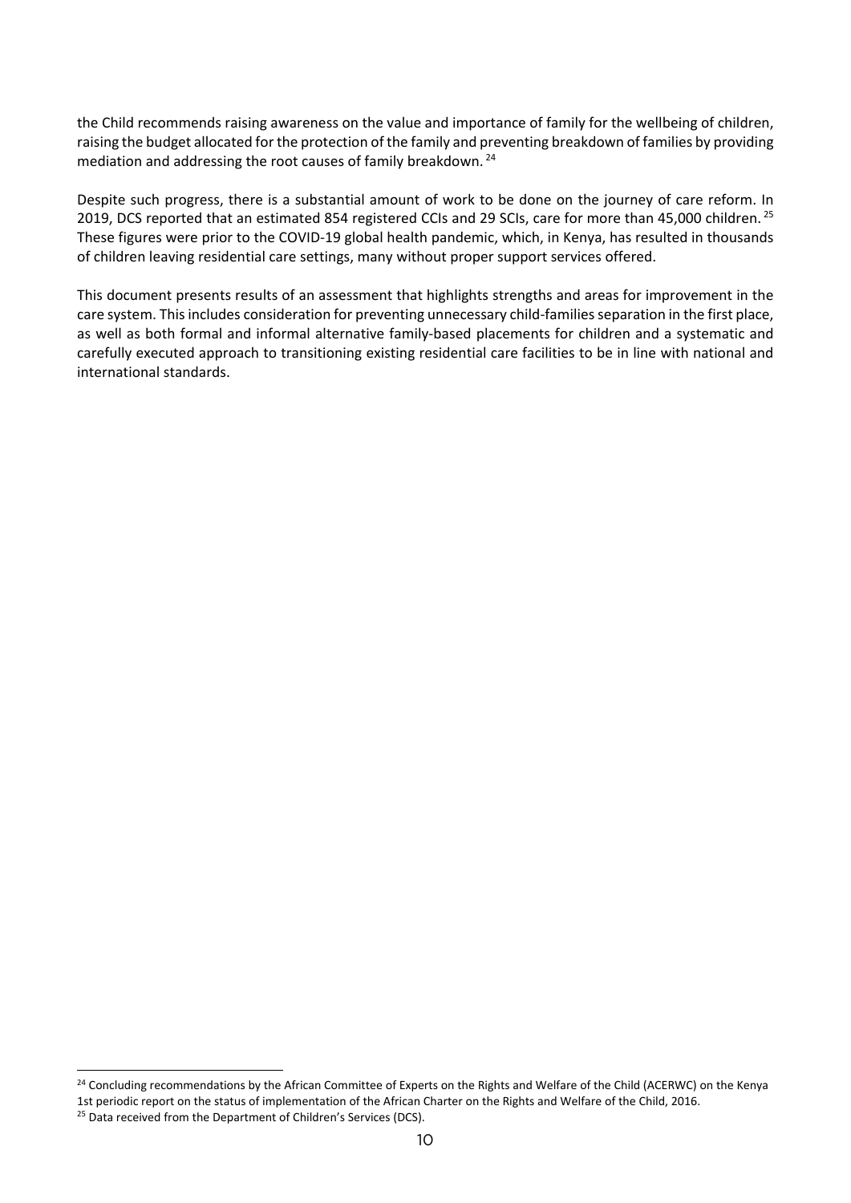the Child recommends raising awareness on the value and importance of family for the wellbeing of children, raising the budget allocated for the protection of the family and preventing breakdown of families by providing mediation and addressing the root causes of family breakdown. [24]

Despite such progress, there is a substantial amount of work to be done on the journey of care reform. In 2019, DCS reported that an estimated 854 registered CCIs and 29 SCIs, care for more than 45,000 children. [25] These figures were prior to the COVID-19 global health pandemic, which, in Kenya, has resulted in thousands of children leaving residential care settings, many without proper support services offered.

This document presents results of an assessment that highlights strengths and areas for improvement in the care system. This includes consideration for preventing unnecessary child-families separation in the first place, as well as both formal and informal alternative family-based placements for children and a systematic and carefully executed approach to transitioning existing residential care facilities to be in line with national and international standards.

[24] Concluding recommendations by the African Committee of Experts on the Rights and Welfare of the Child (ACERWC) on the Kenya 1st periodic report on the status of implementation of the African Charter on the Rights and Welfare of the Child, 2016.

[25] Data received from the Department of Children's Services (DCS).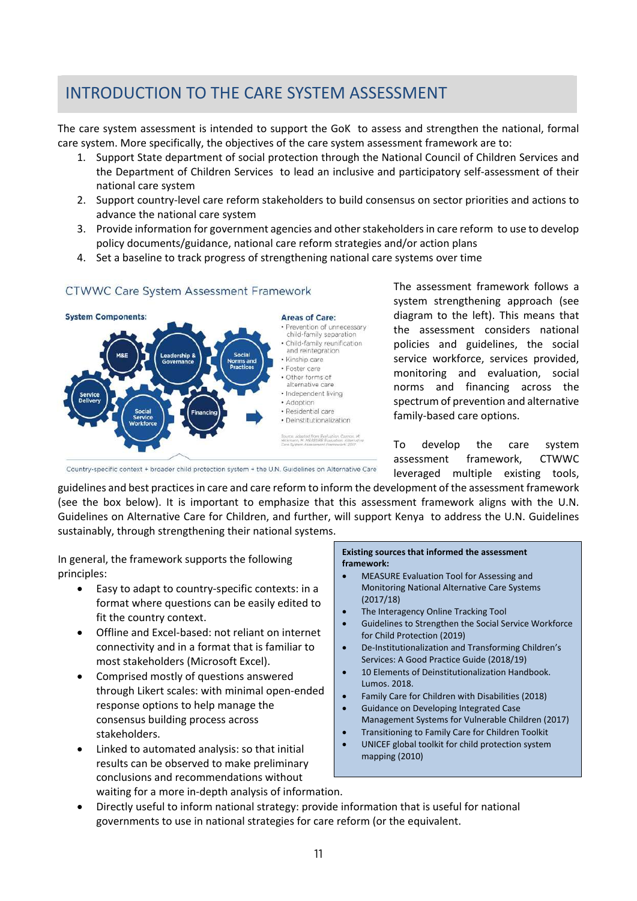## INTRODUCTION TO THE CARE SYSTEM ASSESSMENT

The care system assessment is intended to support the GoK to assess and strengthen the national, formal care system. More specifically, the objectives of the care system assessment framework are to:

1. Support State department of social protection through the National Council of Children Services and the Department of Children Services to lead an inclusive and participatory self-assessment of their national care system
2. Support country-level care reform stakeholders to build consensus on sector priorities and actions to advance the national care system
3. Provide information for government agencies and other stakeholders in care reform to use to develop policy documents/guidance, national care reform strategies and/or action plans
4. Set a baseline to track progress of strengthening national care systems over time

CTWWC Care System Assessment Framework

**System Components:** M&E; Leadership & Governance; Social Norms and Practices; Service Delivery; Social Service Workforce; Financing

**Areas of Care:**
- Prevention of unnecessary child-family separation
- Child-family reunification and reintegration
- Kinship care
- Foster care
- Other forms of alternative care
- Independent living
- Adoption
- Residential care
- Deinstitutionalization

Source: adapted from Evaluation Centre, M. Wilkinson, M. MEASURE Evaluation: Alternative Care System Assessment Framework 2017

Country-specific context + broader child protection system + the U.N. Guidelines on Alternative Care

The assessment framework follows a system strengthening approach (see diagram to the left). This means that the assessment considers national policies and guidelines, the social service workforce, services provided, monitoring and evaluation, social norms and financing across the spectrum of prevention and alternative family-based care options.

To develop the care system assessment framework, CTWWC leveraged multiple existing tools, guidelines and best practices in care and care reform to inform the development of the assessment framework (see the box below). It is important to emphasize that this assessment framework aligns with the U.N. Guidelines on Alternative Care for Children, and further, will support Kenya to address the U.N. Guidelines sustainably, through strengthening their national systems.

In general, the framework supports the following principles:

- Easy to adapt to country-specific contexts: in a format where questions can be easily edited to fit the country context.
- Offline and Excel-based: not reliant on internet connectivity and in a format that is familiar to most stakeholders (Microsoft Excel).
- Comprised mostly of questions answered through Likert scales: with minimal open-ended response options to help manage the consensus building process across stakeholders.
- Linked to automated analysis: so that initial results can be observed to make preliminary conclusions and recommendations without waiting for a more in-depth analysis of information.
- Directly useful to inform national strategy: provide information that is useful for national governments to use in national strategies for care reform (or the equivalent.

**Existing sources that informed the assessment framework:**

- MEASURE Evaluation Tool for Assessing and Monitoring National Alternative Care Systems (2017/18)
- The Interagency Online Tracking Tool
- Guidelines to Strengthen the Social Service Workforce for Child Protection (2019)
- De-Institutionalization and Transforming Children's Services: A Good Practice Guide (2018/19)
- 10 Elements of Deinstitutionalization Handbook. Lumos. 2018.
- Family Care for Children with Disabilities (2018)
- Guidance on Developing Integrated Case Management Systems for Vulnerable Children (2017)
- Transitioning to Family Care for Children Toolkit
- UNICEF global toolkit for child protection system mapping (2010)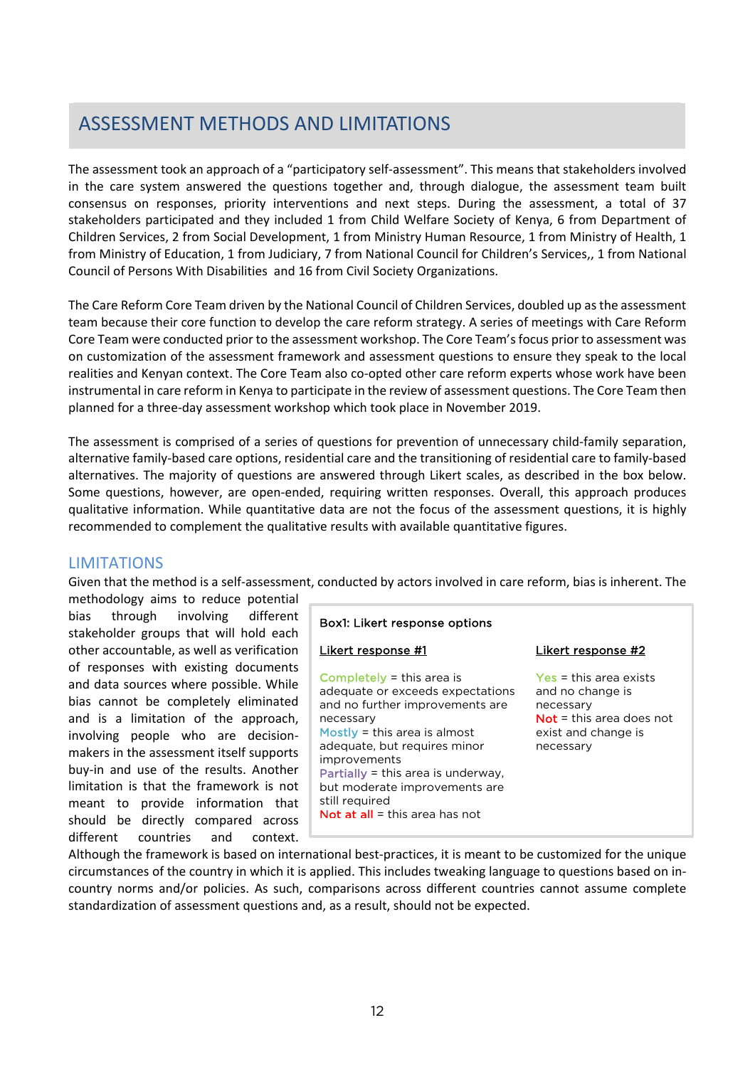## ASSESSMENT METHODS AND LIMITATIONS

The assessment took an approach of a "participatory self-assessment". This means that stakeholders involved in the care system answered the questions together and, through dialogue, the assessment team built consensus on responses, priority interventions and next steps. During the assessment, a total of 37 stakeholders participated and they included 1 from Child Welfare Society of Kenya, 6 from Department of Children Services, 2 from Social Development, 1 from Ministry Human Resource, 1 from Ministry of Health, 1 from Ministry of Education, 1 from Judiciary, 7 from National Council for Children's Services,, 1 from National Council of Persons With Disabilities and 16 from Civil Society Organizations.

The Care Reform Core Team driven by the National Council of Children Services, doubled up as the assessment team because their core function to develop the care reform strategy. A series of meetings with Care Reform Core Team were conducted prior to the assessment workshop. The Core Team's focus prior to assessment was on customization of the assessment framework and assessment questions to ensure they speak to the local realities and Kenyan context. The Core Team also co-opted other care reform experts whose work have been instrumental in care reform in Kenya to participate in the review of assessment questions. The Core Team then planned for a three-day assessment workshop which took place in November 2019.

The assessment is comprised of a series of questions for prevention of unnecessary child-family separation, alternative family-based care options, residential care and the transitioning of residential care to family-based alternatives. The majority of questions are answered through Likert scales, as described in the box below. Some questions, however, are open-ended, requiring written responses. Overall, this approach produces qualitative information. While quantitative data are not the focus of the assessment questions, it is highly recommended to complement the qualitative results with available quantitative figures.

### LIMITATIONS

Given that the method is a self-assessment, conducted by actors involved in care reform, bias is inherent. The methodology aims to reduce potential bias through involving different stakeholder groups that will hold each other accountable, as well as verification of responses with existing documents and data sources where possible. While bias cannot be completely eliminated and is a limitation of the approach, involving people who are decision-makers in the assessment itself supports buy-in and use of the results. Another limitation is that the framework is not meant to provide information that should be directly compared across different countries and context. Although the framework is based on international best-practices, it is meant to be customized for the unique circumstances of the country in which it is applied. This includes tweaking language to questions based on in-country norms and/or policies. As such, comparisons across different countries cannot assume complete standardization of assessment questions and, as a result, should not be expected.

**Box1: Likert response options**

Likert response #1

- Completely = this area is adequate or exceeds expectations and no further improvements are necessary
- Mostly = this area is almost adequate, but requires minor improvements
- Partially = this area is underway, but moderate improvements are still required
- Not at all = this area has not

Likert response #2

- Yes = this area exists and no change is necessary
- Not = this area does not exist and change is necessary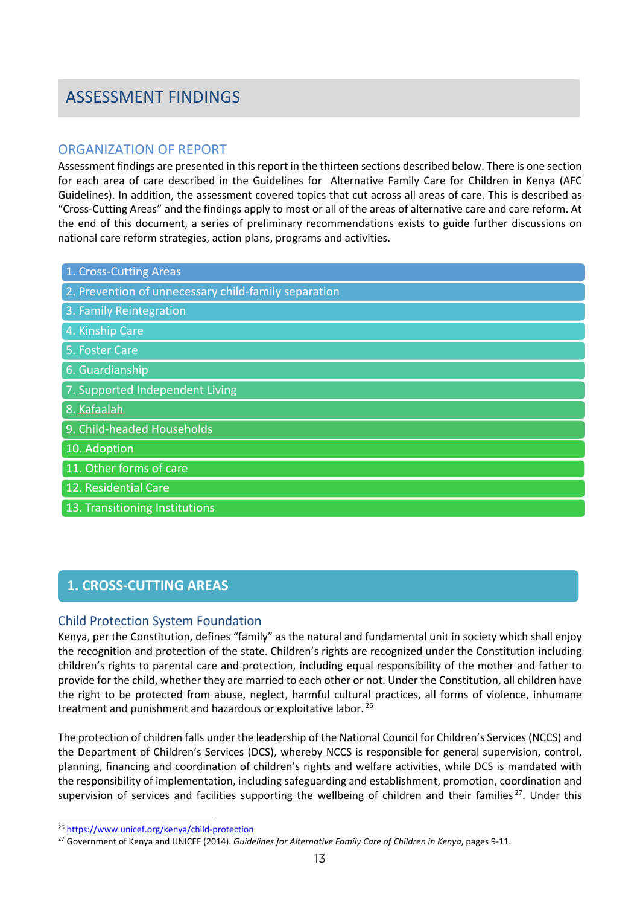# ASSESSMENT FINDINGS

## ORGANIZATION OF REPORT

Assessment findings are presented in this report in the thirteen sections described below. There is one section for each area of care described in the Guidelines for Alternative Family Care for Children in Kenya (AFC Guidelines). In addition, the assessment covered topics that cut across all areas of care. This is described as "Cross-Cutting Areas" and the findings apply to most or all of the areas of alternative care and care reform. At the end of this document, a series of preliminary recommendations exists to guide further discussions on national care reform strategies, action plans, programs and activities.

1. Cross-Cutting Areas
2. Prevention of unnecessary child-family separation
3. Family Reintegration
4. Kinship Care
5. Foster Care
6. Guardianship
7. Supported Independent Living
8. Kafaalah
9. Child-headed Households
10. Adoption
11. Other forms of care
12. Residential Care
13. Transitioning Institutions

## 1. CROSS-CUTTING AREAS

### Child Protection System Foundation

Kenya, per the Constitution, defines "family" as the natural and fundamental unit in society which shall enjoy the recognition and protection of the state. Children's rights are recognized under the Constitution including children's rights to parental care and protection, including equal responsibility of the mother and father to provide for the child, whether they are married to each other or not. Under the Constitution, all children have the right to be protected from abuse, neglect, harmful cultural practices, all forms of violence, inhumane treatment and punishment and hazardous or exploitative labor. [26]

The protection of children falls under the leadership of the National Council for Children's Services (NCCS) and the Department of Children's Services (DCS), whereby NCCS is responsible for general supervision, control, planning, financing and coordination of children's rights and welfare activities, while DCS is mandated with the responsibility of implementation, including safeguarding and establishment, promotion, coordination and supervision of services and facilities supporting the wellbeing of children and their families [27]. Under this

[26] https://www.unicef.org/kenya/child-protection

[27] Government of Kenya and UNICEF (2014). *Guidelines for Alternative Family Care of Children in Kenya*, pages 9-11.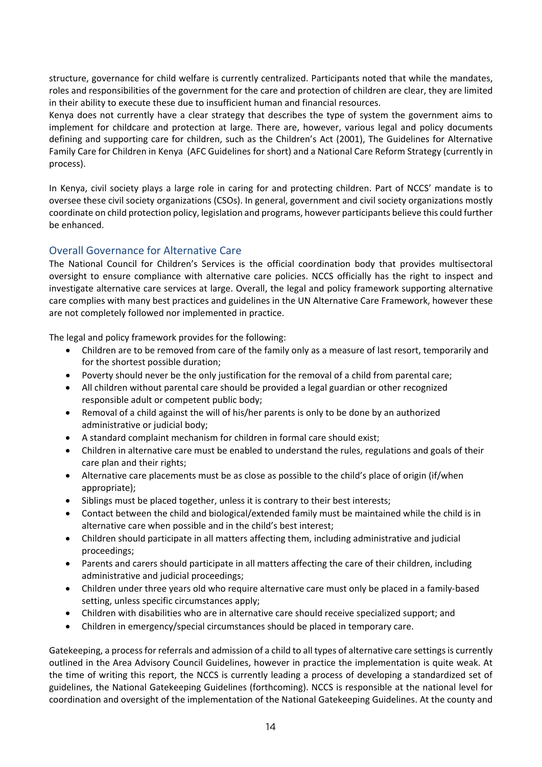structure, governance for child welfare is currently centralized. Participants noted that while the mandates, roles and responsibilities of the government for the care and protection of children are clear, they are limited in their ability to execute these due to insufficient human and financial resources.
Kenya does not currently have a clear strategy that describes the type of system the government aims to implement for childcare and protection at large. There are, however, various legal and policy documents defining and supporting care for children, such as the Children's Act (2001), The Guidelines for Alternative Family Care for Children in Kenya (AFC Guidelines for short) and a National Care Reform Strategy (currently in process).

In Kenya, civil society plays a large role in caring for and protecting children. Part of NCCS' mandate is to oversee these civil society organizations (CSOs). In general, government and civil society organizations mostly coordinate on child protection policy, legislation and programs, however participants believe this could further be enhanced.

## Overall Governance for Alternative Care

The National Council for Children's Services is the official coordination body that provides multisectoral oversight to ensure compliance with alternative care policies. NCCS officially has the right to inspect and investigate alternative care services at large. Overall, the legal and policy framework supporting alternative care complies with many best practices and guidelines in the UN Alternative Care Framework, however these are not completely followed nor implemented in practice.

The legal and policy framework provides for the following:

- Children are to be removed from care of the family only as a measure of last resort, temporarily and for the shortest possible duration;
- Poverty should never be the only justification for the removal of a child from parental care;
- All children without parental care should be provided a legal guardian or other recognized responsible adult or competent public body;
- Removal of a child against the will of his/her parents is only to be done by an authorized administrative or judicial body;
- A standard complaint mechanism for children in formal care should exist;
- Children in alternative care must be enabled to understand the rules, regulations and goals of their care plan and their rights;
- Alternative care placements must be as close as possible to the child's place of origin (if/when appropriate);
- Siblings must be placed together, unless it is contrary to their best interests;
- Contact between the child and biological/extended family must be maintained while the child is in alternative care when possible and in the child's best interest;
- Children should participate in all matters affecting them, including administrative and judicial proceedings;
- Parents and carers should participate in all matters affecting the care of their children, including administrative and judicial proceedings;
- Children under three years old who require alternative care must only be placed in a family-based setting, unless specific circumstances apply;
- Children with disabilities who are in alternative care should receive specialized support; and
- Children in emergency/special circumstances should be placed in temporary care.

Gatekeeping, a process for referrals and admission of a child to all types of alternative care settings is currently outlined in the Area Advisory Council Guidelines, however in practice the implementation is quite weak. At the time of writing this report, the NCCS is currently leading a process of developing a standardized set of guidelines, the National Gatekeeping Guidelines (forthcoming). NCCS is responsible at the national level for coordination and oversight of the implementation of the National Gatekeeping Guidelines. At the county and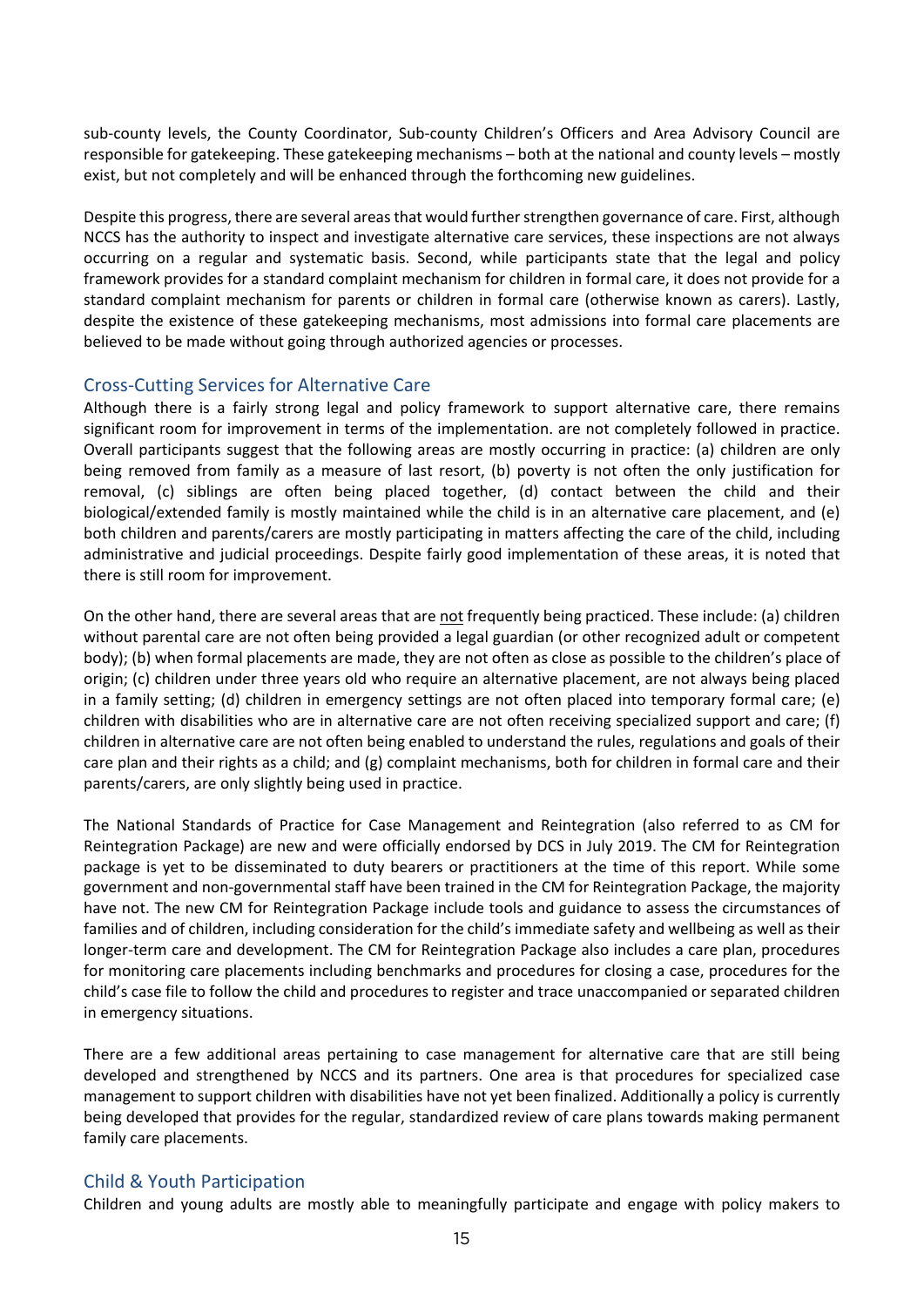sub-county levels, the County Coordinator, Sub-county Children's Officers and Area Advisory Council are responsible for gatekeeping. These gatekeeping mechanisms – both at the national and county levels – mostly exist, but not completely and will be enhanced through the forthcoming new guidelines.

Despite this progress, there are several areas that would further strengthen governance of care. First, although NCCS has the authority to inspect and investigate alternative care services, these inspections are not always occurring on a regular and systematic basis. Second, while participants state that the legal and policy framework provides for a standard complaint mechanism for children in formal care, it does not provide for a standard complaint mechanism for parents or children in formal care (otherwise known as carers). Lastly, despite the existence of these gatekeeping mechanisms, most admissions into formal care placements are believed to be made without going through authorized agencies or processes.

## Cross-Cutting Services for Alternative Care

Although there is a fairly strong legal and policy framework to support alternative care, there remains significant room for improvement in terms of the implementation. are not completely followed in practice. Overall participants suggest that the following areas are mostly occurring in practice: (a) children are only being removed from family as a measure of last resort, (b) poverty is not often the only justification for removal, (c) siblings are often being placed together, (d) contact between the child and their biological/extended family is mostly maintained while the child is in an alternative care placement, and (e) both children and parents/carers are mostly participating in matters affecting the care of the child, including administrative and judicial proceedings. Despite fairly good implementation of these areas, it is noted that there is still room for improvement.

On the other hand, there are several areas that are <u>not</u> frequently being practiced. These include: (a) children without parental care are not often being provided a legal guardian (or other recognized adult or competent body); (b) when formal placements are made, they are not often as close as possible to the children's place of origin; (c) children under three years old who require an alternative placement, are not always being placed in a family setting; (d) children in emergency settings are not often placed into temporary formal care; (e) children with disabilities who are in alternative care are not often receiving specialized support and care; (f) children in alternative care are not often being enabled to understand the rules, regulations and goals of their care plan and their rights as a child; and (g) complaint mechanisms, both for children in formal care and their parents/carers, are only slightly being used in practice.

The National Standards of Practice for Case Management and Reintegration (also referred to as CM for Reintegration Package) are new and were officially endorsed by DCS in July 2019. The CM for Reintegration package is yet to be disseminated to duty bearers or practitioners at the time of this report. While some government and non-governmental staff have been trained in the CM for Reintegration Package, the majority have not. The new CM for Reintegration Package include tools and guidance to assess the circumstances of families and of children, including consideration for the child's immediate safety and wellbeing as well as their longer-term care and development. The CM for Reintegration Package also includes a care plan, procedures for monitoring care placements including benchmarks and procedures for closing a case, procedures for the child's case file to follow the child and procedures to register and trace unaccompanied or separated children in emergency situations.

There are a few additional areas pertaining to case management for alternative care that are still being developed and strengthened by NCCS and its partners. One area is that procedures for specialized case management to support children with disabilities have not yet been finalized. Additionally a policy is currently being developed that provides for the regular, standardized review of care plans towards making permanent family care placements.

## Child & Youth Participation

Children and young adults are mostly able to meaningfully participate and engage with policy makers to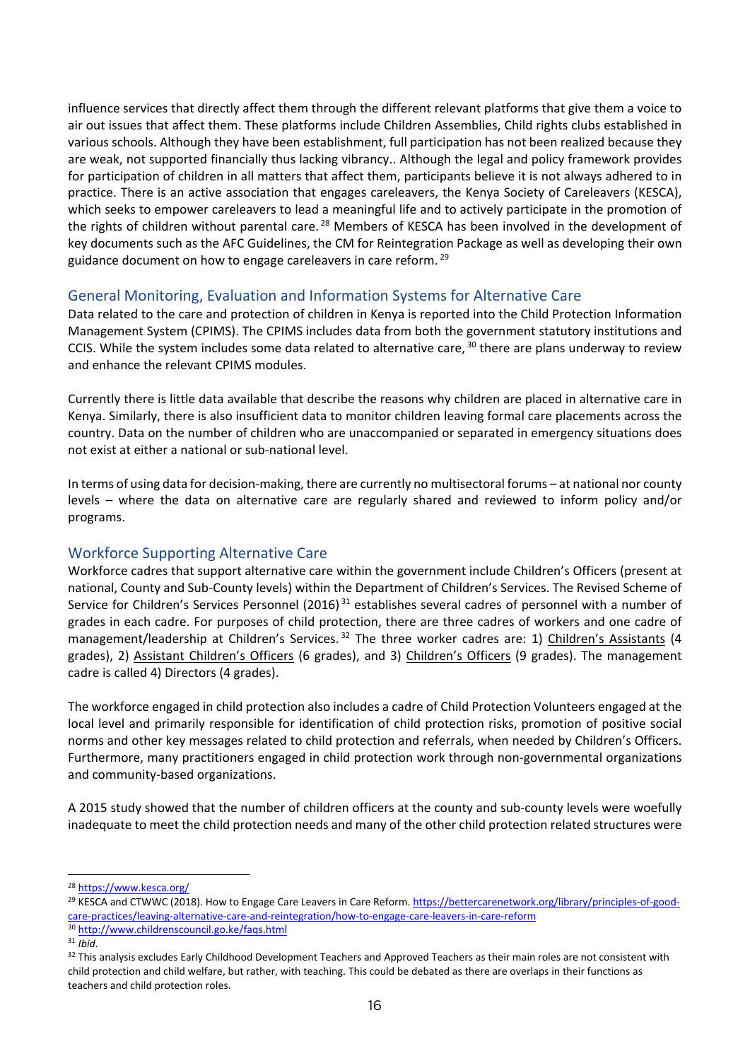influence services that directly affect them through the different relevant platforms that give them a voice to air out issues that affect them. These platforms include Children Assemblies, Child rights clubs established in various schools. Although they have been establishment, full participation has not been realized because they are weak, not supported financially thus lacking vibrancy.. Although the legal and policy framework provides for participation of children in all matters that affect them, participants believe it is not always adhered to in practice. There is an active association that engages careleavers, the Kenya Society of Careleavers (KESCA), which seeks to empower careleavers to lead a meaningful life and to actively participate in the promotion of the rights of children without parental care.[28] Members of KESCA has been involved in the development of key documents such as the AFC Guidelines, the CM for Reintegration Package as well as developing their own guidance document on how to engage careleavers in care reform.[29]

## General Monitoring, Evaluation and Information Systems for Alternative Care

Data related to the care and protection of children in Kenya is reported into the Child Protection Information Management System (CPIMS). The CPIMS includes data from both the government statutory institutions and CCIS. While the system includes some data related to alternative care,[30] there are plans underway to review and enhance the relevant CPIMS modules.

Currently there is little data available that describe the reasons why children are placed in alternative care in Kenya. Similarly, there is also insufficient data to monitor children leaving formal care placements across the country. Data on the number of children who are unaccompanied or separated in emergency situations does not exist at either a national or sub-national level.

In terms of using data for decision-making, there are currently no multisectoral forums – at national nor county levels – where the data on alternative care are regularly shared and reviewed to inform policy and/or programs.

## Workforce Supporting Alternative Care

Workforce cadres that support alternative care within the government include Children's Officers (present at national, County and Sub-County levels) within the Department of Children's Services. The Revised Scheme of Service for Children's Services Personnel (2016)[31] establishes several cadres of personnel with a number of grades in each cadre. For purposes of child protection, there are three cadres of workers and one cadre of management/leadership at Children's Services.[32] The three worker cadres are: 1) Children's Assistants (4 grades), 2) Assistant Children's Officers (6 grades), and 3) Children's Officers (9 grades). The management cadre is called 4) Directors (4 grades).

The workforce engaged in child protection also includes a cadre of Child Protection Volunteers engaged at the local level and primarily responsible for identification of child protection risks, promotion of positive social norms and other key messages related to child protection and referrals, when needed by Children's Officers. Furthermore, many practitioners engaged in child protection work through non-governmental organizations and community-based organizations.

A 2015 study showed that the number of children officers at the county and sub-county levels were woefully inadequate to meet the child protection needs and many of the other child protection related structures were

---

[28] https://www.kesca.org/

[29] KESCA and CTWWC (2018). How to Engage Care Leavers in Care Reform. https://bettercarenetwork.org/library/principles-of-good-care-practices/leaving-alternative-care-and-reintegration/how-to-engage-care-leavers-in-care-reform

[30] http://www.childrenscouncil.go.ke/faqs.html

[31] *Ibid*.

[32] This analysis excludes Early Childhood Development Teachers and Approved Teachers as their main roles are not consistent with child protection and child welfare, but rather, with teaching. This could be debated as there are overlaps in their functions as teachers and child protection roles.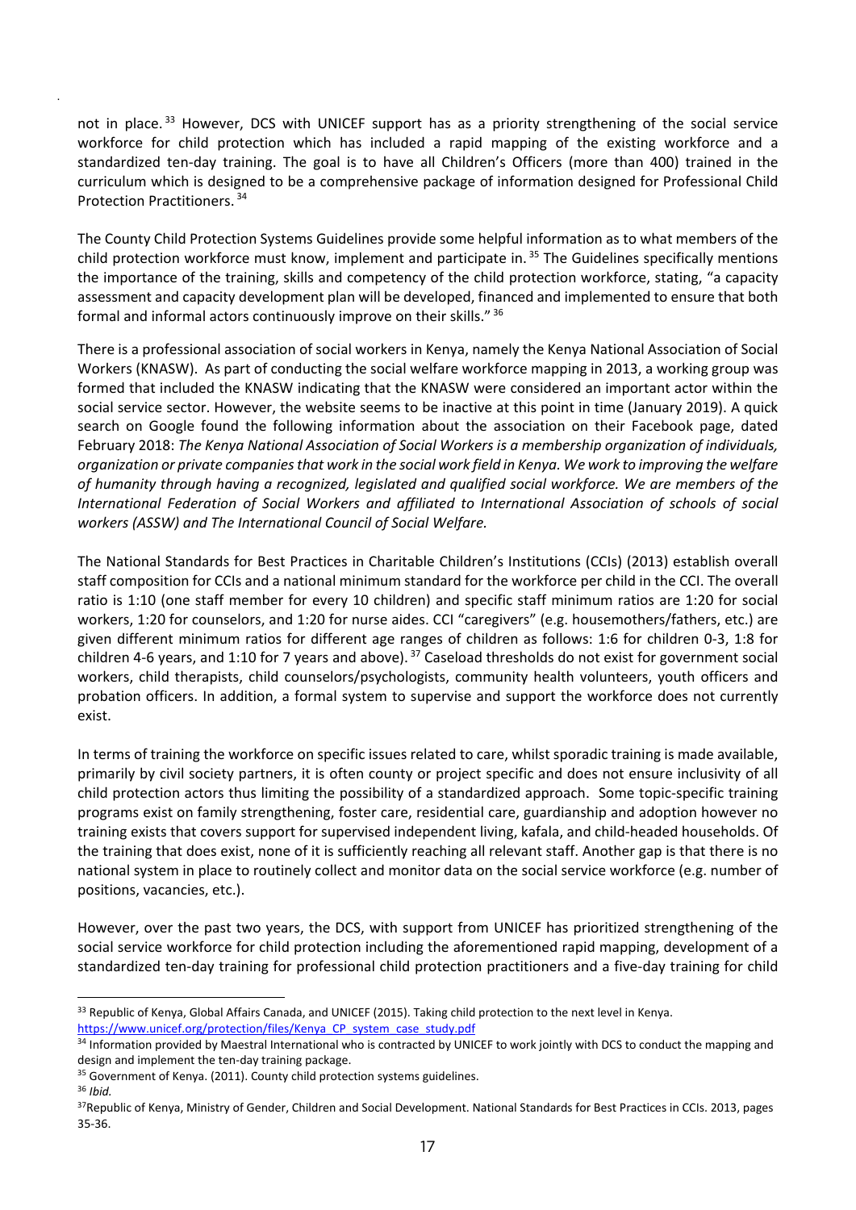not in place.[33] However, DCS with UNICEF support has as a priority strengthening of the social service workforce for child protection which has included a rapid mapping of the existing workforce and a standardized ten-day training. The goal is to have all Children's Officers (more than 400) trained in the curriculum which is designed to be a comprehensive package of information designed for Professional Child Protection Practitioners.[34]

The County Child Protection Systems Guidelines provide some helpful information as to what members of the child protection workforce must know, implement and participate in.[35] The Guidelines specifically mentions the importance of the training, skills and competency of the child protection workforce, stating, "a capacity assessment and capacity development plan will be developed, financed and implemented to ensure that both formal and informal actors continuously improve on their skills."[36]

There is a professional association of social workers in Kenya, namely the Kenya National Association of Social Workers (KNASW). As part of conducting the social welfare workforce mapping in 2013, a working group was formed that included the KNASW indicating that the KNASW were considered an important actor within the social service sector. However, the website seems to be inactive at this point in time (January 2019). A quick search on Google found the following information about the association on their Facebook page, dated February 2018: *The Kenya National Association of Social Workers is a membership organization of individuals, organization or private companies that work in the social work field in Kenya. We work to improving the welfare of humanity through having a recognized, legislated and qualified social workforce. We are members of the International Federation of Social Workers and affiliated to International Association of schools of social workers (ASSW) and The International Council of Social Welfare.*

The National Standards for Best Practices in Charitable Children's Institutions (CCIs) (2013) establish overall staff composition for CCIs and a national minimum standard for the workforce per child in the CCI. The overall ratio is 1:10 (one staff member for every 10 children) and specific staff minimum ratios are 1:20 for social workers, 1:20 for counselors, and 1:20 for nurse aides. CCI "caregivers" (e.g. housemothers/fathers, etc.) are given different minimum ratios for different age ranges of children as follows: 1:6 for children 0-3, 1:8 for children 4-6 years, and 1:10 for 7 years and above).[37] Caseload thresholds do not exist for government social workers, child therapists, child counselors/psychologists, community health volunteers, youth officers and probation officers. In addition, a formal system to supervise and support the workforce does not currently exist.

In terms of training the workforce on specific issues related to care, whilst sporadic training is made available, primarily by civil society partners, it is often county or project specific and does not ensure inclusivity of all child protection actors thus limiting the possibility of a standardized approach. Some topic-specific training programs exist on family strengthening, foster care, residential care, guardianship and adoption however no training exists that covers support for supervised independent living, kafala, and child-headed households. Of the training that does exist, none of it is sufficiently reaching all relevant staff. Another gap is that there is no national system in place to routinely collect and monitor data on the social service workforce (e.g. number of positions, vacancies, etc.).

However, over the past two years, the DCS, with support from UNICEF has prioritized strengthening of the social service workforce for child protection including the aforementioned rapid mapping, development of a standardized ten-day training for professional child protection practitioners and a five-day training for child

---

[33] Republic of Kenya, Global Affairs Canada, and UNICEF (2015). Taking child protection to the next level in Kenya. https://www.unicef.org/protection/files/Kenya_CP_system_case_study.pdf

[34] Information provided by Maestral International who is contracted by UNICEF to work jointly with DCS to conduct the mapping and design and implement the ten-day training package.

[35] Government of Kenya. (2011). County child protection systems guidelines.

[36] *Ibid.*

[37] Republic of Kenya, Ministry of Gender, Children and Social Development. National Standards for Best Practices in CCIs. 2013, pages 35-36.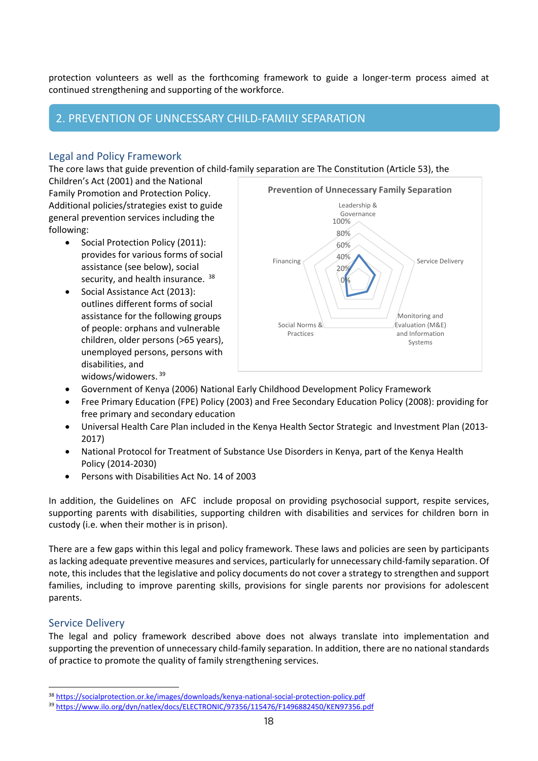protection volunteers as well as the forthcoming framework to guide a longer-term process aimed at continued strengthening and supporting of the workforce.

## 2. PREVENTION OF UNNCESSARY CHILD-FAMILY SEPARATION

### Legal and Policy Framework

The core laws that guide prevention of child-family separation are The Constitution (Article 53), the Children's Act (2001) and the National Family Promotion and Protection Policy. Additional policies/strategies exist to guide general prevention services including the following:

- Social Protection Policy (2011): provides for various forms of social assistance (see below), social security, and health insurance. [38]
- Social Assistance Act (2013): outlines different forms of social assistance for the following groups of people: orphans and vulnerable children, older persons (>65 years), unemployed persons, persons with disabilities, and widows/widowers. [39]
- Government of Kenya (2006) National Early Childhood Development Policy Framework
- Free Primary Education (FPE) Policy (2003) and Free Secondary Education Policy (2008): providing for free primary and secondary education
- Universal Health Care Plan included in the Kenya Health Sector Strategic and Investment Plan (2013-2017)
- National Protocol for Treatment of Substance Use Disorders in Kenya, part of the Kenya Health Policy (2014-2030)
- Persons with Disabilities Act No. 14 of 2003

Prevention of Unnecessary Family Separation

Leadership & Governance; Service Delivery; Monitoring and Evaluation (M&E) and Information Systems; Social Norms & Practices; Financing

100%, 80%, 60%, 40%, 20%, 0%

In addition, the Guidelines on AFC include proposal on providing psychosocial support, respite services, supporting parents with disabilities, supporting children with disabilities and services for children born in custody (i.e. when their mother is in prison).

There are a few gaps within this legal and policy framework. These laws and policies are seen by participants as lacking adequate preventive measures and services, particularly for unnecessary child-family separation. Of note, this includes that the legislative and policy documents do not cover a strategy to strengthen and support families, including to improve parenting skills, provisions for single parents nor provisions for adolescent parents.

### Service Delivery

The legal and policy framework described above does not always translate into implementation and supporting the prevention of unnecessary child-family separation. In addition, there are no national standards of practice to promote the quality of family strengthening services.

---

[38] https://socialprotection.or.ke/images/downloads/kenya-national-social-protection-policy.pdf

[39] https://www.ilo.org/dyn/natlex/docs/ELECTRONIC/97356/115476/F1496882450/KEN97356.pdf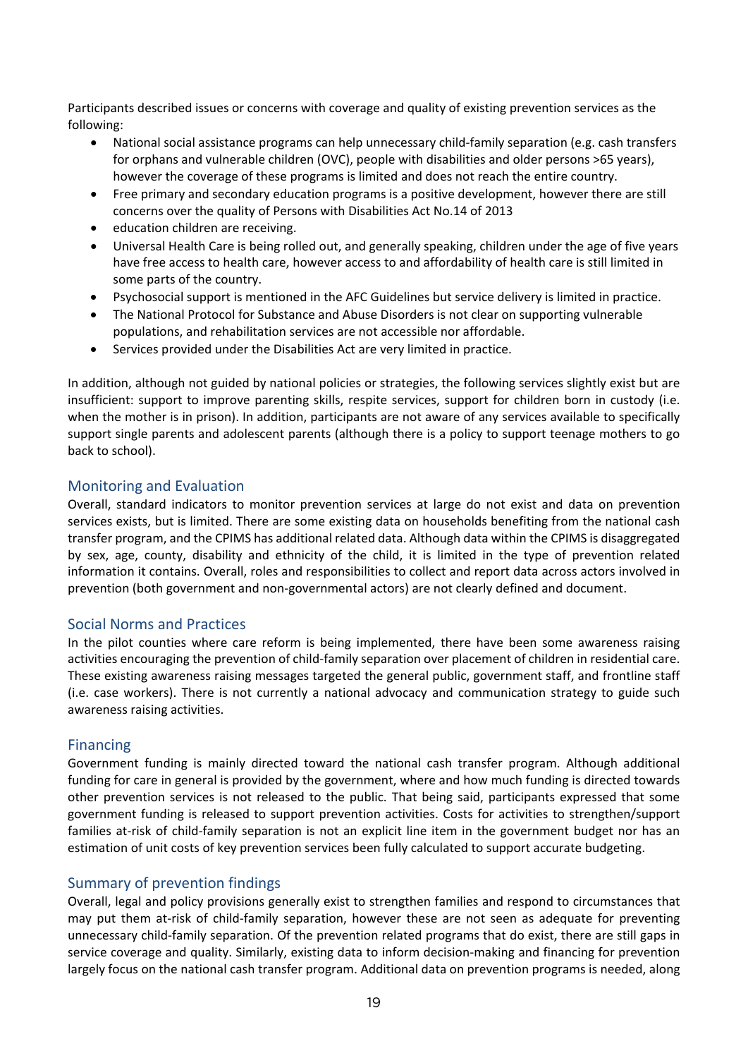Participants described issues or concerns with coverage and quality of existing prevention services as the following:

- National social assistance programs can help unnecessary child-family separation (e.g. cash transfers for orphans and vulnerable children (OVC), people with disabilities and older persons >65 years), however the coverage of these programs is limited and does not reach the entire country.
- Free primary and secondary education programs is a positive development, however there are still concerns over the quality of Persons with Disabilities Act No.14 of 2013
- education children are receiving.
- Universal Health Care is being rolled out, and generally speaking, children under the age of five years have free access to health care, however access to and affordability of health care is still limited in some parts of the country.
- Psychosocial support is mentioned in the AFC Guidelines but service delivery is limited in practice.
- The National Protocol for Substance and Abuse Disorders is not clear on supporting vulnerable populations, and rehabilitation services are not accessible nor affordable.
- Services provided under the Disabilities Act are very limited in practice.

In addition, although not guided by national policies or strategies, the following services slightly exist but are insufficient: support to improve parenting skills, respite services, support for children born in custody (i.e. when the mother is in prison). In addition, participants are not aware of any services available to specifically support single parents and adolescent parents (although there is a policy to support teenage mothers to go back to school).

## Monitoring and Evaluation

Overall, standard indicators to monitor prevention services at large do not exist and data on prevention services exists, but is limited. There are some existing data on households benefiting from the national cash transfer program, and the CPIMS has additional related data. Although data within the CPIMS is disaggregated by sex, age, county, disability and ethnicity of the child, it is limited in the type of prevention related information it contains. Overall, roles and responsibilities to collect and report data across actors involved in prevention (both government and non-governmental actors) are not clearly defined and document.

## Social Norms and Practices

In the pilot counties where care reform is being implemented, there have been some awareness raising activities encouraging the prevention of child-family separation over placement of children in residential care. These existing awareness raising messages targeted the general public, government staff, and frontline staff (i.e. case workers). There is not currently a national advocacy and communication strategy to guide such awareness raising activities.

## Financing

Government funding is mainly directed toward the national cash transfer program. Although additional funding for care in general is provided by the government, where and how much funding is directed towards other prevention services is not released to the public. That being said, participants expressed that some government funding is released to support prevention activities. Costs for activities to strengthen/support families at-risk of child-family separation is not an explicit line item in the government budget nor has an estimation of unit costs of key prevention services been fully calculated to support accurate budgeting.

## Summary of prevention findings

Overall, legal and policy provisions generally exist to strengthen families and respond to circumstances that may put them at-risk of child-family separation, however these are not seen as adequate for preventing unnecessary child-family separation. Of the prevention related programs that do exist, there are still gaps in service coverage and quality. Similarly, existing data to inform decision-making and financing for prevention largely focus on the national cash transfer program. Additional data on prevention programs is needed, along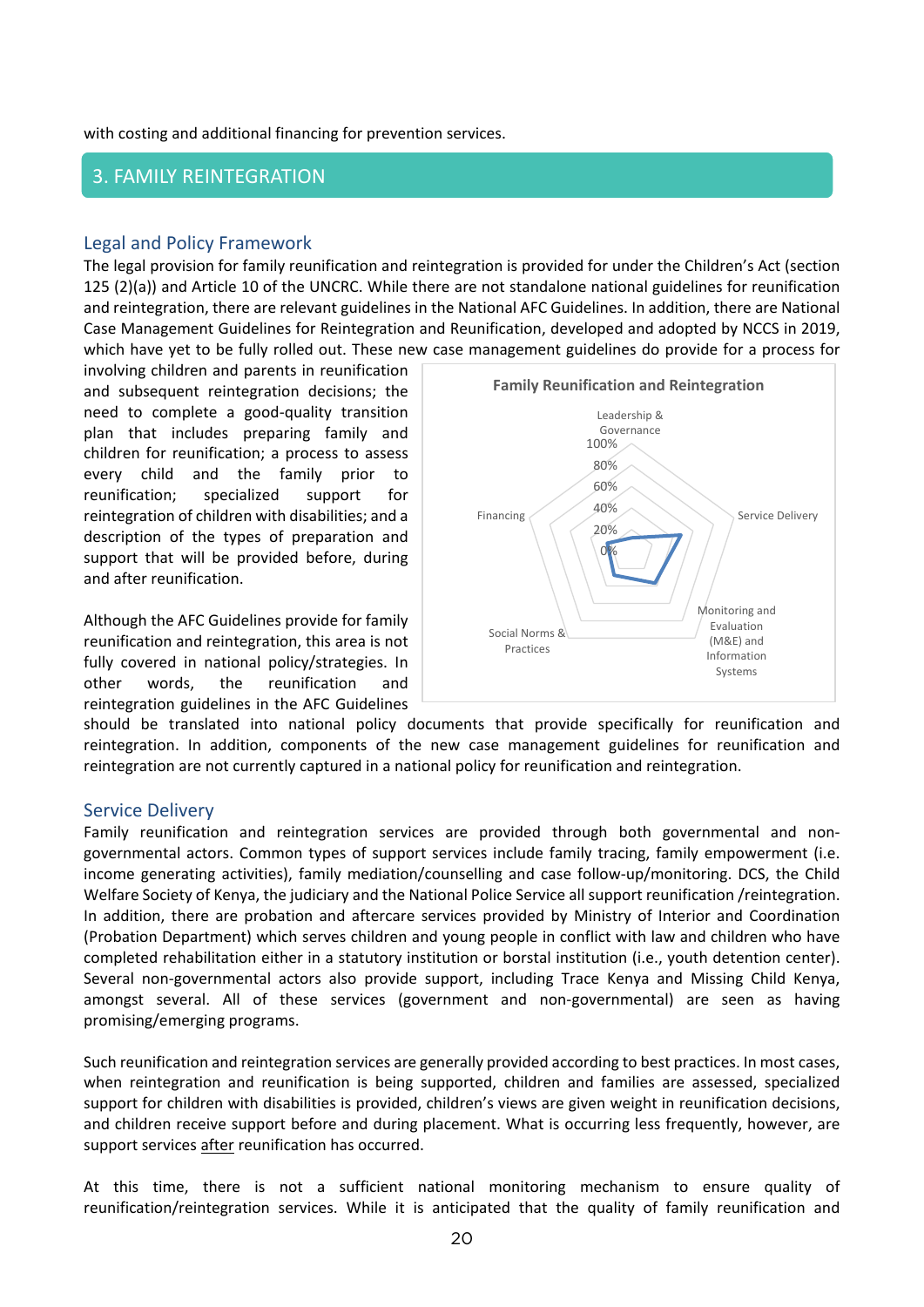with costing and additional financing for prevention services.

## 3. FAMILY REINTEGRATION

### Legal and Policy Framework

The legal provision for family reunification and reintegration is provided for under the Children's Act (section 125 (2)(a)) and Article 10 of the UNCRC. While there are not standalone national guidelines for reunification and reintegration, there are relevant guidelines in the National AFC Guidelines. In addition, there are National Case Management Guidelines for Reintegration and Reunification, developed and adopted by NCCS in 2019, which have yet to be fully rolled out. These new case management guidelines do provide for a process for involving children and parents in reunification and subsequent reintegration decisions; the need to complete a good-quality transition plan that includes preparing family and children for reunification; a process to assess every child and the family prior to reunification; specialized support for reintegration of children with disabilities; and a description of the types of preparation and support that will be provided before, during and after reunification.

Family Reunification and Reintegration

Although the AFC Guidelines provide for family reunification and reintegration, this area is not fully covered in national policy/strategies. In other words, the reunification and reintegration guidelines in the AFC Guidelines should be translated into national policy documents that provide specifically for reunification and reintegration. In addition, components of the new case management guidelines for reunification and reintegration are not currently captured in a national policy for reunification and reintegration.

### Service Delivery

Family reunification and reintegration services are provided through both governmental and non-governmental actors. Common types of support services include family tracing, family empowerment (i.e. income generating activities), family mediation/counselling and case follow-up/monitoring. DCS, the Child Welfare Society of Kenya, the judiciary and the National Police Service all support reunification /reintegration. In addition, there are probation and aftercare services provided by Ministry of Interior and Coordination (Probation Department) which serves children and young people in conflict with law and children who have completed rehabilitation either in a statutory institution or borstal institution (i.e., youth detention center). Several non-governmental actors also support, including Trace Kenya and Missing Child Kenya, amongst several. All of these services (government and non-governmental) are seen as having promising/emerging programs.

Such reunification and reintegration services are generally provided according to best practices. In most cases, when reintegration and reunification is being supported, children and families are assessed, specialized support for children with disabilities is provided, children's views are given weight in reunification decisions, and children receive support before and during placement. What is occurring less frequently, however, are support services after reunification has occurred.

At this time, there is not a sufficient national monitoring mechanism to ensure quality of reunification/reintegration services. While it is anticipated that the quality of family reunification and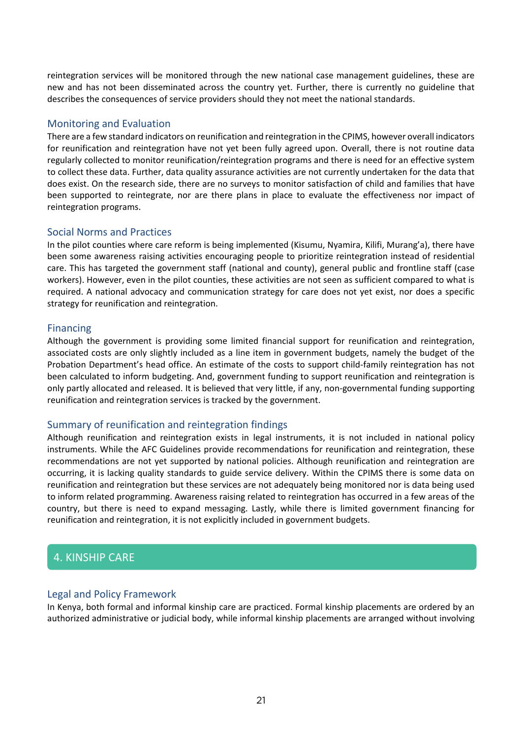reintegration services will be monitored through the new national case management guidelines, these are new and has not been disseminated across the country yet. Further, there is currently no guideline that describes the consequences of service providers should they not meet the national standards.

### Monitoring and Evaluation

There are a few standard indicators on reunification and reintegration in the CPIMS, however overall indicators for reunification and reintegration have not yet been fully agreed upon. Overall, there is not routine data regularly collected to monitor reunification/reintegration programs and there is need for an effective system to collect these data. Further, data quality assurance activities are not currently undertaken for the data that does exist. On the research side, there are no surveys to monitor satisfaction of child and families that have been supported to reintegrate, nor are there plans in place to evaluate the effectiveness nor impact of reintegration programs.

### Social Norms and Practices

In the pilot counties where care reform is being implemented (Kisumu, Nyamira, Kilifi, Murang'a), there have been some awareness raising activities encouraging people to prioritize reintegration instead of residential care. This has targeted the government staff (national and county), general public and frontline staff (case workers). However, even in the pilot counties, these activities are not seen as sufficient compared to what is required. A national advocacy and communication strategy for care does not yet exist, nor does a specific strategy for reunification and reintegration.

### Financing

Although the government is providing some limited financial support for reunification and reintegration, associated costs are only slightly included as a line item in government budgets, namely the budget of the Probation Department's head office. An estimate of the costs to support child-family reintegration has not been calculated to inform budgeting. And, government funding to support reunification and reintegration is only partly allocated and released. It is believed that very little, if any, non-governmental funding supporting reunification and reintegration services is tracked by the government.

### Summary of reunification and reintegration findings

Although reunification and reintegration exists in legal instruments, it is not included in national policy instruments. While the AFC Guidelines provide recommendations for reunification and reintegration, these recommendations are not yet supported by national policies. Although reunification and reintegration are occurring, it is lacking quality standards to guide service delivery. Within the CPIMS there is some data on reunification and reintegration but these services are not adequately being monitored nor is data being used to inform related programming. Awareness raising related to reintegration has occurred in a few areas of the country, but there is need to expand messaging. Lastly, while there is limited government financing for reunification and reintegration, it is not explicitly included in government budgets.

## 4. KINSHIP CARE

### Legal and Policy Framework

In Kenya, both formal and informal kinship care are practiced. Formal kinship placements are ordered by an authorized administrative or judicial body, while informal kinship placements are arranged without involving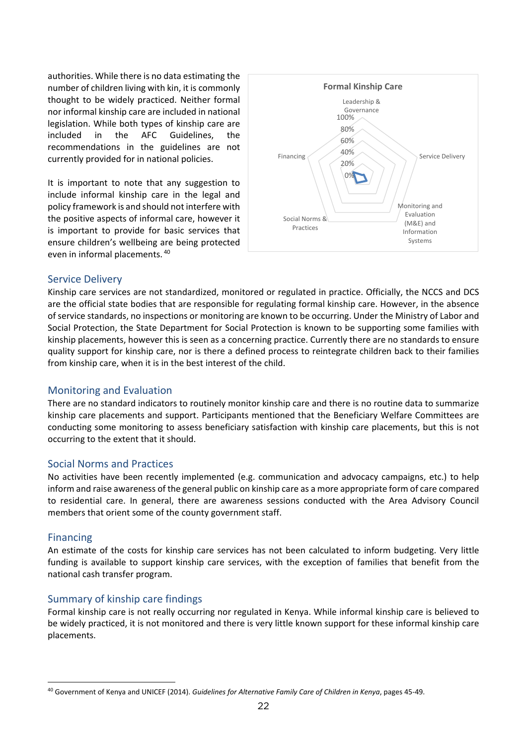authorities. While there is no data estimating the number of children living with kin, it is commonly thought to be widely practiced. Neither formal nor informal kinship care are included in national legislation. While both types of kinship care are included in the AFC Guidelines, the recommendations in the guidelines are not currently provided for in national policies.

It is important to note that any suggestion to include informal kinship care in the legal and policy framework is and should not interfere with the positive aspects of informal care, however it is important to provide for basic services that ensure children's wellbeing are being protected even in informal placements.[40]

## Service Delivery

Kinship care services are not standardized, monitored or regulated in practice. Officially, the NCCS and DCS are the official state bodies that are responsible for regulating formal kinship care. However, in the absence of service standards, no inspections or monitoring are known to be occurring. Under the Ministry of Labor and Social Protection, the State Department for Social Protection is known to be supporting some families with kinship placements, however this is seen as a concerning practice. Currently there are no standards to ensure quality support for kinship care, nor is there a defined process to reintegrate children back to their families from kinship care, when it is in the best interest of the child.

## Monitoring and Evaluation

There are no standard indicators to routinely monitor kinship care and there is no routine data to summarize kinship care placements and support. Participants mentioned that the Beneficiary Welfare Committees are conducting some monitoring to assess beneficiary satisfaction with kinship care placements, but this is not occurring to the extent that it should.

## Social Norms and Practices

No activities have been recently implemented (e.g. communication and advocacy campaigns, etc.) to help inform and raise awareness of the general public on kinship care as a more appropriate form of care compared to residential care. In general, there are awareness sessions conducted with the Area Advisory Council members that orient some of the county government staff.

## Financing

An estimate of the costs for kinship care services has not been calculated to inform budgeting. Very little funding is available to support kinship care services, with the exception of families that benefit from the national cash transfer program.

## Summary of kinship care findings

Formal kinship care is not really occurring nor regulated in Kenya. While informal kinship care is believed to be widely practiced, it is not monitored and there is very little known support for these informal kinship care placements.

[40] Government of Kenya and UNICEF (2014). *Guidelines for Alternative Family Care of Children in Kenya*, pages 45-49.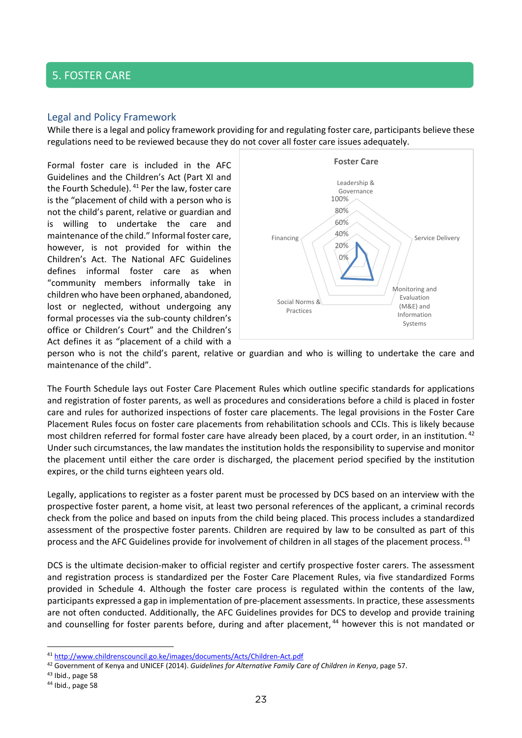## 5. FOSTER CARE

### Legal and Policy Framework

While there is a legal and policy framework providing for and regulating foster care, participants believe these regulations need to be reviewed because they do not cover all foster care issues adequately.

Formal foster care is included in the AFC Guidelines and the Children's Act (Part XI and the Fourth Schedule).[41] Per the law, foster care is the "placement of child with a person who is not the child's parent, relative or guardian and is willing to undertake the care and maintenance of the child." Informal foster care, however, is not provided for within the Children's Act. The National AFC Guidelines defines informal foster care as when "community members informally take in children who have been orphaned, abandoned, lost or neglected, without undergoing any formal processes via the sub-county children's office or Children's Court" and the Children's Act defines it as "placement of a child with a person who is not the child's parent, relative or guardian and who is willing to undertake the care and maintenance of the child".

The Fourth Schedule lays out Foster Care Placement Rules which outline specific standards for applications and registration of foster parents, as well as procedures and considerations before a child is placed in foster care and rules for authorized inspections of foster care placements. The legal provisions in the Foster Care Placement Rules focus on foster care placements from rehabilitation schools and CCIs. This is likely because most children referred for formal foster care have already been placed, by a court order, in an institution.[42] Under such circumstances, the law mandates the institution holds the responsibility to supervise and monitor the placement until either the care order is discharged, the placement period specified by the institution expires, or the child turns eighteen years old.

Legally, applications to register as a foster parent must be processed by DCS based on an interview with the prospective foster parent, a home visit, at least two personal references of the applicant, a criminal records check from the police and based on inputs from the child being placed. This process includes a standardized assessment of the prospective foster parents. Children are required by law to be consulted as part of this process and the AFC Guidelines provide for involvement of children in all stages of the placement process.[43]

DCS is the ultimate decision-maker to official register and certify prospective foster carers. The assessment and registration process is standardized per the Foster Care Placement Rules, via five standardized Forms provided in Schedule 4. Although the foster care process is regulated within the contents of the law, participants expressed a gap in implementation of pre-placement assessments. In practice, these assessments are not often conducted. Additionally, the AFC Guidelines provides for DCS to develop and provide training and counselling for foster parents before, during and after placement,[44] however this is not mandated or

---

[41] http://www.childrenscouncil.go.ke/images/documents/Acts/Children-Act.pdf

[42] Government of Kenya and UNICEF (2014). *Guidelines for Alternative Family Care of Children in Kenya*, page 57.

[43] Ibid., page 58

[44] Ibid., page 58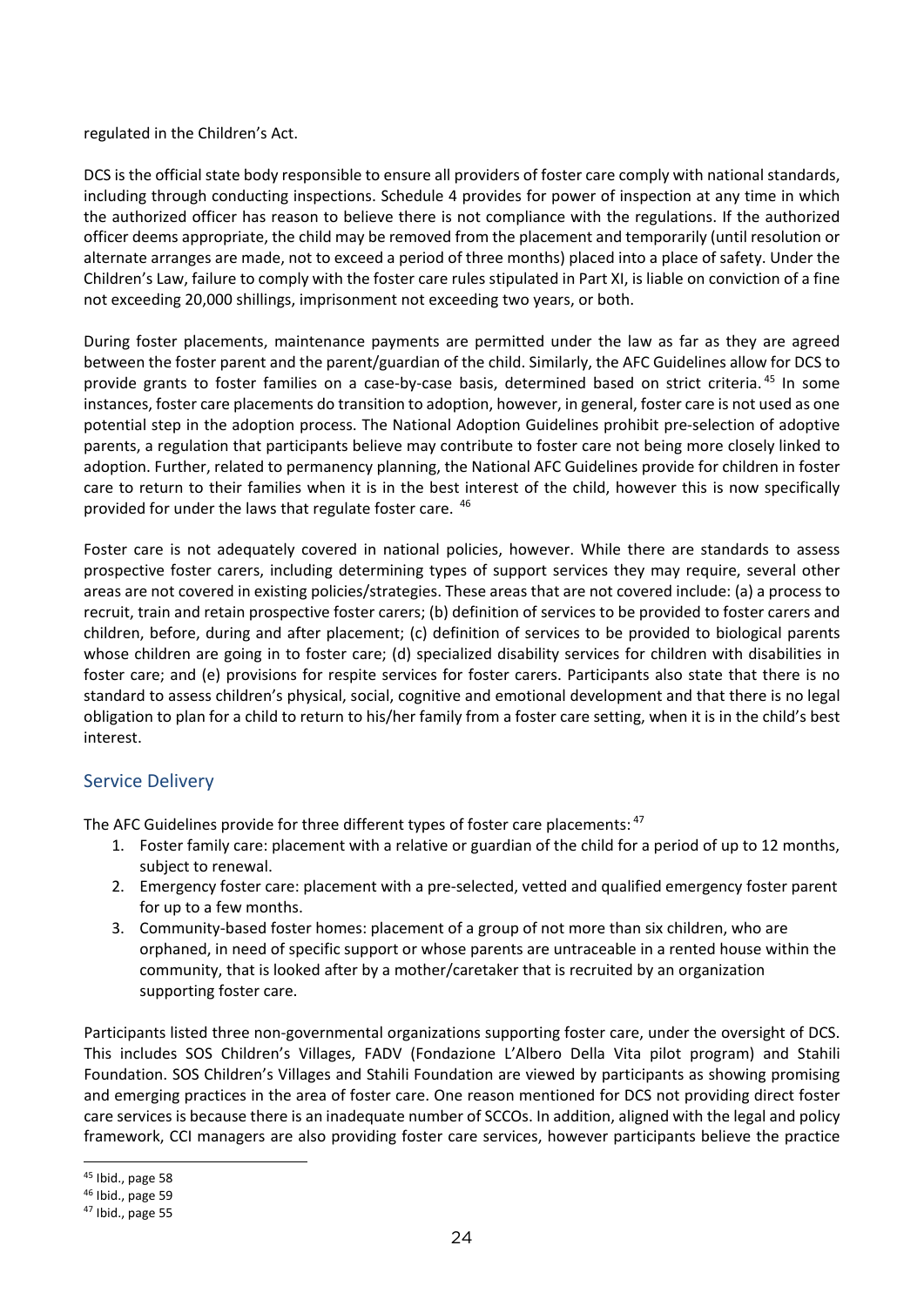regulated in the Children's Act.

DCS is the official state body responsible to ensure all providers of foster care comply with national standards, including through conducting inspections. Schedule 4 provides for power of inspection at any time in which the authorized officer has reason to believe there is not compliance with the regulations. If the authorized officer deems appropriate, the child may be removed from the placement and temporarily (until resolution or alternate arranges are made, not to exceed a period of three months) placed into a place of safety. Under the Children's Law, failure to comply with the foster care rules stipulated in Part XI, is liable on conviction of a fine not exceeding 20,000 shillings, imprisonment not exceeding two years, or both.

During foster placements, maintenance payments are permitted under the law as far as they are agreed between the foster parent and the parent/guardian of the child. Similarly, the AFC Guidelines allow for DCS to provide grants to foster families on a case-by-case basis, determined based on strict criteria.[45] In some instances, foster care placements do transition to adoption, however, in general, foster care is not used as one potential step in the adoption process. The National Adoption Guidelines prohibit pre-selection of adoptive parents, a regulation that participants believe may contribute to foster care not being more closely linked to adoption. Further, related to permanency planning, the National AFC Guidelines provide for children in foster care to return to their families when it is in the best interest of the child, however this is now specifically provided for under the laws that regulate foster care.[46]

Foster care is not adequately covered in national policies, however. While there are standards to assess prospective foster carers, including determining types of support services they may require, several other areas are not covered in existing policies/strategies. These areas that are not covered include: (a) a process to recruit, train and retain prospective foster carers; (b) definition of services to be provided to foster carers and children, before, during and after placement; (c) definition of services to be provided to biological parents whose children are going in to foster care; (d) specialized disability services for children with disabilities in foster care; and (e) provisions for respite services for foster carers. Participants also state that there is no standard to assess children's physical, social, cognitive and emotional development and that there is no legal obligation to plan for a child to return to his/her family from a foster care setting, when it is in the child's best interest.

## Service Delivery

The AFC Guidelines provide for three different types of foster care placements:[47]

1. Foster family care: placement with a relative or guardian of the child for a period of up to 12 months, subject to renewal.
2. Emergency foster care: placement with a pre-selected, vetted and qualified emergency foster parent for up to a few months.
3. Community-based foster homes: placement of a group of not more than six children, who are orphaned, in need of specific support or whose parents are untraceable in a rented house within the community, that is looked after by a mother/caretaker that is recruited by an organization supporting foster care.

Participants listed three non-governmental organizations supporting foster care, under the oversight of DCS. This includes SOS Children's Villages, FADV (Fondazione L'Albero Della Vita pilot program) and Stahili Foundation. SOS Children's Villages and Stahili Foundation are viewed by participants as showing promising and emerging practices in the area of foster care. One reason mentioned for DCS not providing direct foster care services is because there is an inadequate number of SCCOs. In addition, aligned with the legal and policy framework, CCI managers are also providing foster care services, however participants believe the practice

[45] Ibid., page 58

[46] Ibid., page 59

[47] Ibid., page 55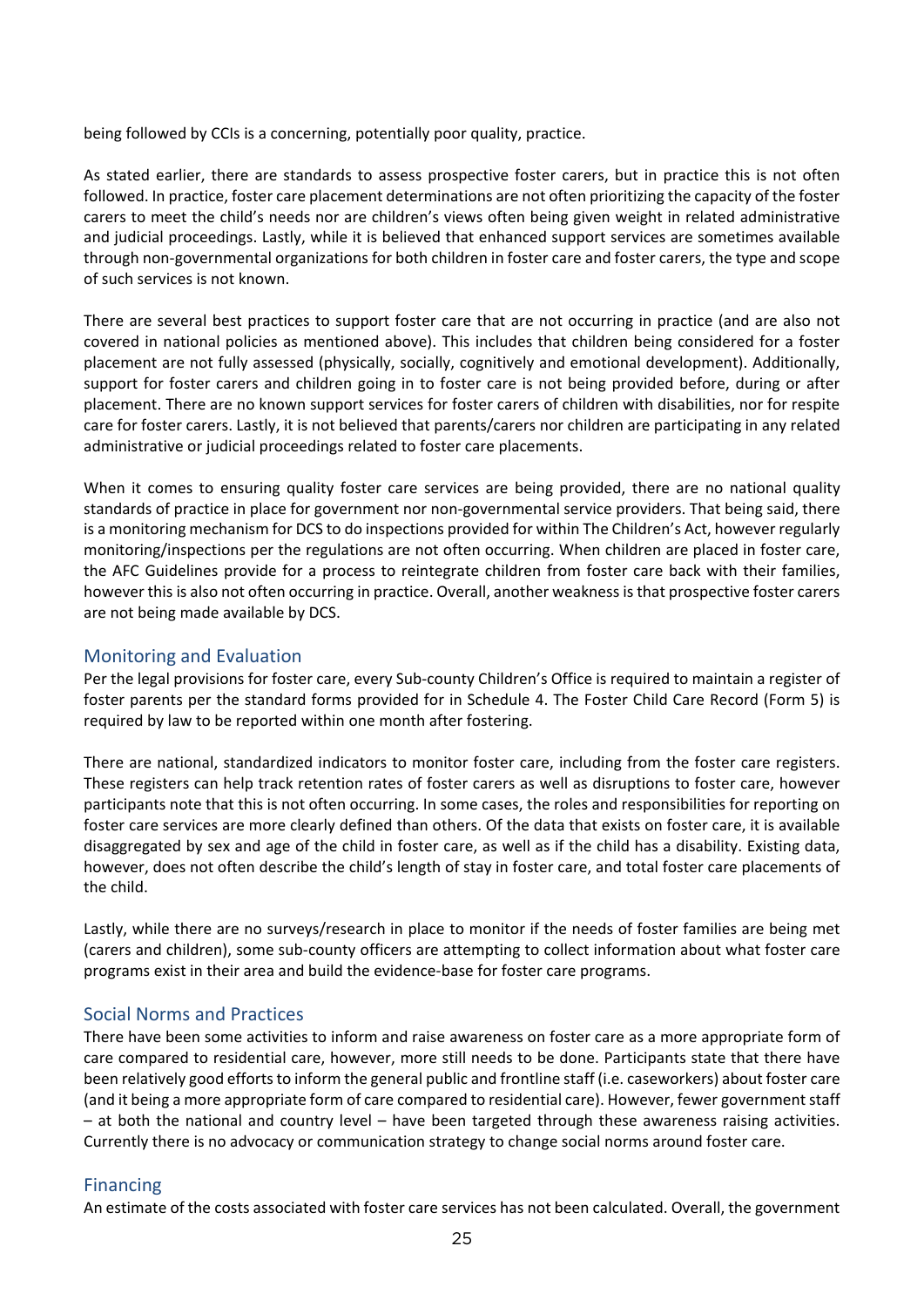being followed by CCIs is a concerning, potentially poor quality, practice.

As stated earlier, there are standards to assess prospective foster carers, but in practice this is not often followed. In practice, foster care placement determinations are not often prioritizing the capacity of the foster carers to meet the child's needs nor are children's views often being given weight in related administrative and judicial proceedings. Lastly, while it is believed that enhanced support services are sometimes available through non-governmental organizations for both children in foster care and foster carers, the type and scope of such services is not known.

There are several best practices to support foster care that are not occurring in practice (and are also not covered in national policies as mentioned above). This includes that children being considered for a foster placement are not fully assessed (physically, socially, cognitively and emotional development). Additionally, support for foster carers and children going in to foster care is not being provided before, during or after placement. There are no known support services for foster carers of children with disabilities, nor for respite care for foster carers. Lastly, it is not believed that parents/carers nor children are participating in any related administrative or judicial proceedings related to foster care placements.

When it comes to ensuring quality foster care services are being provided, there are no national quality standards of practice in place for government nor non-governmental service providers. That being said, there is a monitoring mechanism for DCS to do inspections provided for within The Children's Act, however regularly monitoring/inspections per the regulations are not often occurring. When children are placed in foster care, the AFC Guidelines provide for a process to reintegrate children from foster care back with their families, however this is also not often occurring in practice. Overall, another weakness is that prospective foster carers are not being made available by DCS.

## Monitoring and Evaluation

Per the legal provisions for foster care, every Sub-county Children's Office is required to maintain a register of foster parents per the standard forms provided for in Schedule 4. The Foster Child Care Record (Form 5) is required by law to be reported within one month after fostering.

There are national, standardized indicators to monitor foster care, including from the foster care registers. These registers can help track retention rates of foster carers as well as disruptions to foster care, however participants note that this is not often occurring. In some cases, the roles and responsibilities for reporting on foster care services are more clearly defined than others. Of the data that exists on foster care, it is available disaggregated by sex and age of the child in foster care, as well as if the child has a disability. Existing data, however, does not often describe the child's length of stay in foster care, and total foster care placements of the child.

Lastly, while there are no surveys/research in place to monitor if the needs of foster families are being met (carers and children), some sub-county officers are attempting to collect information about what foster care programs exist in their area and build the evidence-base for foster care programs.

## Social Norms and Practices

There have been some activities to inform and raise awareness on foster care as a more appropriate form of care compared to residential care, however, more still needs to be done. Participants state that there have been relatively good efforts to inform the general public and frontline staff (i.e. caseworkers) about foster care (and it being a more appropriate form of care compared to residential care). However, fewer government staff – at both the national and country level – have been targeted through these awareness raising activities. Currently there is no advocacy or communication strategy to change social norms around foster care.

## Financing

An estimate of the costs associated with foster care services has not been calculated. Overall, the government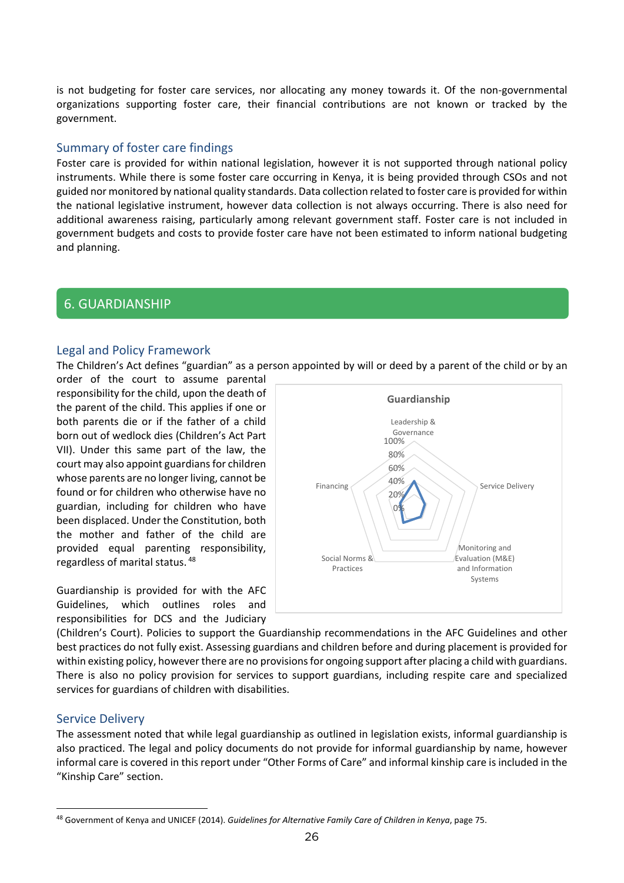is not budgeting for foster care services, nor allocating any money towards it. Of the non-governmental organizations supporting foster care, their financial contributions are not known or tracked by the government.

### Summary of foster care findings

Foster care is provided for within national legislation, however it is not supported through national policy instruments. While there is some foster care occurring in Kenya, it is being provided through CSOs and not guided nor monitored by national quality standards. Data collection related to foster care is provided for within the national legislative instrument, however data collection is not always occurring. There is also need for additional awareness raising, particularly among relevant government staff. Foster care is not included in government budgets and costs to provide foster care have not been estimated to inform national budgeting and planning.

## 6. GUARDIANSHIP

### Legal and Policy Framework

The Children's Act defines "guardian" as a person appointed by will or deed by a parent of the child or by an order of the court to assume parental responsibility for the child, upon the death of the parent of the child. This applies if one or both parents die or if the father of a child born out of wedlock dies (Children's Act Part VII). Under this same part of the law, the court may also appoint guardians for children whose parents are no longer living, cannot be found or for children who otherwise have no guardian, including for children who have been displaced. Under the Constitution, both the mother and father of the child are provided equal parenting responsibility, regardless of marital status.[48]

Guardianship is provided for with the AFC Guidelines, which outlines roles and responsibilities for DCS and the Judiciary (Children's Court). Policies to support the Guardianship recommendations in the AFC Guidelines and other best practices do not fully exist. Assessing guardians and children before and during placement is provided for within existing policy, however there are no provisions for ongoing support after placing a child with guardians. There is also no policy provision for services to support guardians, including respite care and specialized services for guardians of children with disabilities.

### Service Delivery

The assessment noted that while legal guardianship as outlined in legislation exists, informal guardianship is also practiced. The legal and policy documents do not provide for informal guardianship by name, however informal care is covered in this report under "Other Forms of Care" and informal kinship care is included in the "Kinship Care" section.

---

[48] Government of Kenya and UNICEF (2014). *Guidelines for Alternative Family Care of Children in Kenya*, page 75.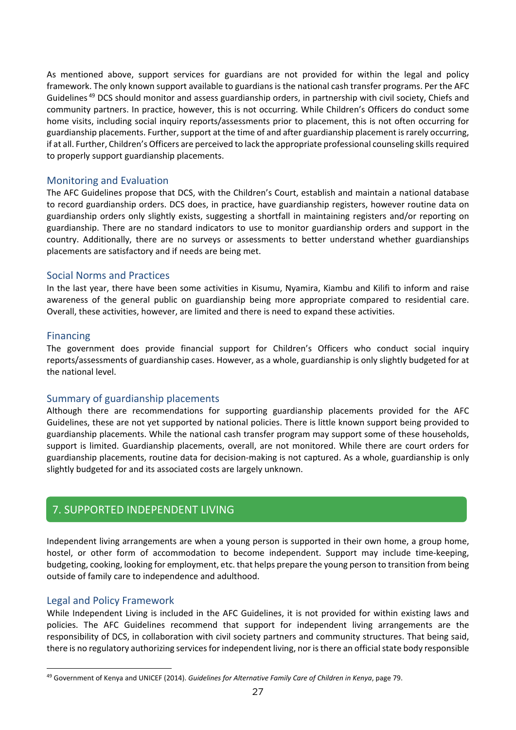As mentioned above, support services for guardians are not provided for within the legal and policy framework. The only known support available to guardians is the national cash transfer programs. Per the AFC Guidelines [49] DCS should monitor and assess guardianship orders, in partnership with civil society, Chiefs and community partners. In practice, however, this is not occurring. While Children's Officers do conduct some home visits, including social inquiry reports/assessments prior to placement, this is not often occurring for guardianship placements. Further, support at the time of and after guardianship placement is rarely occurring, if at all. Further, Children's Officers are perceived to lack the appropriate professional counseling skills required to properly support guardianship placements.

### Monitoring and Evaluation

The AFC Guidelines propose that DCS, with the Children's Court, establish and maintain a national database to record guardianship orders. DCS does, in practice, have guardianship registers, however routine data on guardianship orders only slightly exists, suggesting a shortfall in maintaining registers and/or reporting on guardianship. There are no standard indicators to use to monitor guardianship orders and support in the country. Additionally, there are no surveys or assessments to better understand whether guardianships placements are satisfactory and if needs are being met.

### Social Norms and Practices

In the last year, there have been some activities in Kisumu, Nyamira, Kiambu and Kilifi to inform and raise awareness of the general public on guardianship being more appropriate compared to residential care. Overall, these activities, however, are limited and there is need to expand these activities.

### Financing

The government does provide financial support for Children's Officers who conduct social inquiry reports/assessments of guardianship cases. However, as a whole, guardianship is only slightly budgeted for at the national level.

### Summary of guardianship placements

Although there are recommendations for supporting guardianship placements provided for the AFC Guidelines, these are not yet supported by national policies. There is little known support being provided to guardianship placements. While the national cash transfer program may support some of these households, support is limited. Guardianship placements, overall, are not monitored. While there are court orders for guardianship placements, routine data for decision-making is not captured. As a whole, guardianship is only slightly budgeted for and its associated costs are largely unknown.

## 7. SUPPORTED INDEPENDENT LIVING

Independent living arrangements are when a young person is supported in their own home, a group home, hostel, or other form of accommodation to become independent. Support may include time-keeping, budgeting, cooking, looking for employment, etc. that helps prepare the young person to transition from being outside of family care to independence and adulthood.

### Legal and Policy Framework

While Independent Living is included in the AFC Guidelines, it is not provided for within existing laws and policies. The AFC Guidelines recommend that support for independent living arrangements are the responsibility of DCS, in collaboration with civil society partners and community structures. That being said, there is no regulatory authorizing services for independent living, nor is there an official state body responsible

[49] Government of Kenya and UNICEF (2014). *Guidelines for Alternative Family Care of Children in Kenya*, page 79.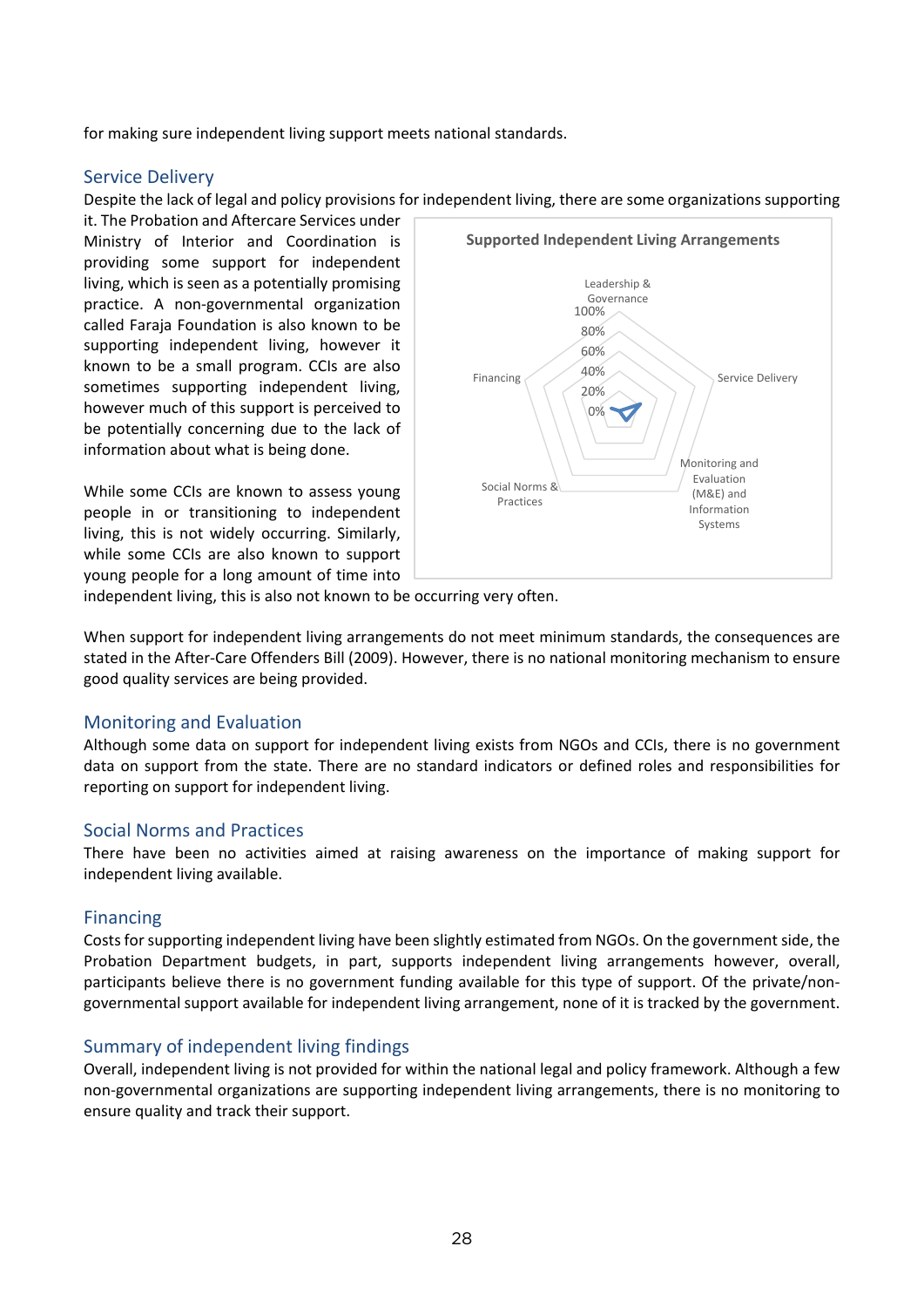for making sure independent living support meets national standards.

## Service Delivery

Despite the lack of legal and policy provisions for independent living, there are some organizations supporting it. The Probation and Aftercare Services under Ministry of Interior and Coordination is providing some support for independent living, which is seen as a potentially promising practice. A non-governmental organization called Faraja Foundation is also known to be supporting independent living, however it known to be a small program. CCIs are also sometimes supporting independent living, however much of this support is perceived to be potentially concerning due to the lack of information about what is being done.

Supported Independent Living Arrangements

Leadership & Governance

Service Delivery

Monitoring and Evaluation (M&E) and Information Systems

Social Norms & Practices

Financing

100%

80%

60%

40%

20%

0%

While some CCIs are known to assess young people in or transitioning to independent living, this is not widely occurring. Similarly, while some CCIs are also known to support young people for a long amount of time into independent living, this is also not known to be occurring very often.

When support for independent living arrangements do not meet minimum standards, the consequences are stated in the After-Care Offenders Bill (2009). However, there is no national monitoring mechanism to ensure good quality services are being provided.

## Monitoring and Evaluation

Although some data on support for independent living exists from NGOs and CCIs, there is no government data on support from the state. There are no standard indicators or defined roles and responsibilities for reporting on support for independent living.

## Social Norms and Practices

There have been no activities aimed at raising awareness on the importance of making support for independent living available.

## Financing

Costs for supporting independent living have been slightly estimated from NGOs. On the government side, the Probation Department budgets, in part, supports independent living arrangements however, overall, participants believe there is no government funding available for this type of support. Of the private/non-governmental support available for independent living arrangement, none of it is tracked by the government.

## Summary of independent living findings

Overall, independent living is not provided for within the national legal and policy framework. Although a few non-governmental organizations are supporting independent living arrangements, there is no monitoring to ensure quality and track their support.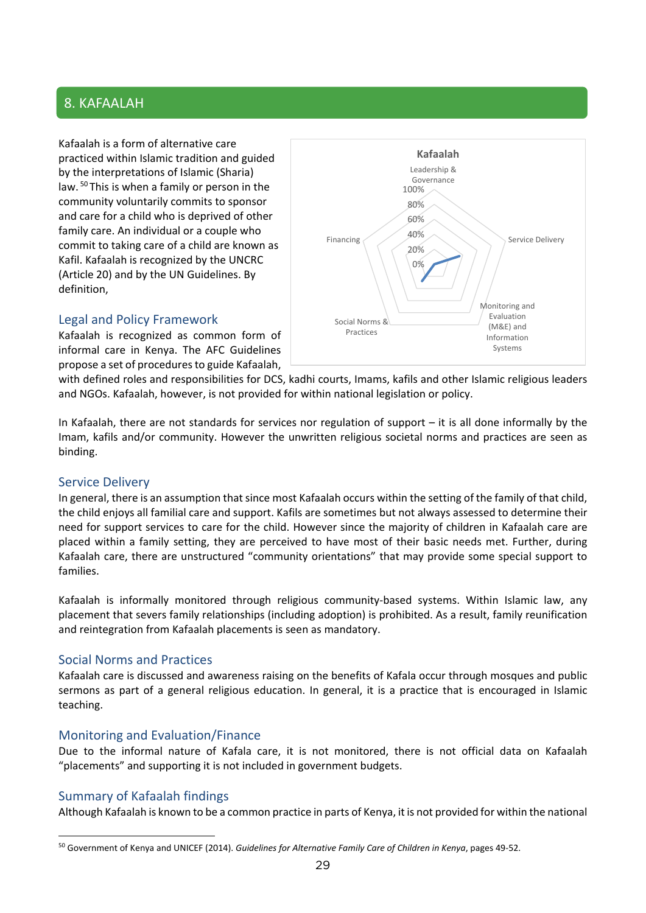## 8. KAFAALAH

Kafaalah is a form of alternative care practiced within Islamic tradition and guided by the interpretations of Islamic (Sharia) law.[50] This is when a family or person in the community voluntarily commits to sponsor and care for a child who is deprived of other family care. An individual or a couple who commit to taking care of a child are known as Kafil. Kafaalah is recognized by the UNCRC (Article 20) and by the UN Guidelines. By definition,

### Legal and Policy Framework

Kafaalah is recognized as common form of informal care in Kenya. The AFC Guidelines propose a set of procedures to guide Kafaalah, with defined roles and responsibilities for DCS, kadhi courts, Imams, kafils and other Islamic religious leaders and NGOs. Kafaalah, however, is not provided for within national legislation or policy.

In Kafaalah, there are not standards for services nor regulation of support – it is all done informally by the Imam, kafils and/or community. However the unwritten religious societal norms and practices are seen as binding.

### Service Delivery

In general, there is an assumption that since most Kafaalah occurs within the setting of the family of that child, the child enjoys all familial care and support. Kafils are sometimes but not always assessed to determine their need for support services to care for the child. However since the majority of children in Kafaalah care are placed within a family setting, they are perceived to have most of their basic needs met. Further, during Kafaalah care, there are unstructured "community orientations" that may provide some special support to families.

Kafaalah is informally monitored through religious community-based systems. Within Islamic law, any placement that severs family relationships (including adoption) is prohibited. As a result, family reunification and reintegration from Kafaalah placements is seen as mandatory.

### Social Norms and Practices

Kafaalah care is discussed and awareness raising on the benefits of Kafala occur through mosques and public sermons as part of a general religious education. In general, it is a practice that is encouraged in Islamic teaching.

### Monitoring and Evaluation/Finance

Due to the informal nature of Kafala care, it is not monitored, there is not official data on Kafaalah "placements" and supporting it is not included in government budgets.

### Summary of Kafaalah findings

Although Kafaalah is known to be a common practice in parts of Kenya, it is not provided for within the national

---

[50] Government of Kenya and UNICEF (2014). *Guidelines for Alternative Family Care of Children in Kenya*, pages 49-52.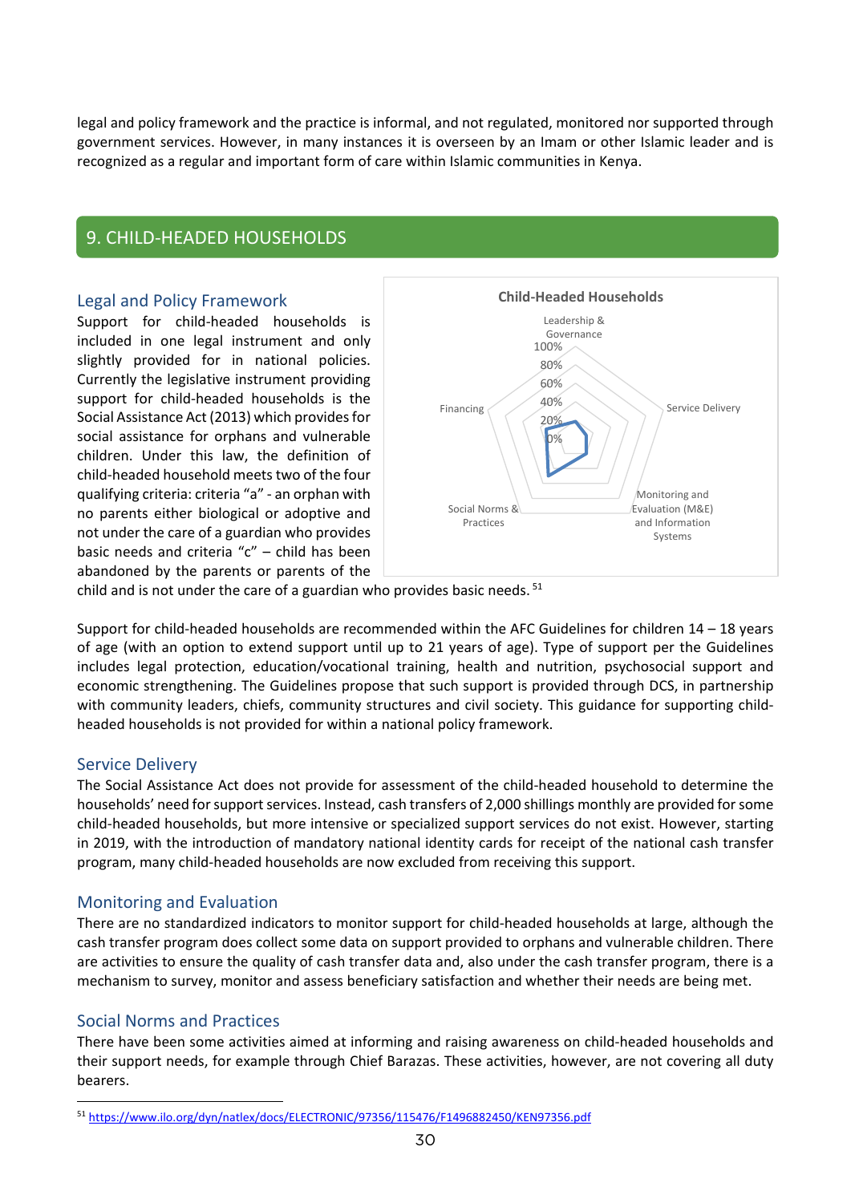legal and policy framework and the practice is informal, and not regulated, monitored nor supported through government services. However, in many instances it is overseen by an Imam or other Islamic leader and is recognized as a regular and important form of care within Islamic communities in Kenya.

## 9. CHILD-HEADED HOUSEHOLDS

### Legal and Policy Framework

Support for child-headed households is included in one legal instrument and only slightly provided for in national policies. Currently the legislative instrument providing support for child-headed households is the Social Assistance Act (2013) which provides for social assistance for orphans and vulnerable children. Under this law, the definition of child-headed household meets two of the four qualifying criteria: criteria "a" - an orphan with no parents either biological or adoptive and not under the care of a guardian who provides basic needs and criteria "c" – child has been abandoned by the parents or parents of the child and is not under the care of a guardian who provides basic needs. [51]

Child-Headed Households

Leadership & Governance

100%

80%

60%

40%

20%

0%

Financing

Service Delivery

Social Norms & Practices

Monitoring and Evaluation (M&E) and Information Systems

Support for child-headed households are recommended within the AFC Guidelines for children 14 – 18 years of age (with an option to extend support until up to 21 years of age). Type of support per the Guidelines includes legal protection, education/vocational training, health and nutrition, psychosocial support and economic strengthening. The Guidelines propose that such support is provided through DCS, in partnership with community leaders, chiefs, community structures and civil society. This guidance for supporting child-headed households is not provided for within a national policy framework.

### Service Delivery

The Social Assistance Act does not provide for assessment of the child-headed household to determine the households' need for support services. Instead, cash transfers of 2,000 shillings monthly are provided for some child-headed households, but more intensive or specialized support services do not exist. However, starting in 2019, with the introduction of mandatory national identity cards for receipt of the national cash transfer program, many child-headed households are now excluded from receiving this support.

### Monitoring and Evaluation

There are no standardized indicators to monitor support for child-headed households at large, although the cash transfer program does collect some data on support provided to orphans and vulnerable children. There are activities to ensure the quality of cash transfer data and, also under the cash transfer program, there is a mechanism to survey, monitor and assess beneficiary satisfaction and whether their needs are being met.

### Social Norms and Practices

There have been some activities aimed at informing and raising awareness on child-headed households and their support needs, for example through Chief Barazas. These activities, however, are not covering all duty bearers.

---

[51] https://www.ilo.org/dyn/natlex/docs/ELECTRONIC/97356/115476/F1496882450/KEN97356.pdf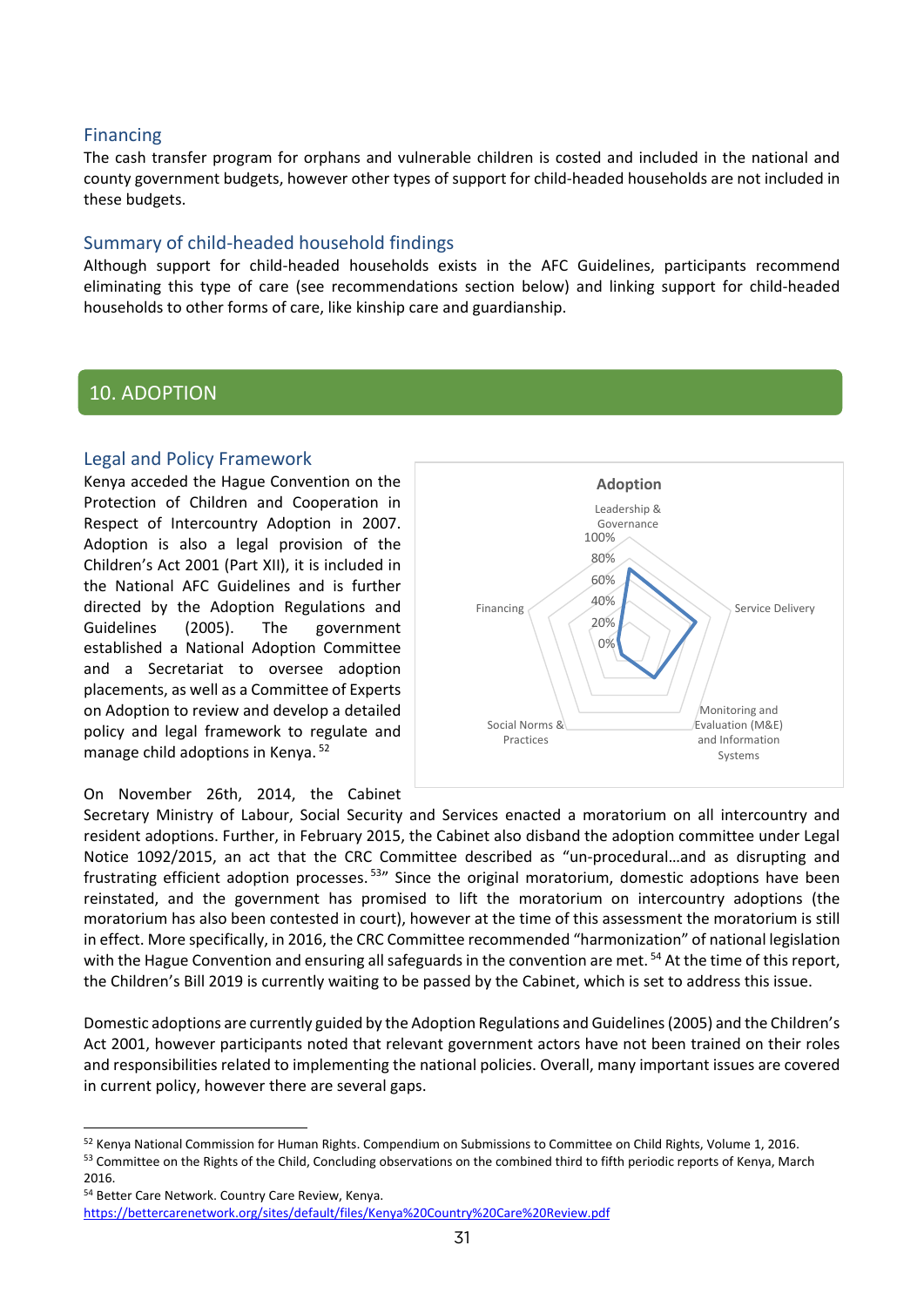### Financing

The cash transfer program for orphans and vulnerable children is costed and included in the national and county government budgets, however other types of support for child-headed households are not included in these budgets.

### Summary of child-headed household findings

Although support for child-headed households exists in the AFC Guidelines, participants recommend eliminating this type of care (see recommendations section below) and linking support for child-headed households to other forms of care, like kinship care and guardianship.

## 10. ADOPTION

### Legal and Policy Framework

Kenya acceded the Hague Convention on the Protection of Children and Cooperation in Respect of Intercountry Adoption in 2007. Adoption is also a legal provision of the Children's Act 2001 (Part XII), it is included in the National AFC Guidelines and is further directed by the Adoption Regulations and Guidelines (2005). The government established a National Adoption Committee and a Secretariat to oversee adoption placements, as well as a Committee of Experts on Adoption to review and develop a detailed policy and legal framework to regulate and manage child adoptions in Kenya.[52]

On November 26th, 2014, the Cabinet Secretary Ministry of Labour, Social Security and Services enacted a moratorium on all intercountry and resident adoptions. Further, in February 2015, the Cabinet also disband the adoption committee under Legal Notice 1092/2015, an act that the CRC Committee described as "un-procedural…and as disrupting and frustrating efficient adoption processes.[53]" Since the original moratorium, domestic adoptions have been reinstated, and the government has promised to lift the moratorium on intercountry adoptions (the moratorium has also been contested in court), however at the time of this assessment the moratorium is still in effect. More specifically, in 2016, the CRC Committee recommended "harmonization" of national legislation with the Hague Convention and ensuring all safeguards in the convention are met.[54] At the time of this report, the Children's Bill 2019 is currently waiting to be passed by the Cabinet, which is set to address this issue.

Domestic adoptions are currently guided by the Adoption Regulations and Guidelines (2005) and the Children's Act 2001, however participants noted that relevant government actors have not been trained on their roles and responsibilities related to implementing the national policies. Overall, many important issues are covered in current policy, however there are several gaps.

---

[52] Kenya National Commission for Human Rights. Compendium on Submissions to Committee on Child Rights, Volume 1, 2016.

[53] Committee on the Rights of the Child, Concluding observations on the combined third to fifth periodic reports of Kenya, March 2016.

[54] Better Care Network. Country Care Review, Kenya. https://bettercarenetwork.org/sites/default/files/Kenya%20Country%20Care%20Review.pdf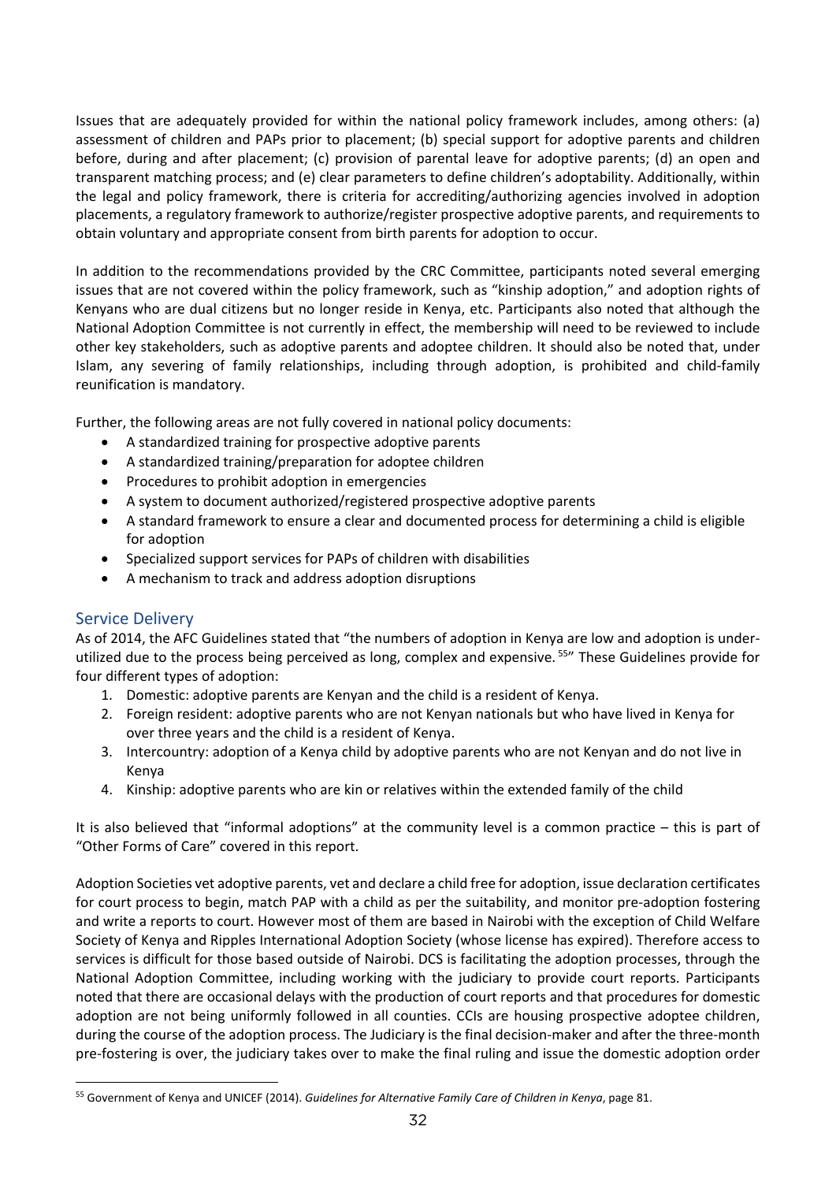Issues that are adequately provided for within the national policy framework includes, among others: (a) assessment of children and PAPs prior to placement; (b) special support for adoptive parents and children before, during and after placement; (c) provision of parental leave for adoptive parents; (d) an open and transparent matching process; and (e) clear parameters to define children's adoptability. Additionally, within the legal and policy framework, there is criteria for accrediting/authorizing agencies involved in adoption placements, a regulatory framework to authorize/register prospective adoptive parents, and requirements to obtain voluntary and appropriate consent from birth parents for adoption to occur.

In addition to the recommendations provided by the CRC Committee, participants noted several emerging issues that are not covered within the policy framework, such as "kinship adoption," and adoption rights of Kenyans who are dual citizens but no longer reside in Kenya, etc. Participants also noted that although the National Adoption Committee is not currently in effect, the membership will need to be reviewed to include other key stakeholders, such as adoptive parents and adoptee children. It should also be noted that, under Islam, any severing of family relationships, including through adoption, is prohibited and child-family reunification is mandatory.

Further, the following areas are not fully covered in national policy documents:

- A standardized training for prospective adoptive parents
- A standardized training/preparation for adoptee children
- Procedures to prohibit adoption in emergencies
- A system to document authorized/registered prospective adoptive parents
- A standard framework to ensure a clear and documented process for determining a child is eligible for adoption
- Specialized support services for PAPs of children with disabilities
- A mechanism to track and address adoption disruptions

## Service Delivery

As of 2014, the AFC Guidelines stated that "the numbers of adoption in Kenya are low and adoption is under-utilized due to the process being perceived as long, complex and expensive.[55]" These Guidelines provide for four different types of adoption:

1. Domestic: adoptive parents are Kenyan and the child is a resident of Kenya.
2. Foreign resident: adoptive parents who are not Kenyan nationals but who have lived in Kenya for over three years and the child is a resident of Kenya.
3. Intercountry: adoption of a Kenya child by adoptive parents who are not Kenyan and do not live in Kenya
4. Kinship: adoptive parents who are kin or relatives within the extended family of the child

It is also believed that "informal adoptions" at the community level is a common practice – this is part of "Other Forms of Care" covered in this report.

Adoption Societies vet adoptive parents, vet and declare a child free for adoption, issue declaration certificates for court process to begin, match PAP with a child as per the suitability, and monitor pre-adoption fostering and write a reports to court. However most of them are based in Nairobi with the exception of Child Welfare Society of Kenya and Ripples International Adoption Society (whose license has expired). Therefore access to services is difficult for those based outside of Nairobi. DCS is facilitating the adoption processes, through the National Adoption Committee, including working with the judiciary to provide court reports. Participants noted that there are occasional delays with the production of court reports and that procedures for domestic adoption are not being uniformly followed in all counties. CCIs are housing prospective adoptee children, during the course of the adoption process. The Judiciary is the final decision-maker and after the three-month pre-fostering is over, the judiciary takes over to make the final ruling and issue the domestic adoption order

---

[55] Government of Kenya and UNICEF (2014). *Guidelines for Alternative Family Care of Children in Kenya*, page 81.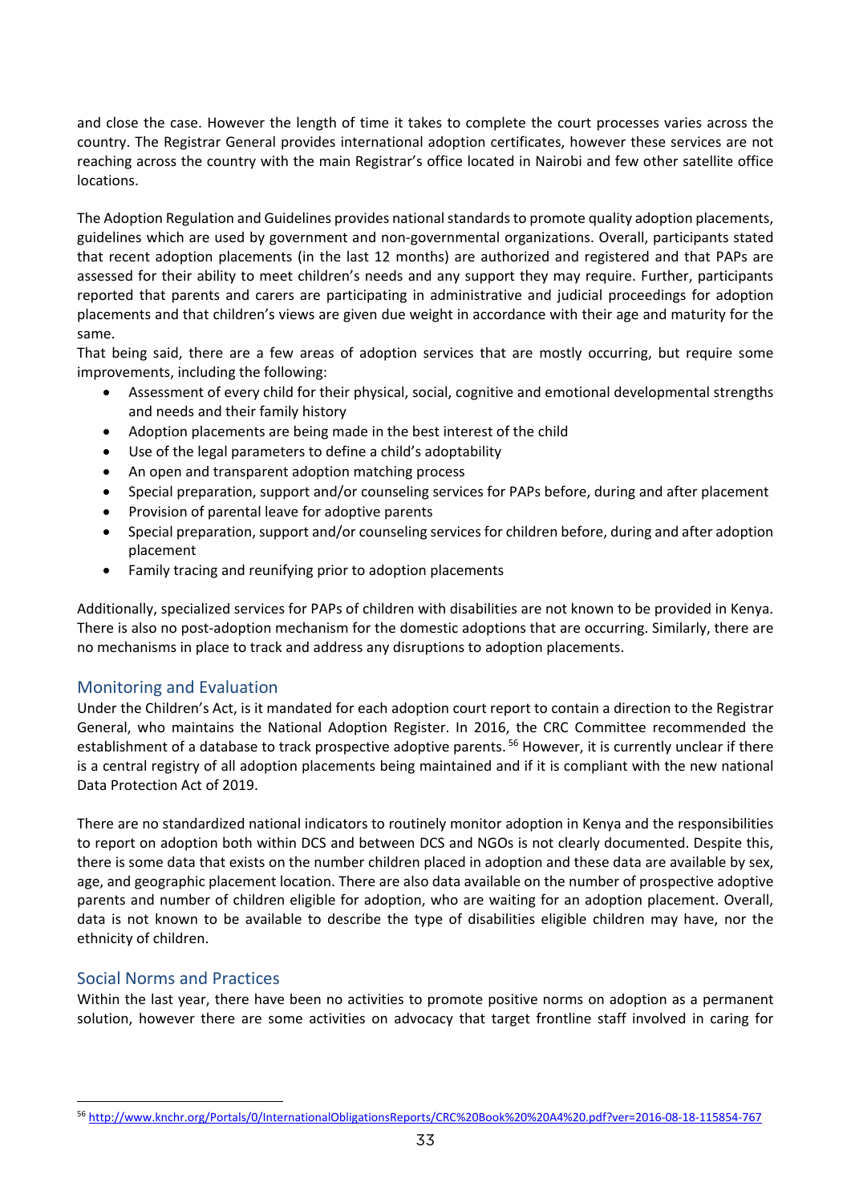and close the case. However the length of time it takes to complete the court processes varies across the country. The Registrar General provides international adoption certificates, however these services are not reaching across the country with the main Registrar's office located in Nairobi and few other satellite office locations.

The Adoption Regulation and Guidelines provides national standards to promote quality adoption placements, guidelines which are used by government and non-governmental organizations. Overall, participants stated that recent adoption placements (in the last 12 months) are authorized and registered and that PAPs are assessed for their ability to meet children's needs and any support they may require. Further, participants reported that parents and carers are participating in administrative and judicial proceedings for adoption placements and that children's views are given due weight in accordance with their age and maturity for the same.

That being said, there are a few areas of adoption services that are mostly occurring, but require some improvements, including the following:

- Assessment of every child for their physical, social, cognitive and emotional developmental strengths and needs and their family history
- Adoption placements are being made in the best interest of the child
- Use of the legal parameters to define a child's adoptability
- An open and transparent adoption matching process
- Special preparation, support and/or counseling services for PAPs before, during and after placement
- Provision of parental leave for adoptive parents
- Special preparation, support and/or counseling services for children before, during and after adoption placement
- Family tracing and reunifying prior to adoption placements

Additionally, specialized services for PAPs of children with disabilities are not known to be provided in Kenya. There is also no post-adoption mechanism for the domestic adoptions that are occurring. Similarly, there are no mechanisms in place to track and address any disruptions to adoption placements.

## Monitoring and Evaluation

Under the Children's Act, is it mandated for each adoption court report to contain a direction to the Registrar General, who maintains the National Adoption Register. In 2016, the CRC Committee recommended the establishment of a database to track prospective adoptive parents.[56] However, it is currently unclear if there is a central registry of all adoption placements being maintained and if it is compliant with the new national Data Protection Act of 2019.

There are no standardized national indicators to routinely monitor adoption in Kenya and the responsibilities to report on adoption both within DCS and between DCS and NGOs is not clearly documented. Despite this, there is some data that exists on the number children placed in adoption and these data are available by sex, age, and geographic placement location. There are also data available on the number of prospective adoptive parents and number of children eligible for adoption, who are waiting for an adoption placement. Overall, data is not known to be available to describe the type of disabilities eligible children may have, nor the ethnicity of children.

## Social Norms and Practices

Within the last year, there have been no activities to promote positive norms on adoption as a permanent solution, however there are some activities on advocacy that target frontline staff involved in caring for

[56] http://www.knchr.org/Portals/0/InternationalObligationsReports/CRC%20Book%20A4%20.pdf?ver=2016-08-18-115854-767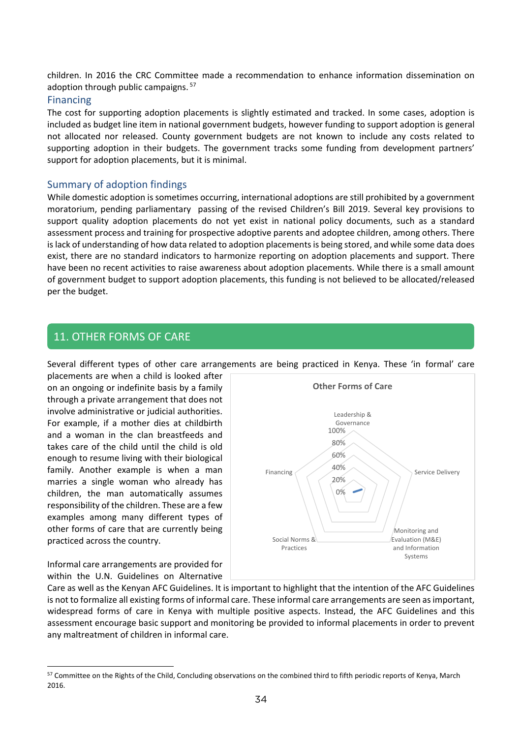children. In 2016 the CRC Committee made a recommendation to enhance information dissemination on adoption through public campaigns.[57]

### Financing

The cost for supporting adoption placements is slightly estimated and tracked. In some cases, adoption is included as budget line item in national government budgets, however funding to support adoption is general not allocated nor released. County government budgets are not known to include any costs related to supporting adoption in their budgets. The government tracks some funding from development partners' support for adoption placements, but it is minimal.

### Summary of adoption findings

While domestic adoption is sometimes occurring, international adoptions are still prohibited by a government moratorium, pending parliamentary passing of the revised Children's Bill 2019. Several key provisions to support quality adoption placements do not yet exist in national policy documents, such as a standard assessment process and training for prospective adoptive parents and adoptee children, among others. There is lack of understanding of how data related to adoption placements is being stored, and while some data does exist, there are no standard indicators to harmonize reporting on adoption placements and support. There have been no recent activities to raise awareness about adoption placements. While there is a small amount of government budget to support adoption placements, this funding is not believed to be allocated/released per the budget.

## 11. OTHER FORMS OF CARE

Several different types of other care arrangements are being practiced in Kenya. These 'in formal' care placements are when a child is looked after on an ongoing or indefinite basis by a family through a private arrangement that does not involve administrative or judicial authorities. For example, if a mother dies at childbirth and a woman in the clan breastfeeds and takes care of the child until the child is old enough to resume living with their biological family. Another example is when a man marries a single woman who already has children, the man automatically assumes responsibility of the children. These are a few examples among many different types of other forms of care that are currently being practiced across the country.

**Other Forms of Care**

Leadership & Governance; Service Delivery; Monitoring and Evaluation (M&E) and Information Systems; Social Norms & Practices; Financing

100%, 80%, 60%, 40%, 20%, 0%

Informal care arrangements are provided for within the U.N. Guidelines on Alternative Care as well as the Kenyan AFC Guidelines. It is important to highlight that the intention of the AFC Guidelines is not to formalize all existing forms of informal care. These informal care arrangements are seen as important, widespread forms of care in Kenya with multiple positive aspects. Instead, the AFC Guidelines and this assessment encourage basic support and monitoring be provided to informal placements in order to prevent any maltreatment of children in informal care.

---

[57] Committee on the Rights of the Child, Concluding observations on the combined third to fifth periodic reports of Kenya, March 2016.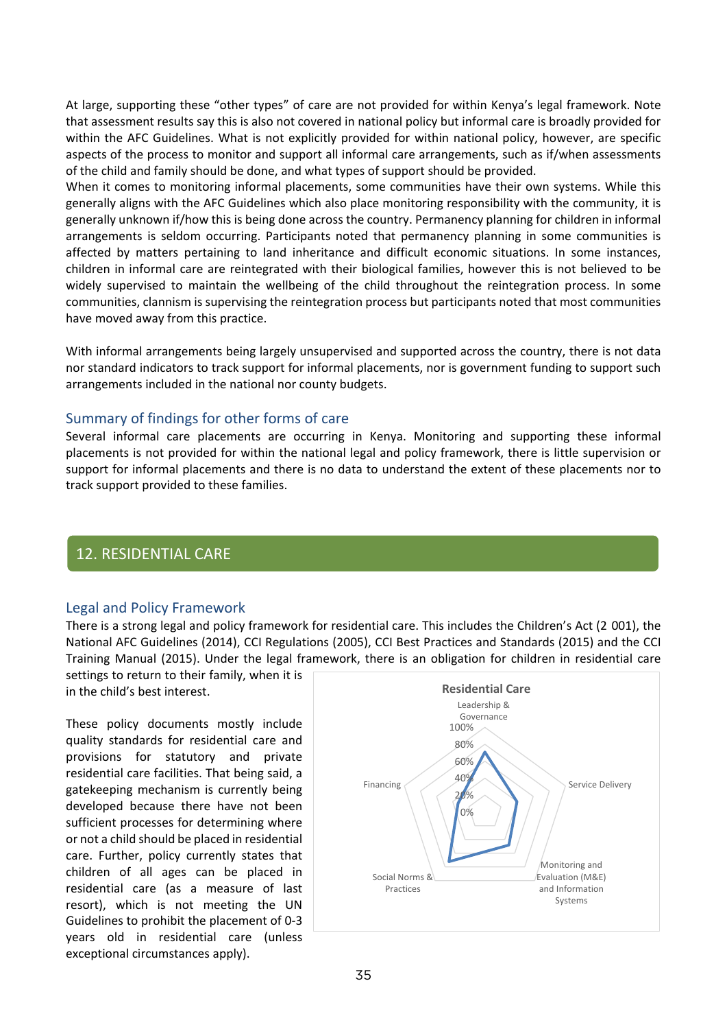At large, supporting these "other types" of care are not provided for within Kenya's legal framework. Note that assessment results say this is also not covered in national policy but informal care is broadly provided for within the AFC Guidelines. What is not explicitly provided for within national policy, however, are specific aspects of the process to monitor and support all informal care arrangements, such as if/when assessments of the child and family should be done, and what types of support should be provided.

When it comes to monitoring informal placements, some communities have their own systems. While this generally aligns with the AFC Guidelines which also place monitoring responsibility with the community, it is generally unknown if/how this is being done across the country. Permanency planning for children in informal arrangements is seldom occurring. Participants noted that permanency planning in some communities is affected by matters pertaining to land inheritance and difficult economic situations. In some instances, children in informal care are reintegrated with their biological families, however this is not believed to be widely supervised to maintain the wellbeing of the child throughout the reintegration process. In some communities, clannism is supervising the reintegration process but participants noted that most communities have moved away from this practice.

With informal arrangements being largely unsupervised and supported across the country, there is not data nor standard indicators to track support for informal placements, nor is government funding to support such arrangements included in the national nor county budgets.

### Summary of findings for other forms of care

Several informal care placements are occurring in Kenya. Monitoring and supporting these informal placements is not provided for within the national legal and policy framework, there is little supervision or support for informal placements and there is no data to understand the extent of these placements nor to track support provided to these families.

## 12. RESIDENTIAL CARE

### Legal and Policy Framework

There is a strong legal and policy framework for residential care. This includes the Children's Act (2 001), the National AFC Guidelines (2014), CCI Regulations (2005), CCI Best Practices and Standards (2015) and the CCI Training Manual (2015). Under the legal framework, there is an obligation for children in residential care settings to return to their family, when it is in the child's best interest.

These policy documents mostly include quality standards for residential care and provisions for statutory and private residential care facilities. That being said, a gatekeeping mechanism is currently being developed because there have not been sufficient processes for determining where or not a child should be placed in residential care. Further, policy currently states that children of all ages can be placed in residential care (as a measure of last resort), which is not meeting the UN Guidelines to prohibit the placement of 0-3 years old in residential care (unless exceptional circumstances apply).

**Residential Care**

Radar chart axes: Leadership & Governance; Service Delivery; Monitoring and Evaluation (M&E) and Information Systems; Social Norms & Practices; Financing. Scale: 0%, 20%, 40%, 60%, 80%, 100%.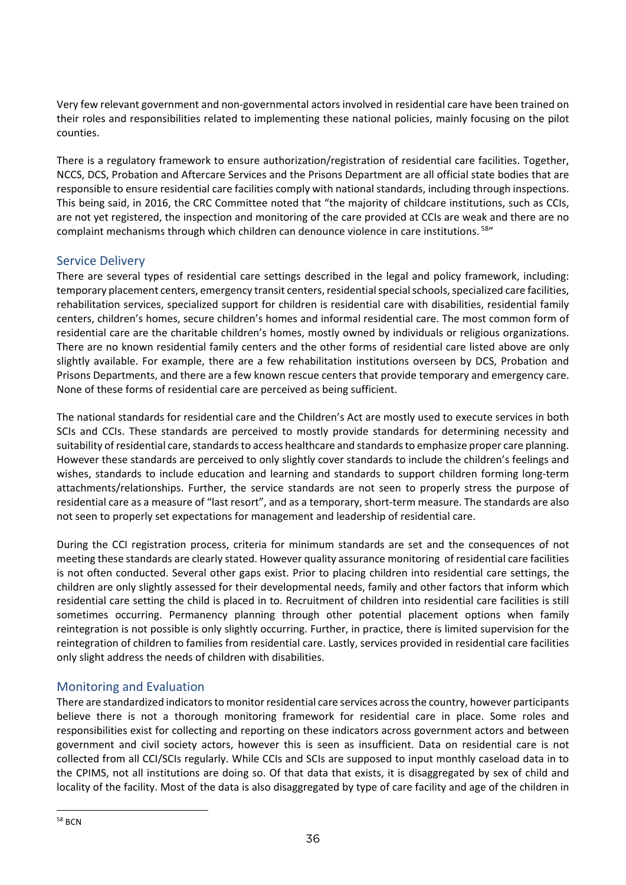Very few relevant government and non-governmental actors involved in residential care have been trained on their roles and responsibilities related to implementing these national policies, mainly focusing on the pilot counties.

There is a regulatory framework to ensure authorization/registration of residential care facilities. Together, NCCS, DCS, Probation and Aftercare Services and the Prisons Department are all official state bodies that are responsible to ensure residential care facilities comply with national standards, including through inspections. This being said, in 2016, the CRC Committee noted that "the majority of childcare institutions, such as CCIs, are not yet registered, the inspection and monitoring of the care provided at CCIs are weak and there are no complaint mechanisms through which children can denounce violence in care institutions. [58]"

## Service Delivery

There are several types of residential care settings described in the legal and policy framework, including: temporary placement centers, emergency transit centers, residential special schools, specialized care facilities, rehabilitation services, specialized support for children is residential care with disabilities, residential family centers, children's homes, secure children's homes and informal residential care. The most common form of residential care are the charitable children's homes, mostly owned by individuals or religious organizations. There are no known residential family centers and the other forms of residential care listed above are only slightly available. For example, there are a few rehabilitation institutions overseen by DCS, Probation and Prisons Departments, and there are a few known rescue centers that provide temporary and emergency care. None of these forms of residential care are perceived as being sufficient.

The national standards for residential care and the Children's Act are mostly used to execute services in both SCIs and CCIs. These standards are perceived to mostly provide standards for determining necessity and suitability of residential care, standards to access healthcare and standards to emphasize proper care planning. However these standards are perceived to only slightly cover standards to include the children's feelings and wishes, standards to include education and learning and standards to support children forming long-term attachments/relationships. Further, the service standards are not seen to properly stress the purpose of residential care as a measure of "last resort", and as a temporary, short-term measure. The standards are also not seen to properly set expectations for management and leadership of residential care.

During the CCI registration process, criteria for minimum standards are set and the consequences of not meeting these standards are clearly stated. However quality assurance monitoring of residential care facilities is not often conducted. Several other gaps exist. Prior to placing children into residential care settings, the children are only slightly assessed for their developmental needs, family and other factors that inform which residential care setting the child is placed in to. Recruitment of children into residential care facilities is still sometimes occurring. Permanency planning through other potential placement options when family reintegration is not possible is only slightly occurring. Further, in practice, there is limited supervision for the reintegration of children to families from residential care. Lastly, services provided in residential care facilities only slight address the needs of children with disabilities.

## Monitoring and Evaluation

There are standardized indicators to monitor residential care services across the country, however participants believe there is not a thorough monitoring framework for residential care in place. Some roles and responsibilities exist for collecting and reporting on these indicators across government actors and between government and civil society actors, however this is seen as insufficient. Data on residential care is not collected from all CCI/SCIs regularly. While CCIs and SCIs are supposed to input monthly caseload data in to the CPIMS, not all institutions are doing so. Of that data that exists, it is disaggregated by sex of child and locality of the facility. Most of the data is also disaggregated by type of care facility and age of the children in

[58] BCN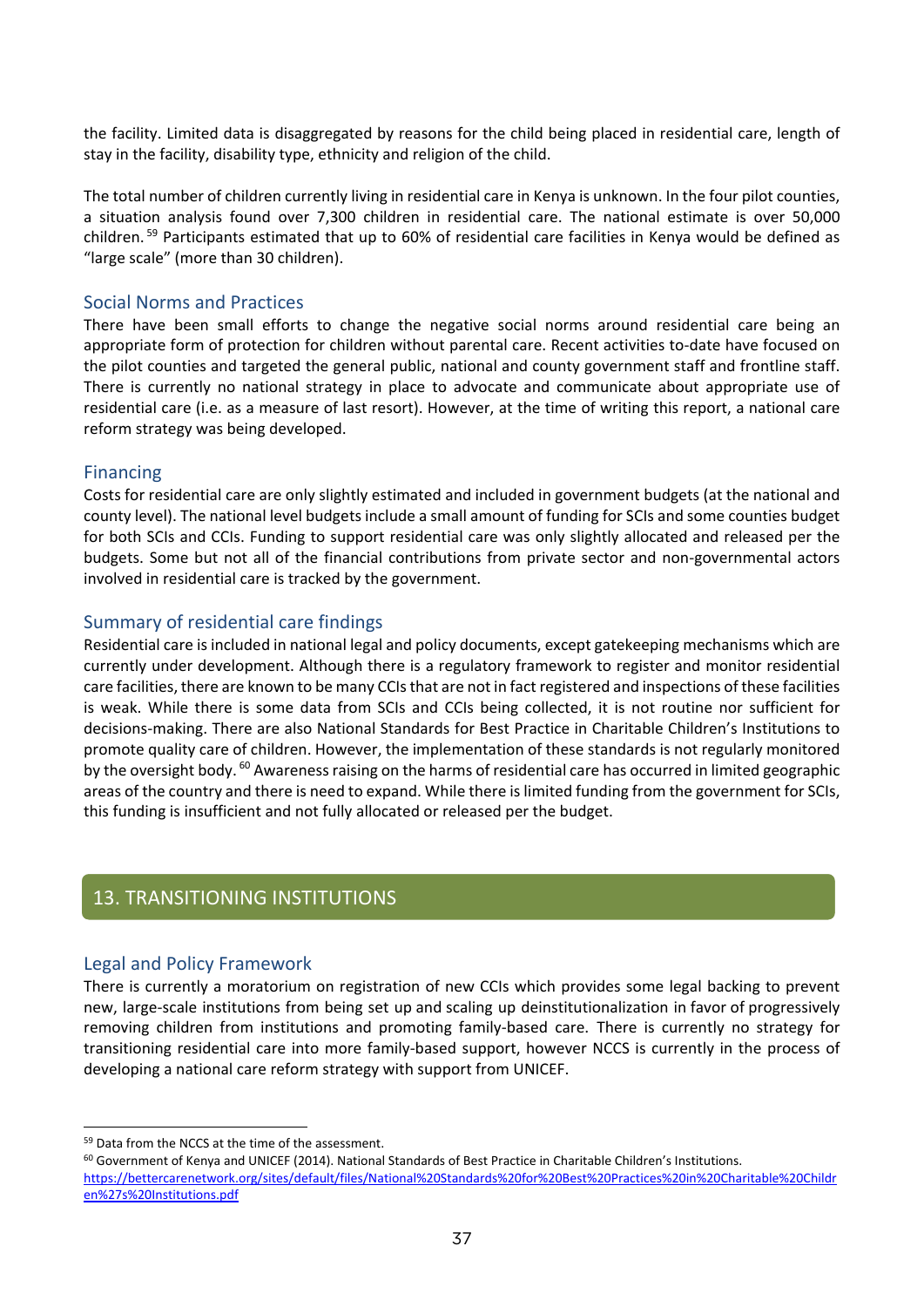the facility. Limited data is disaggregated by reasons for the child being placed in residential care, length of stay in the facility, disability type, ethnicity and religion of the child.

The total number of children currently living in residential care in Kenya is unknown. In the four pilot counties, a situation analysis found over 7,300 children in residential care. The national estimate is over 50,000 children.[59] Participants estimated that up to 60% of residential care facilities in Kenya would be defined as "large scale" (more than 30 children).

### Social Norms and Practices

There have been small efforts to change the negative social norms around residential care being an appropriate form of protection for children without parental care. Recent activities to-date have focused on the pilot counties and targeted the general public, national and county government staff and frontline staff. There is currently no national strategy in place to advocate and communicate about appropriate use of residential care (i.e. as a measure of last resort). However, at the time of writing this report, a national care reform strategy was being developed.

### Financing

Costs for residential care are only slightly estimated and included in government budgets (at the national and county level). The national level budgets include a small amount of funding for SCIs and some counties budget for both SCIs and CCIs. Funding to support residential care was only slightly allocated and released per the budgets. Some but not all of the financial contributions from private sector and non-governmental actors involved in residential care is tracked by the government.

### Summary of residential care findings

Residential care is included in national legal and policy documents, except gatekeeping mechanisms which are currently under development. Although there is a regulatory framework to register and monitor residential care facilities, there are known to be many CCIs that are not in fact registered and inspections of these facilities is weak. While there is some data from SCIs and CCIs being collected, it is not routine nor sufficient for decisions-making. There are also National Standards for Best Practice in Charitable Children's Institutions to promote quality care of children. However, the implementation of these standards is not regularly monitored by the oversight body.[60] Awareness raising on the harms of residential care has occurred in limited geographic areas of the country and there is need to expand. While there is limited funding from the government for SCIs, this funding is insufficient and not fully allocated or released per the budget.

## 13. TRANSITIONING INSTITUTIONS

### Legal and Policy Framework

There is currently a moratorium on registration of new CCIs which provides some legal backing to prevent new, large-scale institutions from being set up and scaling up deinstitutionalization in favor of progressively removing children from institutions and promoting family-based care. There is currently no strategy for transitioning residential care into more family-based support, however NCCS is currently in the process of developing a national care reform strategy with support from UNICEF.

---

[59] Data from the NCCS at the time of the assessment.

[60] Government of Kenya and UNICEF (2014). National Standards of Best Practice in Charitable Children's Institutions. https://bettercarenetwork.org/sites/default/files/National%20Standards%20for%20Best%20Practices%20in%20Charitable%20Children%27s%20Institutions.pdf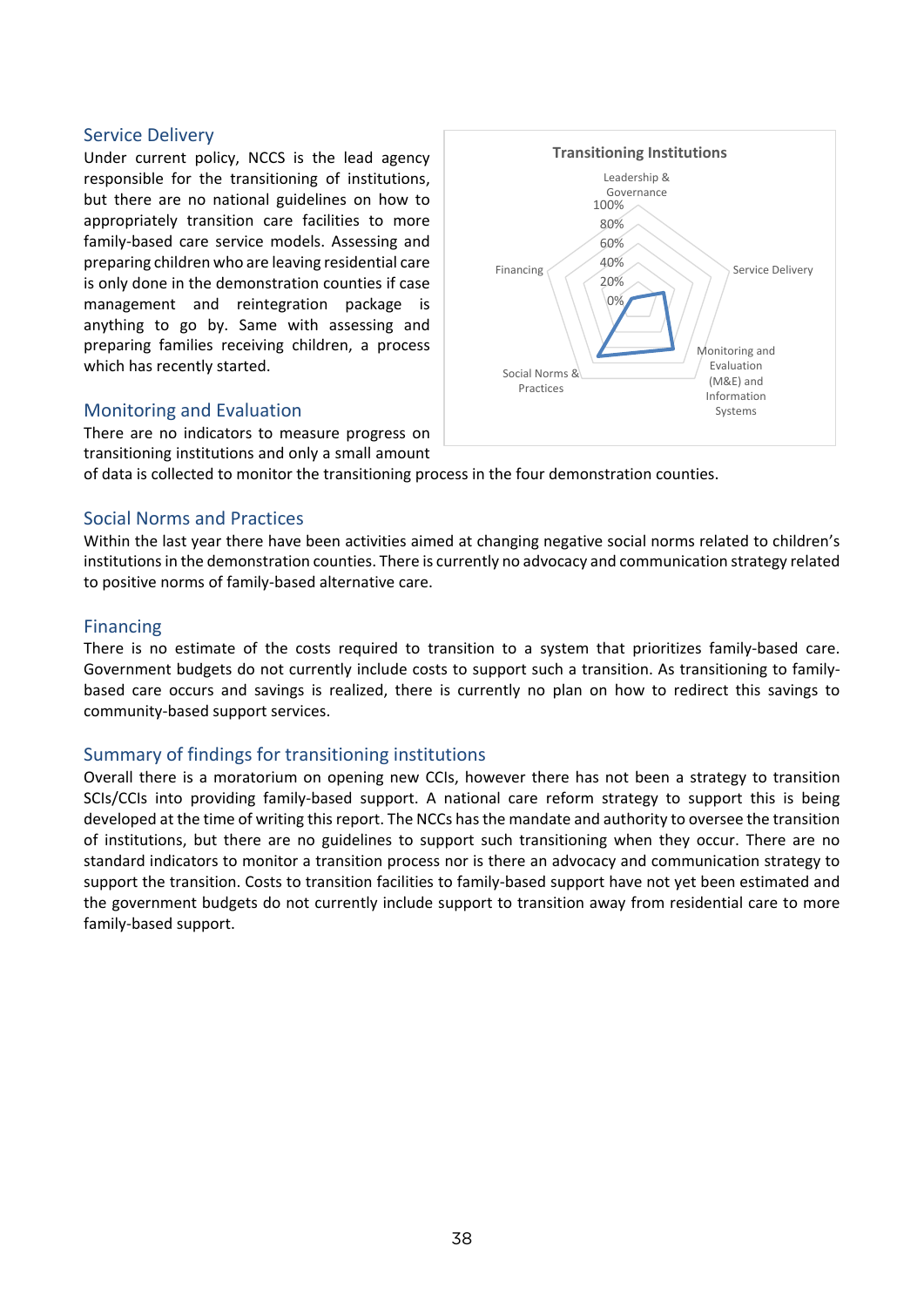## Service Delivery

Under current policy, NCCS is the lead agency responsible for the transitioning of institutions, but there are no national guidelines on how to appropriately transition care facilities to more family-based care service models. Assessing and preparing children who are leaving residential care is only done in the demonstration counties if case management and reintegration package is anything to go by. Same with assessing and preparing families receiving children, a process which has recently started.

## Monitoring and Evaluation

There are no indicators to measure progress on transitioning institutions and only a small amount of data is collected to monitor the transitioning process in the four demonstration counties.

## Social Norms and Practices

Within the last year there have been activities aimed at changing negative social norms related to children's institutions in the demonstration counties. There is currently no advocacy and communication strategy related to positive norms of family-based alternative care.

## Financing

There is no estimate of the costs required to transition to a system that prioritizes family-based care. Government budgets do not currently include costs to support such a transition. As transitioning to family-based care occurs and savings is realized, there is currently no plan on how to redirect this savings to community-based support services.

## Summary of findings for transitioning institutions

Overall there is a moratorium on opening new CCIs, however there has not been a strategy to transition SCIs/CCIs into providing family-based support. A national care reform strategy to support this is being developed at the time of writing this report. The NCCs has the mandate and authority to oversee the transition of institutions, but there are no guidelines to support such transitioning when they occur. There are no standard indicators to monitor a transition process nor is there an advocacy and communication strategy to support the transition. Costs to transition facilities to family-based support have not yet been estimated and the government budgets do not currently include support to transition away from residential care to more family-based support.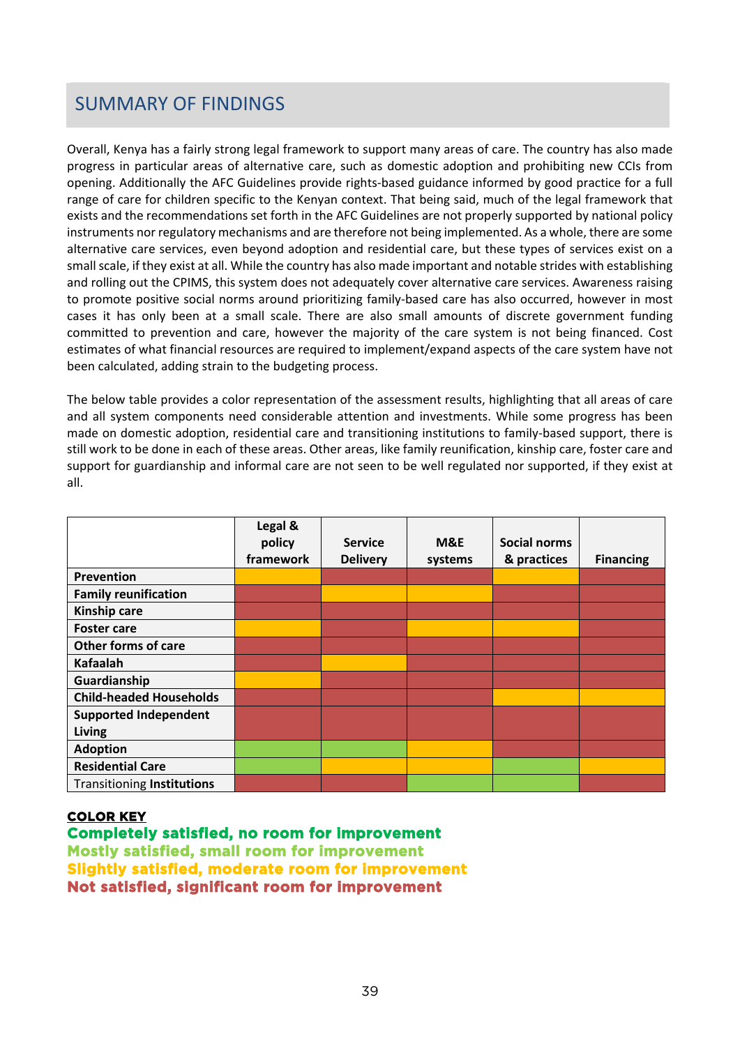## SUMMARY OF FINDINGS

Overall, Kenya has a fairly strong legal framework to support many areas of care. The country has also made progress in particular areas of alternative care, such as domestic adoption and prohibiting new CCIs from opening. Additionally the AFC Guidelines provide rights-based guidance informed by good practice for a full range of care for children specific to the Kenyan context. That being said, much of the legal framework that exists and the recommendations set forth in the AFC Guidelines are not properly supported by national policy instruments nor regulatory mechanisms and are therefore not being implemented. As a whole, there are some alternative care services, even beyond adoption and residential care, but these types of services exist on a small scale, if they exist at all. While the country has also made important and notable strides with establishing and rolling out the CPIMS, this system does not adequately cover alternative care services. Awareness raising to promote positive social norms around prioritizing family-based care has also occurred, however in most cases it has only been at a small scale. There are also small amounts of discrete government funding committed to prevention and care, however the majority of the care system is not being financed. Cost estimates of what financial resources are required to implement/expand aspects of the care system have not been calculated, adding strain to the budgeting process.

The below table provides a color representation of the assessment results, highlighting that all areas of care and all system components need considerable attention and investments. While some progress has been made on domestic adoption, residential care and transitioning institutions to family-based support, there is still work to be done in each of these areas. Other areas, like family reunification, kinship care, foster care and support for guardianship and informal care are not seen to be well regulated nor supported, if they exist at all.

| | Legal & policy framework | Service Delivery | M&E systems | Social norms & practices | Financing |
|---|---|---|---|---|---|
| **Prevention** | Yellow | Red | Red | Yellow | Red |
| **Family reunification** | Red | Yellow | Yellow | Red | Red |
| **Kinship care** | Red | Red | Red | Red | Red |
| **Foster care** | Yellow | Red | Yellow | Yellow | Red |
| **Other forms of care** | Yellow | Red | Red | Red | Red |
| **Kafaalah** | Red | Yellow | Red | Red | Red |
| **Guardianship** | Yellow | Red | Red | Red | Red |
| **Child-headed Households** | Red | Red | Red | Yellow | Yellow |
| **Supported Independent Living** | Red | Red | Red | Red | Red |
| **Adoption** | Light green | Light green | Yellow | Red | Red |
| **Residential Care** | Light green | Yellow | Yellow | Light green | Yellow |
| Transitioning **Institutions** | Red | Red | Light green | Light green | Red |

**COLOR KEY**

**Completely satisfied, no room for improvement** (Dark green)
**Mostly satisfied, small room for improvement** (Light green)
**Slightly satisfied, moderate room for improvement** (Yellow)
**Not satisfied, significant room for improvement** (Red)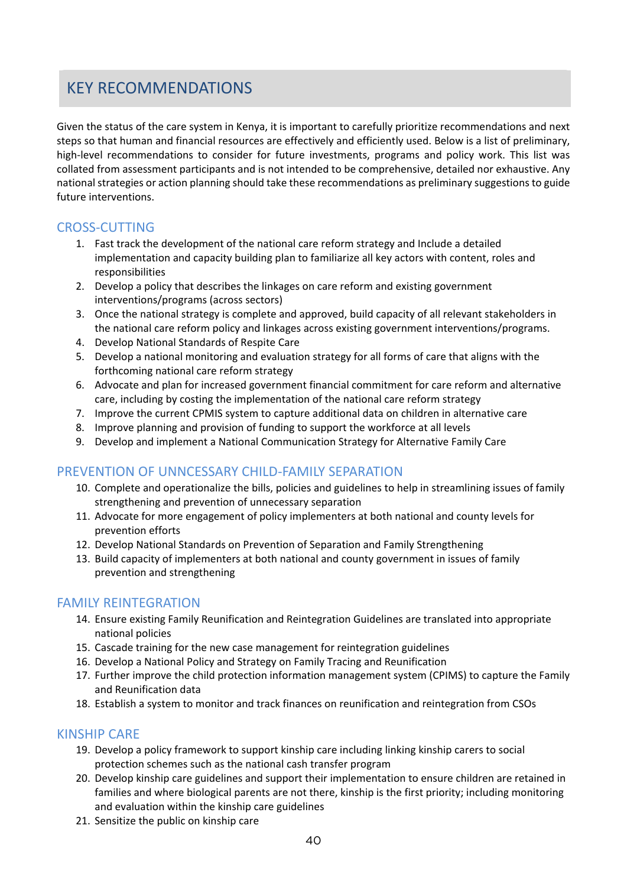# KEY RECOMMENDATIONS

Given the status of the care system in Kenya, it is important to carefully prioritize recommendations and next steps so that human and financial resources are effectively and efficiently used. Below is a list of preliminary, high-level recommendations to consider for future investments, programs and policy work. This list was collated from assessment participants and is not intended to be comprehensive, detailed nor exhaustive. Any national strategies or action planning should take these recommendations as preliminary suggestions to guide future interventions.

## CROSS-CUTTING

1. Fast track the development of the national care reform strategy and Include a detailed implementation and capacity building plan to familiarize all key actors with content, roles and responsibilities
2. Develop a policy that describes the linkages on care reform and existing government interventions/programs (across sectors)
3. Once the national strategy is complete and approved, build capacity of all relevant stakeholders in the national care reform policy and linkages across existing government interventions/programs.
4. Develop National Standards of Respite Care
5. Develop a national monitoring and evaluation strategy for all forms of care that aligns with the forthcoming national care reform strategy
6. Advocate and plan for increased government financial commitment for care reform and alternative care, including by costing the implementation of the national care reform strategy
7. Improve the current CPMIS system to capture additional data on children in alternative care
8. Improve planning and provision of funding to support the workforce at all levels
9. Develop and implement a National Communication Strategy for Alternative Family Care

## PREVENTION OF UNNCESSARY CHILD-FAMILY SEPARATION

10. Complete and operationalize the bills, policies and guidelines to help in streamlining issues of family strengthening and prevention of unnecessary separation
11. Advocate for more engagement of policy implementers at both national and county levels for prevention efforts
12. Develop National Standards on Prevention of Separation and Family Strengthening
13. Build capacity of implementers at both national and county government in issues of family prevention and strengthening

## FAMILY REINTEGRATION

14. Ensure existing Family Reunification and Reintegration Guidelines are translated into appropriate national policies
15. Cascade training for the new case management for reintegration guidelines
16. Develop a National Policy and Strategy on Family Tracing and Reunification
17. Further improve the child protection information management system (CPIMS) to capture the Family and Reunification data
18. Establish a system to monitor and track finances on reunification and reintegration from CSOs

## KINSHIP CARE

19. Develop a policy framework to support kinship care including linking kinship carers to social protection schemes such as the national cash transfer program
20. Develop kinship care guidelines and support their implementation to ensure children are retained in families and where biological parents are not there, kinship is the first priority; including monitoring and evaluation within the kinship care guidelines
21. Sensitize the public on kinship care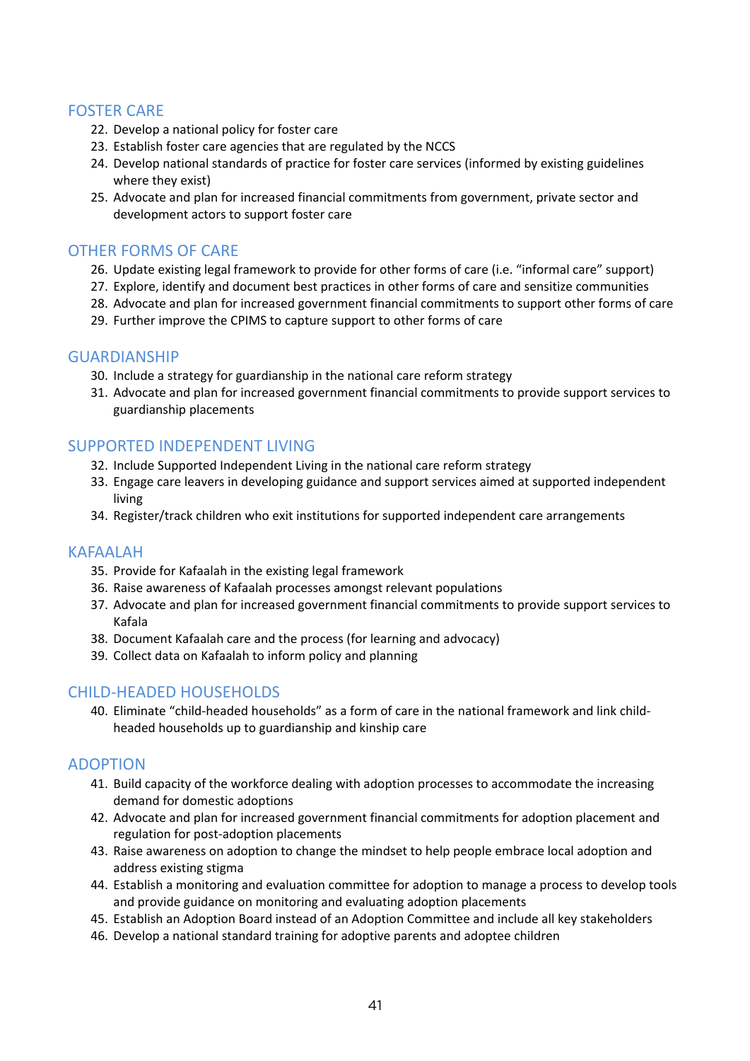## FOSTER CARE

22. Develop a national policy for foster care
23. Establish foster care agencies that are regulated by the NCCS
24. Develop national standards of practice for foster care services (informed by existing guidelines where they exist)
25. Advocate and plan for increased financial commitments from government, private sector and development actors to support foster care

## OTHER FORMS OF CARE

26. Update existing legal framework to provide for other forms of care (i.e. "informal care" support)
27. Explore, identify and document best practices in other forms of care and sensitize communities
28. Advocate and plan for increased government financial commitments to support other forms of care
29. Further improve the CPIMS to capture support to other forms of care

## GUARDIANSHIP

30. Include a strategy for guardianship in the national care reform strategy
31. Advocate and plan for increased government financial commitments to provide support services to guardianship placements

## SUPPORTED INDEPENDENT LIVING

32. Include Supported Independent Living in the national care reform strategy
33. Engage care leavers in developing guidance and support services aimed at supported independent living
34. Register/track children who exit institutions for supported independent care arrangements

## KAFAALAH

35. Provide for Kafaalah in the existing legal framework
36. Raise awareness of Kafaalah processes amongst relevant populations
37. Advocate and plan for increased government financial commitments to provide support services to Kafala
38. Document Kafaalah care and the process (for learning and advocacy)
39. Collect data on Kafaalah to inform policy and planning

## CHILD-HEADED HOUSEHOLDS

40. Eliminate "child-headed households" as a form of care in the national framework and link child-headed households up to guardianship and kinship care

## ADOPTION

41. Build capacity of the workforce dealing with adoption processes to accommodate the increasing demand for domestic adoptions
42. Advocate and plan for increased government financial commitments for adoption placement and regulation for post-adoption placements
43. Raise awareness on adoption to change the mindset to help people embrace local adoption and address existing stigma
44. Establish a monitoring and evaluation committee for adoption to manage a process to develop tools and provide guidance on monitoring and evaluating adoption placements
45. Establish an Adoption Board instead of an Adoption Committee and include all key stakeholders
46. Develop a national standard training for adoptive parents and adoptee children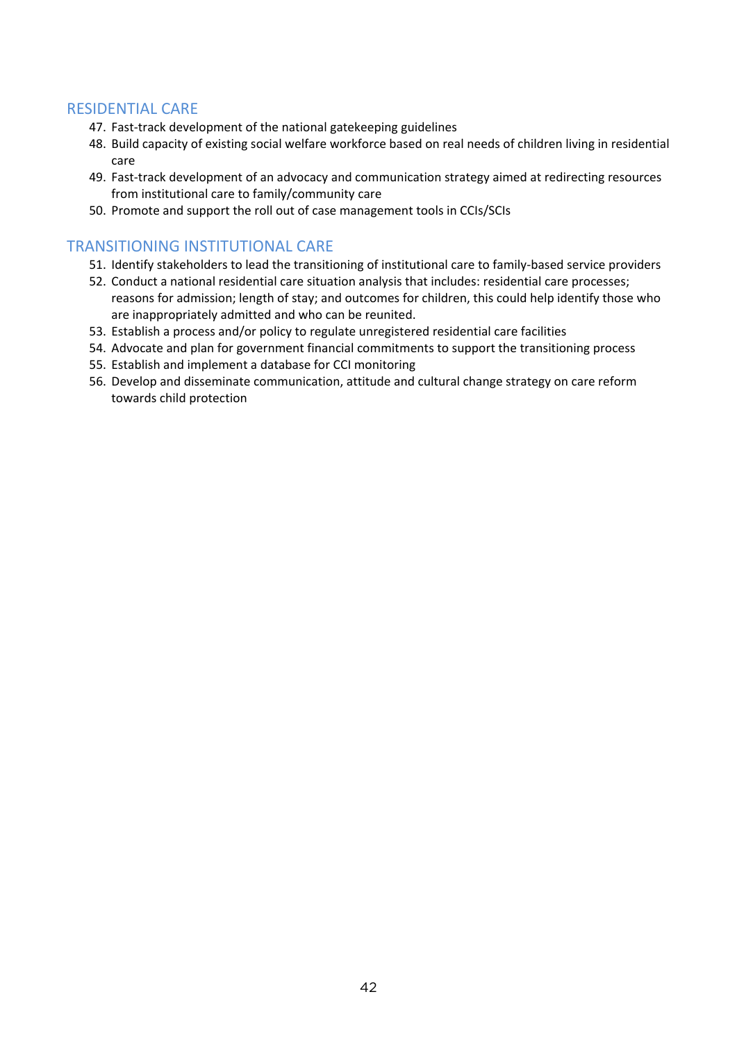## RESIDENTIAL CARE

47. Fast-track development of the national gatekeeping guidelines
48. Build capacity of existing social welfare workforce based on real needs of children living in residential care
49. Fast-track development of an advocacy and communication strategy aimed at redirecting resources from institutional care to family/community care
50. Promote and support the roll out of case management tools in CCIs/SCIs

## TRANSITIONING INSTITUTIONAL CARE

51. Identify stakeholders to lead the transitioning of institutional care to family-based service providers
52. Conduct a national residential care situation analysis that includes: residential care processes; reasons for admission; length of stay; and outcomes for children, this could help identify those who are inappropriately admitted and who can be reunited.
53. Establish a process and/or policy to regulate unregistered residential care facilities
54. Advocate and plan for government financial commitments to support the transitioning process
55. Establish and implement a database for CCI monitoring
56. Develop and disseminate communication, attitude and cultural change strategy on care reform towards child protection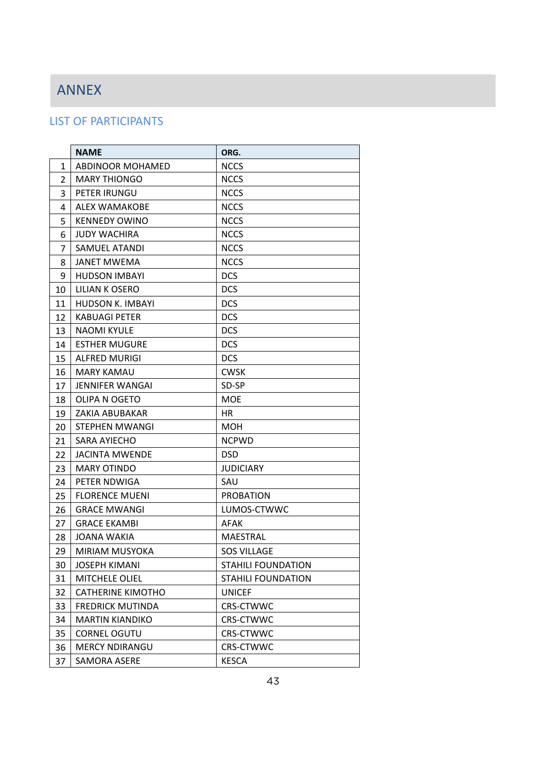# ANNEX

## LIST OF PARTICIPANTS

| | NAME | ORG. |
|---|---|---|
| 1 | ABDINOOR MOHAMED | NCCS |
| 2 | MARY THIONGO | NCCS |
| 3 | PETER IRUNGU | NCCS |
| 4 | ALEX WAMAKOBE | NCCS |
| 5 | KENNEDY OWINO | NCCS |
| 6 | JUDY WACHIRA | NCCS |
| 7 | SAMUEL ATANDI | NCCS |
| 8 | JANET MWEMA | NCCS |
| 9 | HUDSON IMBAYI | DCS |
| 10 | LILIAN K OSERO | DCS |
| 11 | HUDSON K. IMBAYI | DCS |
| 12 | KABUAGI PETER | DCS |
| 13 | NAOMI KYULE | DCS |
| 14 | ESTHER MUGURE | DCS |
| 15 | ALFRED MURIGI | DCS |
| 16 | MARY KAMAU | CWSK |
| 17 | JENNIFER WANGAI | SD-SP |
| 18 | OLIPA N OGETO | MOE |
| 19 | ZAKIA ABUBAKAR | HR |
| 20 | STEPHEN MWANGI | MOH |
| 21 | SARA AYIECHO | NCPWD |
| 22 | JACINTA MWENDE | DSD |
| 23 | MARY OTINDO | JUDICIARY |
| 24 | PETER NDWIGA | SAU |
| 25 | FLORENCE MUENI | PROBATION |
| 26 | GRACE MWANGI | LUMOS-CTWWC |
| 27 | GRACE EKAMBI | AFAK |
| 28 | JOANA WAKIA | MAESTRAL |
| 29 | MIRIAM MUSYOKA | SOS VILLAGE |
| 30 | JOSEPH KIMANI | STAHILI FOUNDATION |
| 31 | MITCHELE OLIEL | STAHILI FOUNDATION |
| 32 | CATHERINE KIMOTHO | UNICEF |
| 33 | FREDRICK MUTINDA | CRS-CTWWC |
| 34 | MARTIN KIANDIKO | CRS-CTWWC |
| 35 | CORNEL OGUTU | CRS-CTWWC |
| 36 | MERCY NDIRANGU | CRS-CTWWC |
| 37 | SAMORA ASERE | KESCA |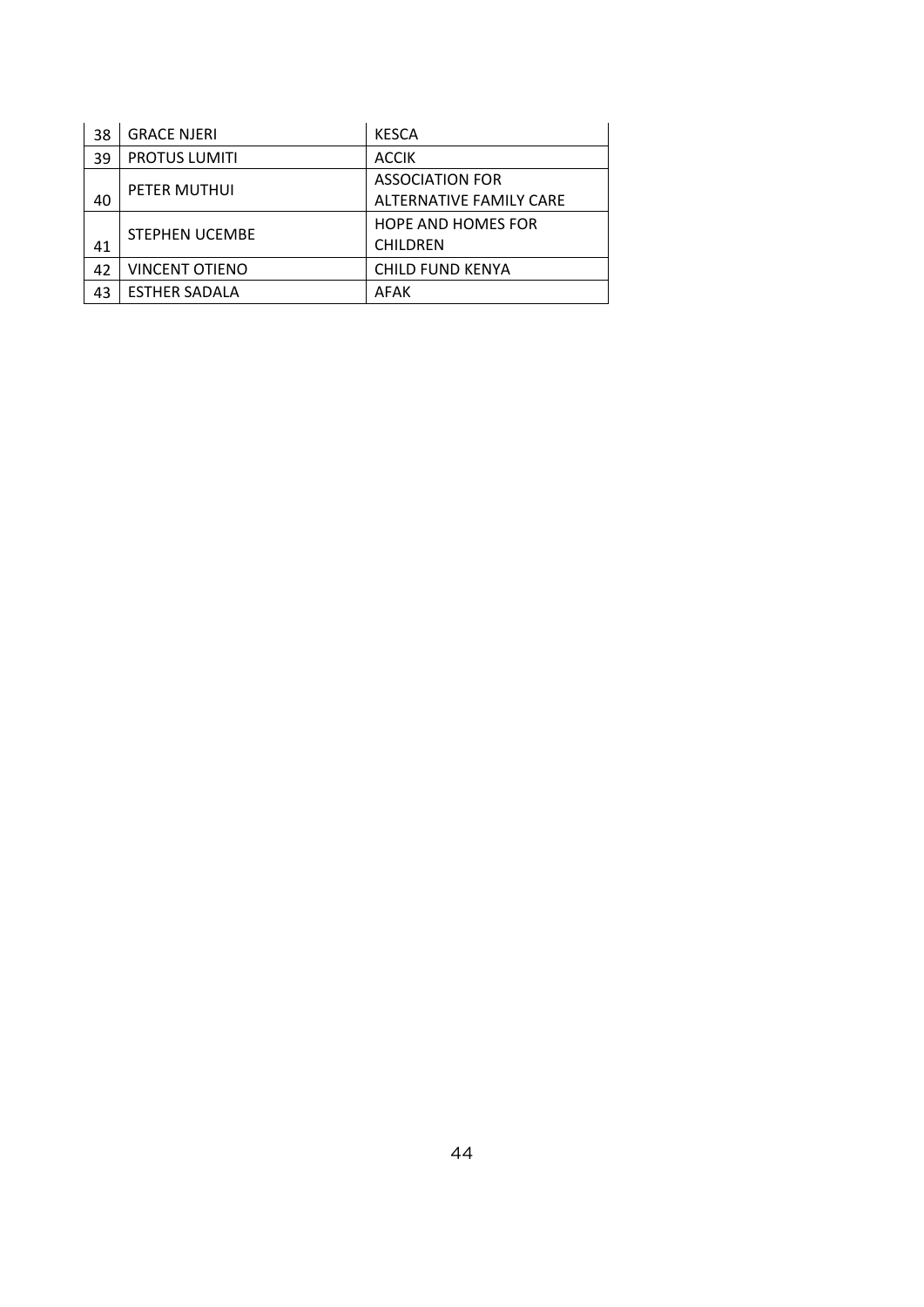| 38 | GRACE NJERI | KESCA |
|---|---|---|
| 39 | PROTUS LUMITI | ACCIK |
| 40 | PETER MUTHUI | ASSOCIATION FOR ALTERNATIVE FAMILY CARE |
| 41 | STEPHEN UCEMBE | HOPE AND HOMES FOR CHILDREN |
| 42 | VINCENT OTIENO | CHILD FUND KENYA |
| 43 | ESTHER SADALA | AFAK |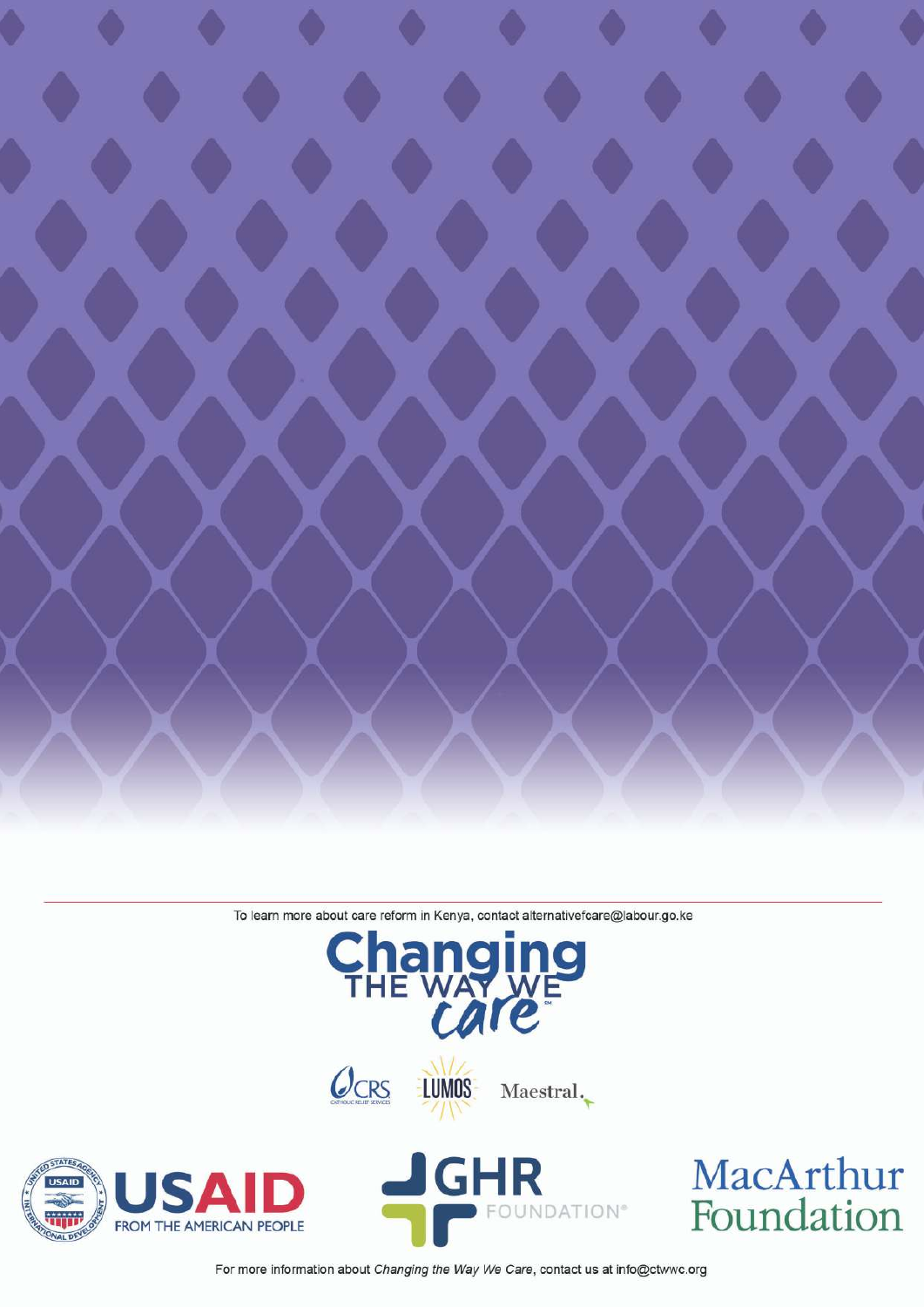To learn more about care reform in Kenya, contact alternativefcare@labour.go.ke

Changing THE WAY WE care

CRS LUMOS Maestral.

USAID FROM THE AMERICAN PEOPLE

GHR FOUNDATION

MacArthur Foundation

For more information about *Changing the Way We Care*, contact us at info@ctwwc.org